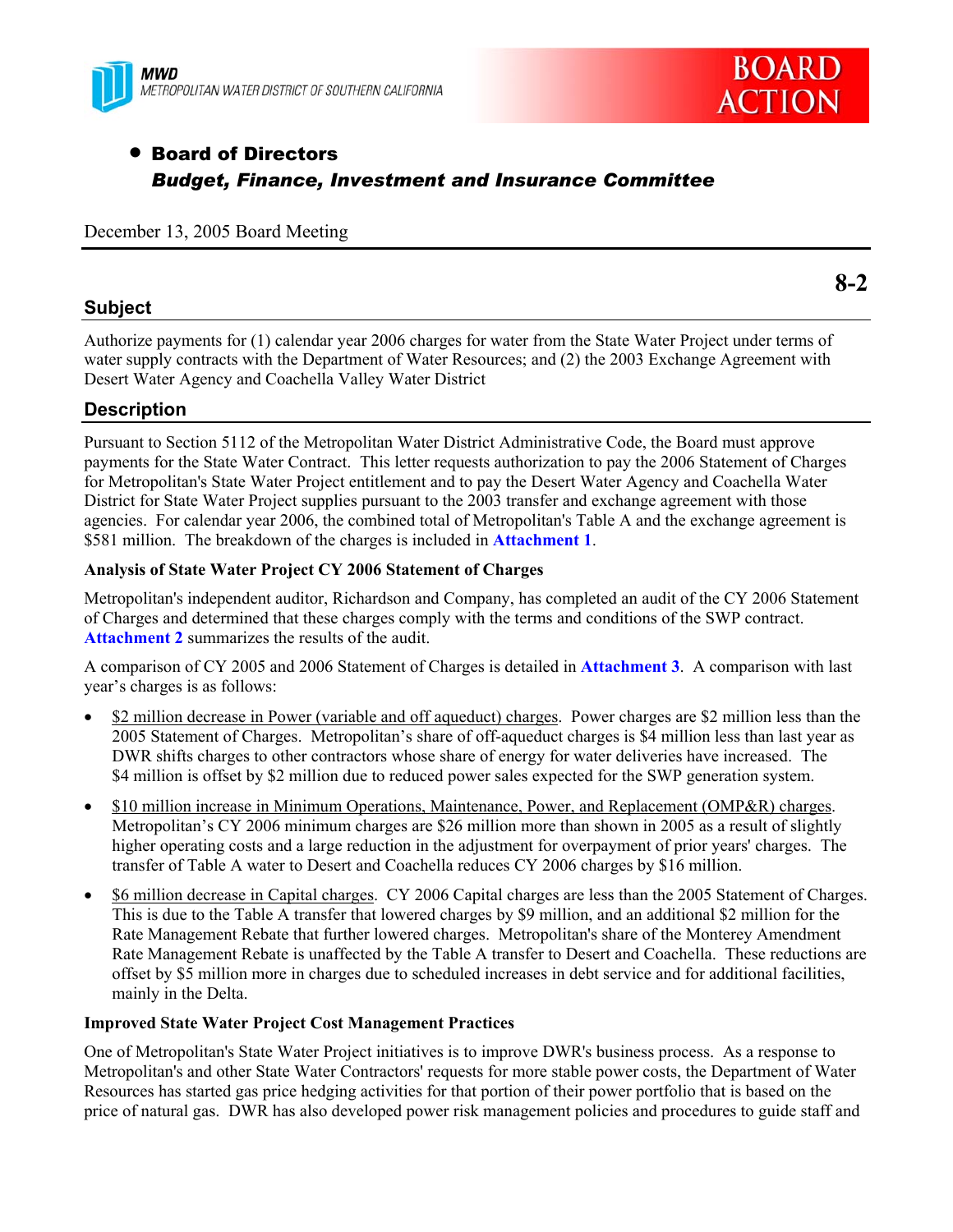MWD
METROPOLITAN WATER DISTRICT OF SOUTHERN CALIFORNIA

BOARD ACTION

- **Board of Directors**
  ***Budget, Finance, Investment and Insurance Committee***

December 13, 2005 Board Meeting

**8-2**

## Subject

Authorize payments for (1) calendar year 2006 charges for water from the State Water Project under terms of water supply contracts with the Department of Water Resources; and (2) the 2003 Exchange Agreement with Desert Water Agency and Coachella Valley Water District

## Description

Pursuant to Section 5112 of the Metropolitan Water District Administrative Code, the Board must approve payments for the State Water Contract. This letter requests authorization to pay the 2006 Statement of Charges for Metropolitan's State Water Project entitlement and to pay the Desert Water Agency and Coachella Water District for State Water Project supplies pursuant to the 2003 transfer and exchange agreement with those agencies. For calendar year 2006, the combined total of Metropolitan's Table A and the exchange agreement is $581 million. The breakdown of the charges is included in **Attachment 1**.

**Analysis of State Water Project CY 2006 Statement of Charges**

Metropolitan's independent auditor, Richardson and Company, has completed an audit of the CY 2006 Statement of Charges and determined that these charges comply with the terms and conditions of the SWP contract. **Attachment 2** summarizes the results of the audit.

A comparison of CY 2005 and 2006 Statement of Charges is detailed in **Attachment 3**. A comparison with last year's charges is as follows:

- $2 million decrease in Power (variable and off aqueduct) charges. Power charges are $2 million less than the 2005 Statement of Charges. Metropolitan's share of off-aqueduct charges is $4 million less than last year as DWR shifts charges to other contractors whose share of energy for water deliveries have increased. The $4 million is offset by $2 million due to reduced power sales expected for the SWP generation system.
- $10 million increase in Minimum Operations, Maintenance, Power, and Replacement (OMP&R) charges. Metropolitan's CY 2006 minimum charges are $26 million more than shown in 2005 as a result of slightly higher operating costs and a large reduction in the adjustment for overpayment of prior years' charges. The transfer of Table A water to Desert and Coachella reduces CY 2006 charges by $16 million.
- $6 million decrease in Capital charges. CY 2006 Capital charges are less than the 2005 Statement of Charges. This is due to the Table A transfer that lowered charges by $9 million, and an additional $2 million for the Rate Management Rebate that further lowered charges. Metropolitan's share of the Monterey Amendment Rate Management Rebate is unaffected by the Table A transfer to Desert and Coachella. These reductions are offset by $5 million more in charges due to scheduled increases in debt service and for additional facilities, mainly in the Delta.

**Improved State Water Project Cost Management Practices**

One of Metropolitan's State Water Project initiatives is to improve DWR's business process. As a response to Metropolitan's and other State Water Contractors' requests for more stable power costs, the Department of Water Resources has started gas price hedging activities for that portion of their power portfolio that is based on the price of natural gas. DWR has also developed power risk management policies and procedures to guide staff and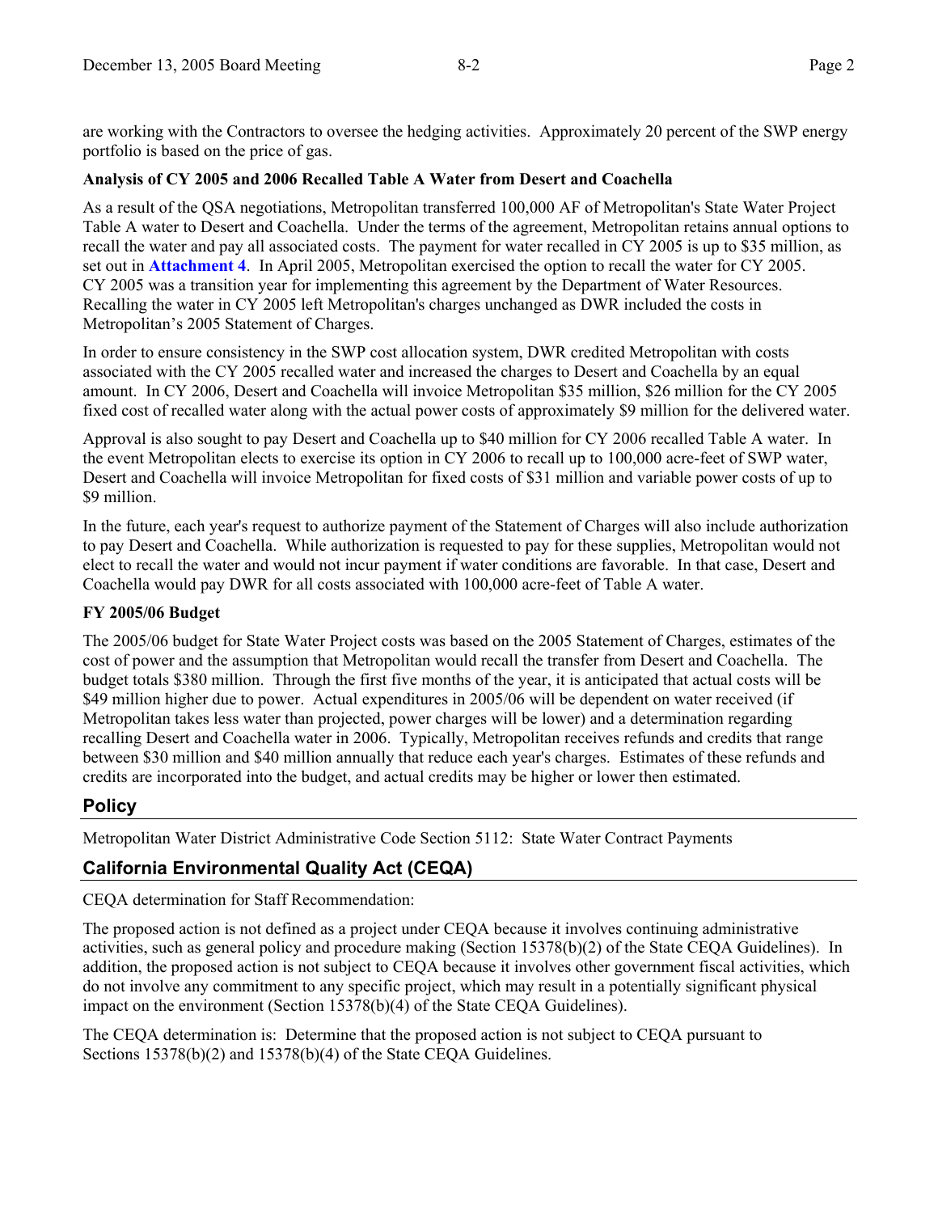are working with the Contractors to oversee the hedging activities. Approximately 20 percent of the SWP energy portfolio is based on the price of gas.

**Analysis of CY 2005 and 2006 Recalled Table A Water from Desert and Coachella**

As a result of the QSA negotiations, Metropolitan transferred 100,000 AF of Metropolitan's State Water Project Table A water to Desert and Coachella. Under the terms of the agreement, Metropolitan retains annual options to recall the water and pay all associated costs. The payment for water recalled in CY 2005 is up to $35 million, as set out in **Attachment 4**. In April 2005, Metropolitan exercised the option to recall the water for CY 2005. CY 2005 was a transition year for implementing this agreement by the Department of Water Resources. Recalling the water in CY 2005 left Metropolitan's charges unchanged as DWR included the costs in Metropolitan's 2005 Statement of Charges.

In order to ensure consistency in the SWP cost allocation system, DWR credited Metropolitan with costs associated with the CY 2005 recalled water and increased the charges to Desert and Coachella by an equal amount. In CY 2006, Desert and Coachella will invoice Metropolitan $35 million, $26 million for the CY 2005 fixed cost of recalled water along with the actual power costs of approximately $9 million for the delivered water.

Approval is also sought to pay Desert and Coachella up to $40 million for CY 2006 recalled Table A water. In the event Metropolitan elects to exercise its option in CY 2006 to recall up to 100,000 acre-feet of SWP water, Desert and Coachella will invoice Metropolitan for fixed costs of $31 million and variable power costs of up to $9 million.

In the future, each year's request to authorize payment of the Statement of Charges will also include authorization to pay Desert and Coachella. While authorization is requested to pay for these supplies, Metropolitan would not elect to recall the water and would not incur payment if water conditions are favorable. In that case, Desert and Coachella would pay DWR for all costs associated with 100,000 acre-feet of Table A water.

**FY 2005/06 Budget**

The 2005/06 budget for State Water Project costs was based on the 2005 Statement of Charges, estimates of the cost of power and the assumption that Metropolitan would recall the transfer from Desert and Coachella. The budget totals $380 million. Through the first five months of the year, it is anticipated that actual costs will be $49 million higher due to power. Actual expenditures in 2005/06 will be dependent on water received (if Metropolitan takes less water than projected, power charges will be lower) and a determination regarding recalling Desert and Coachella water in 2006. Typically, Metropolitan receives refunds and credits that range between $30 million and $40 million annually that reduce each year's charges. Estimates of these refunds and credits are incorporated into the budget, and actual credits may be higher or lower then estimated.

## Policy

Metropolitan Water District Administrative Code Section 5112: State Water Contract Payments

## California Environmental Quality Act (CEQA)

CEQA determination for Staff Recommendation:

The proposed action is not defined as a project under CEQA because it involves continuing administrative activities, such as general policy and procedure making (Section 15378(b)(2) of the State CEQA Guidelines). In addition, the proposed action is not subject to CEQA because it involves other government fiscal activities, which do not involve any commitment to any specific project, which may result in a potentially significant physical impact on the environment (Section 15378(b)(4) of the State CEQA Guidelines).

The CEQA determination is: Determine that the proposed action is not subject to CEQA pursuant to Sections 15378(b)(2) and 15378(b)(4) of the State CEQA Guidelines.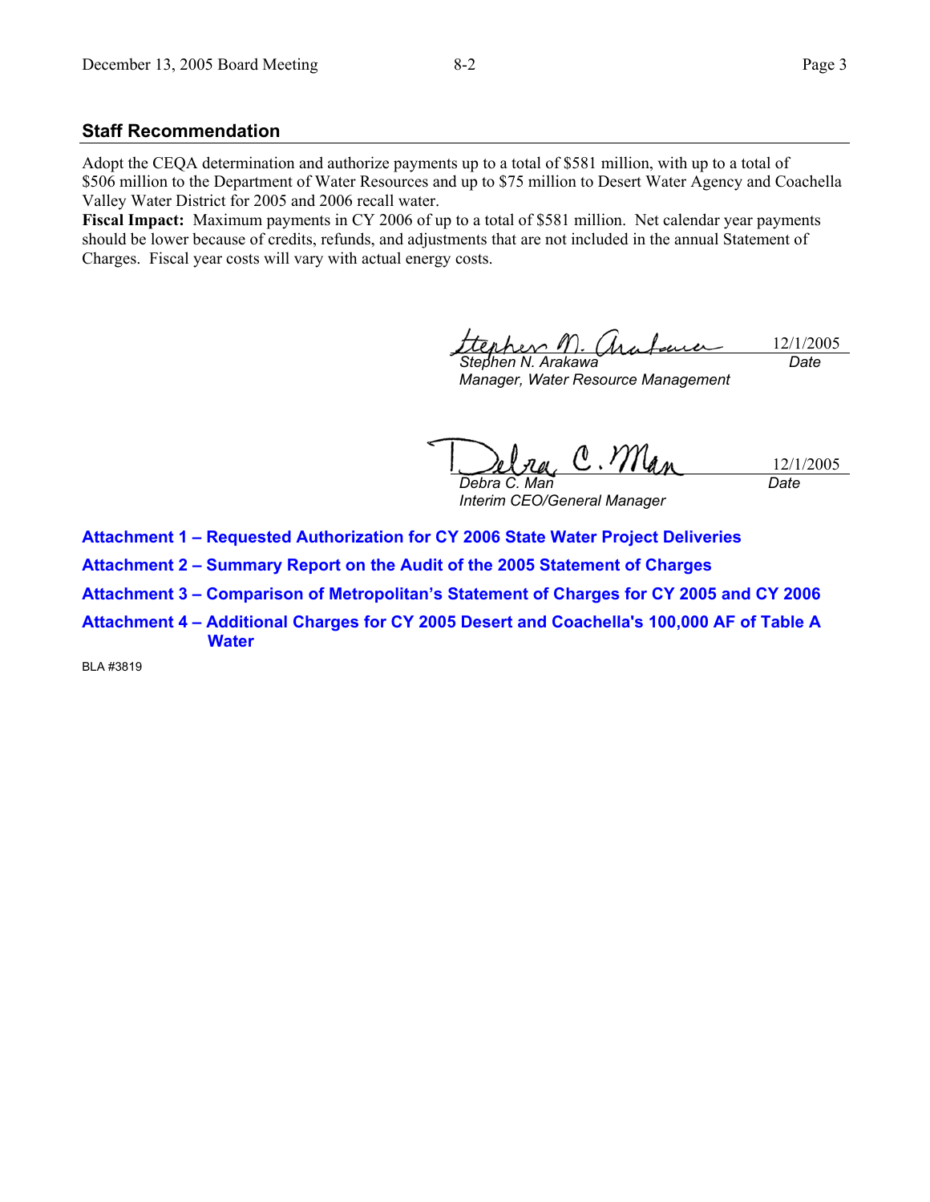## Staff Recommendation

Adopt the CEQA determination and authorize payments up to a total of $581 million, with up to a total of $506 million to the Department of Water Resources and up to $75 million to Desert Water Agency and Coachella Valley Water District for 2005 and 2006 recall water.

**Fiscal Impact:** Maximum payments in CY 2006 of up to a total of $581 million. Net calendar year payments should be lower because of credits, refunds, and adjustments that are not included in the annual Statement of Charges. Fiscal year costs will vary with actual energy costs.

| | |
|---|---|
| *Stephen N. Arakawa* | 12/1/2005 |
| *Manager, Water Resource Management* | *Date* |

| | |
|---|---|
| *Debra C. Man* | 12/1/2005 |
| *Interim CEO/General Manager* | *Date* |

**Attachment 1 – Requested Authorization for CY 2006 State Water Project Deliveries**

**Attachment 2 – Summary Report on the Audit of the 2005 Statement of Charges**

**Attachment 3 – Comparison of Metropolitan's Statement of Charges for CY 2005 and CY 2006**

**Attachment 4 – Additional Charges for CY 2005 Desert and Coachella's 100,000 AF of Table A Water**

BLA #3819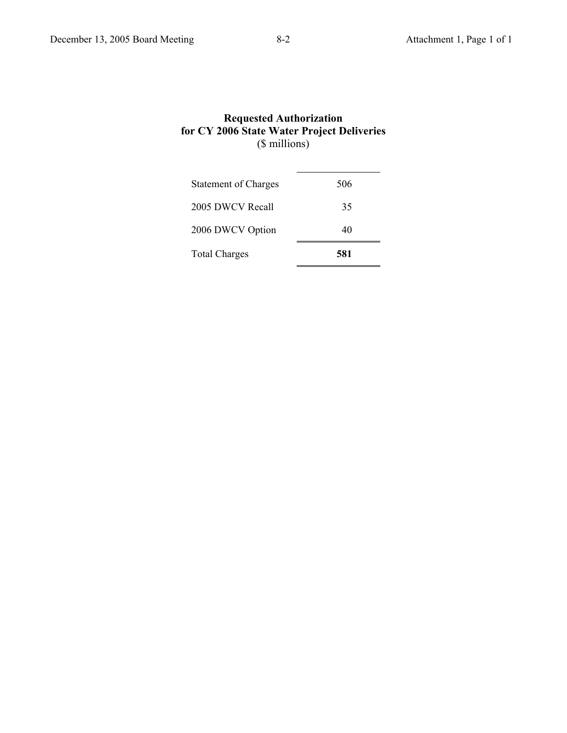## Requested Authorization for CY 2006 State Water Project Deliveries

($ millions)

| | |
|---|---|
| Statement of Charges | 506 |
| 2005 DWCV Recall | 35 |
| 2006 DWCV Option | 40 |
| Total Charges | **581** |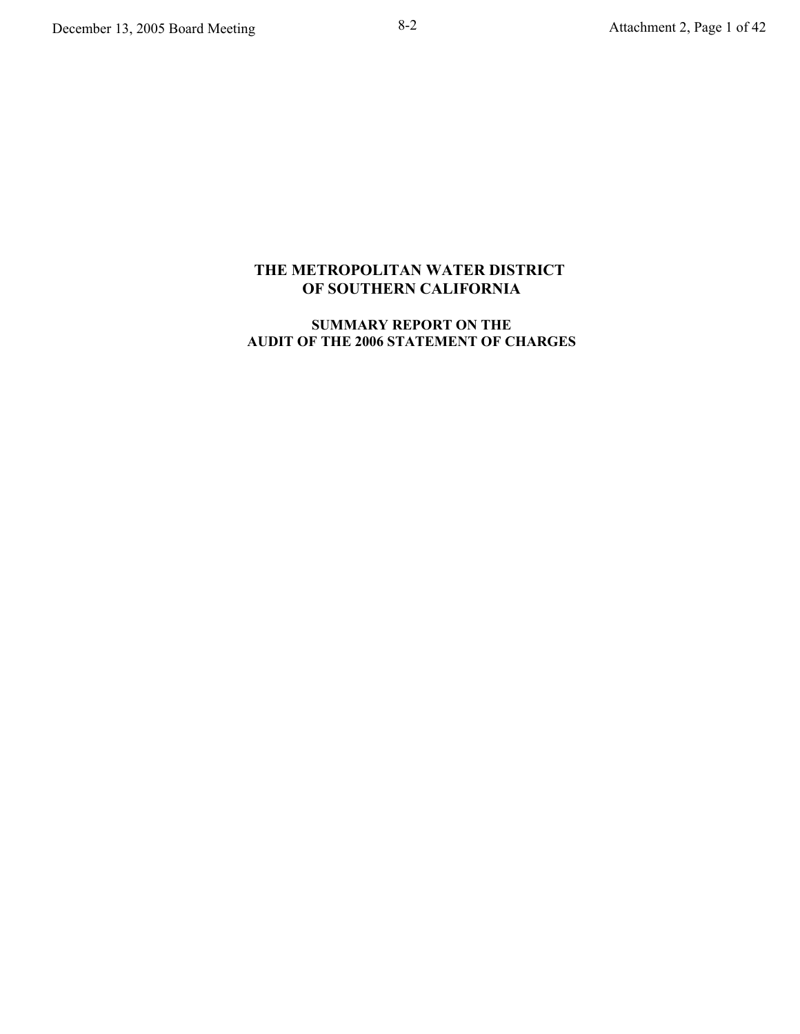# THE METROPOLITAN WATER DISTRICT OF SOUTHERN CALIFORNIA

## SUMMARY REPORT ON THE AUDIT OF THE 2006 STATEMENT OF CHARGES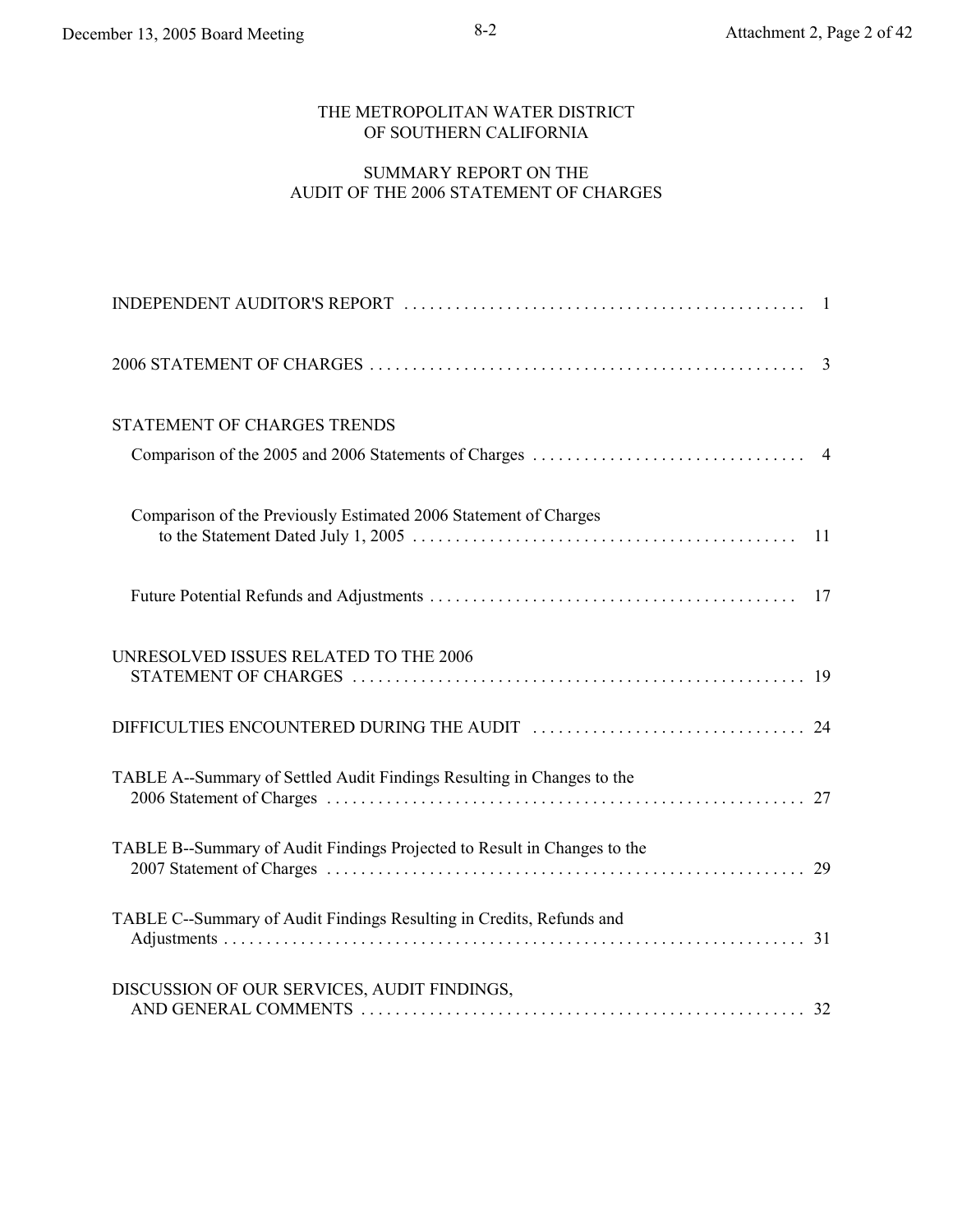# THE METROPOLITAN WATER DISTRICT OF SOUTHERN CALIFORNIA

## SUMMARY REPORT ON THE AUDIT OF THE 2006 STATEMENT OF CHARGES

| | |
|---|---|
| INDEPENDENT AUDITOR'S REPORT | 1 |
| 2006 STATEMENT OF CHARGES | 3 |
| STATEMENT OF CHARGES TRENDS | |
| Comparison of the 2005 and 2006 Statements of Charges | 4 |
| Comparison of the Previously Estimated 2006 Statement of Charges to the Statement Dated July 1, 2005 | 11 |
| Future Potential Refunds and Adjustments | 17 |
| UNRESOLVED ISSUES RELATED TO THE 2006 STATEMENT OF CHARGES | 19 |
| DIFFICULTIES ENCOUNTERED DURING THE AUDIT | 24 |
| TABLE A--Summary of Settled Audit Findings Resulting in Changes to the 2006 Statement of Charges | 27 |
| TABLE B--Summary of Audit Findings Projected to Result in Changes to the 2007 Statement of Charges | 29 |
| TABLE C--Summary of Audit Findings Resulting in Credits, Refunds and Adjustments | 31 |
| DISCUSSION OF OUR SERVICES, AUDIT FINDINGS, AND GENERAL COMMENTS | 32 |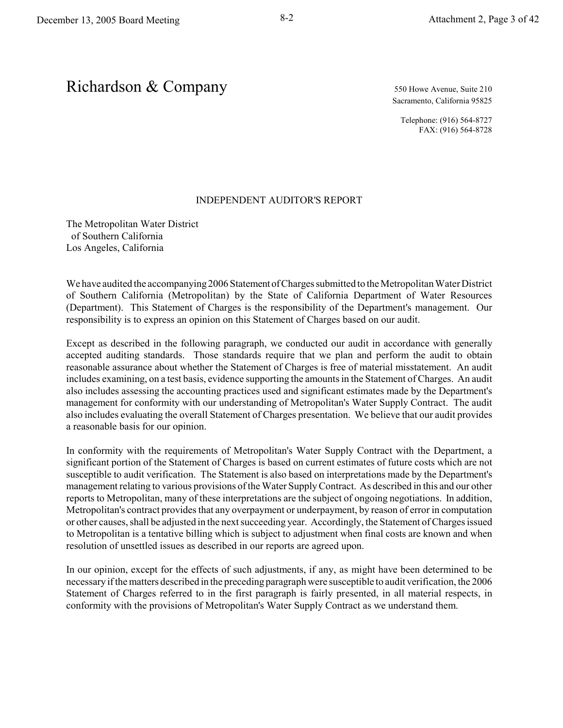# Richardson & Company

550 Howe Avenue, Suite 210
Sacramento, California 95825

Telephone: (916) 564-8727
FAX: (916) 564-8728

## INDEPENDENT AUDITOR'S REPORT

The Metropolitan Water District
of Southern California
Los Angeles, California

We have audited the accompanying 2006 Statement of Charges submitted to the Metropolitan Water District of Southern California (Metropolitan) by the State of California Department of Water Resources (Department). This Statement of Charges is the responsibility of the Department's management. Our responsibility is to express an opinion on this Statement of Charges based on our audit.

Except as described in the following paragraph, we conducted our audit in accordance with generally accepted auditing standards. Those standards require that we plan and perform the audit to obtain reasonable assurance about whether the Statement of Charges is free of material misstatement. An audit includes examining, on a test basis, evidence supporting the amounts in the Statement of Charges. An audit also includes assessing the accounting practices used and significant estimates made by the Department's management for conformity with our understanding of Metropolitan's Water Supply Contract. The audit also includes evaluating the overall Statement of Charges presentation. We believe that our audit provides a reasonable basis for our opinion.

In conformity with the requirements of Metropolitan's Water Supply Contract with the Department, a significant portion of the Statement of Charges is based on current estimates of future costs which are not susceptible to audit verification. The Statement is also based on interpretations made by the Department's management relating to various provisions of the Water Supply Contract. As described in this and our other reports to Metropolitan, many of these interpretations are the subject of ongoing negotiations. In addition, Metropolitan's contract provides that any overpayment or underpayment, by reason of error in computation or other causes, shall be adjusted in the next succeeding year. Accordingly, the Statement of Charges issued to Metropolitan is a tentative billing which is subject to adjustment when final costs are known and when resolution of unsettled issues as described in our reports are agreed upon.

In our opinion, except for the effects of such adjustments, if any, as might have been determined to be necessary if the matters described in the preceding paragraph were susceptible to audit verification, the 2006 Statement of Charges referred to in the first paragraph is fairly presented, in all material respects, in conformity with the provisions of Metropolitan's Water Supply Contract as we understand them.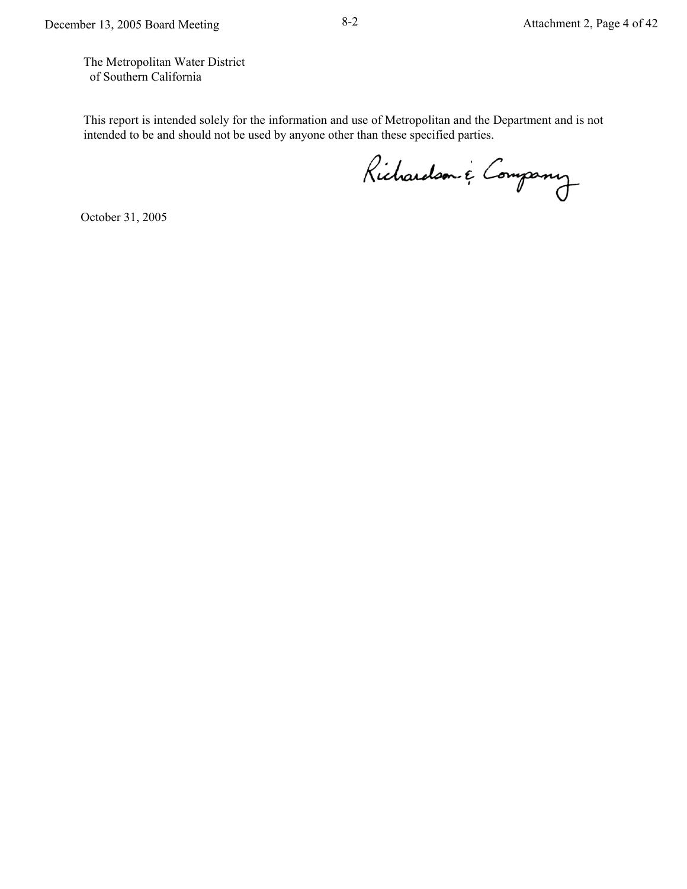The Metropolitan Water District
of Southern California

This report is intended solely for the information and use of Metropolitan and the Department and is not intended to be and should not be used by anyone other than these specified parties.

Richardson & Company

October 31, 2005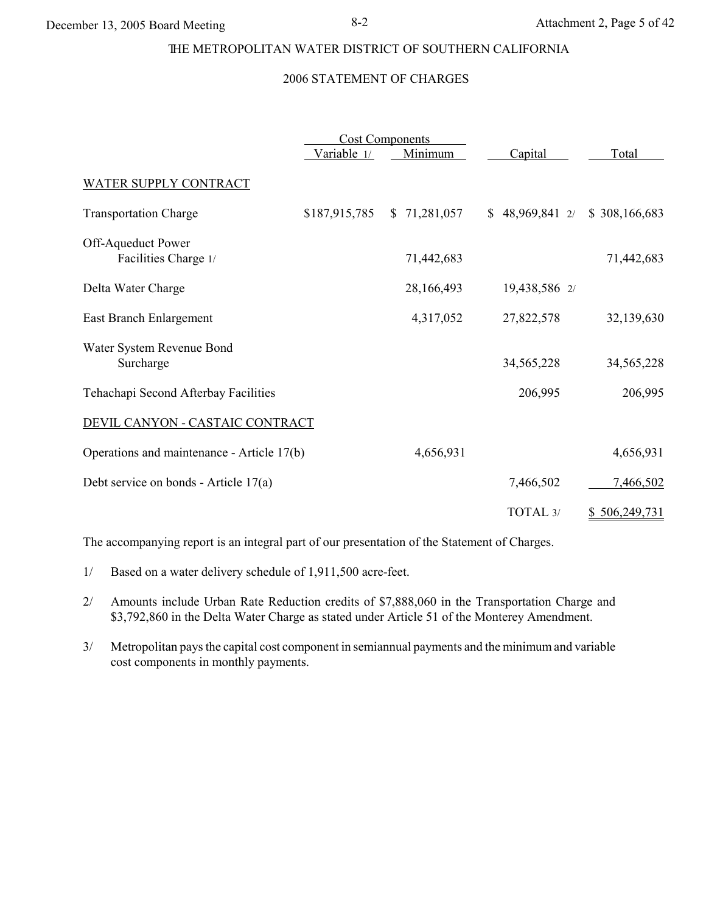# THE METROPOLITAN WATER DISTRICT OF SOUTHERN CALIFORNIA

## 2006 STATEMENT OF CHARGES

| | Cost Components | | | |
|---|---|---|---|---|
| | Variable 1/ | Minimum | Capital | Total |
| WATER SUPPLY CONTRACT | | | | |
| Transportation Charge | $187,915,785 | $ 71,281,057 | $ 48,969,841 2/ | $ 308,166,683 |
| Off-Aqueduct Power Facilities Charge 1/ | | 71,442,683 | | 71,442,683 |
| Delta Water Charge | | 28,166,493 | 19,438,586 2/ | |
| East Branch Enlargement | | 4,317,052 | 27,822,578 | 32,139,630 |
| Water System Revenue Bond Surcharge | | | 34,565,228 | 34,565,228 |
| Tehachapi Second Afterbay Facilities | | | 206,995 | 206,995 |
| DEVIL CANYON - CASTAIC CONTRACT | | | | |
| Operations and maintenance - Article 17(b) | | 4,656,931 | | 4,656,931 |
| Debt service on bonds - Article 17(a) | | | 7,466,502 | 7,466,502 |
| | | | TOTAL 3/ | $ 506,249,731 |

The accompanying report is an integral part of our presentation of the Statement of Charges.

1/ Based on a water delivery schedule of 1,911,500 acre-feet.

2/ Amounts include Urban Rate Reduction credits of $7,888,060 in the Transportation Charge and $3,792,860 in the Delta Water Charge as stated under Article 51 of the Monterey Amendment.

3/ Metropolitan pays the capital cost component in semiannual payments and the minimum and variable cost components in monthly payments.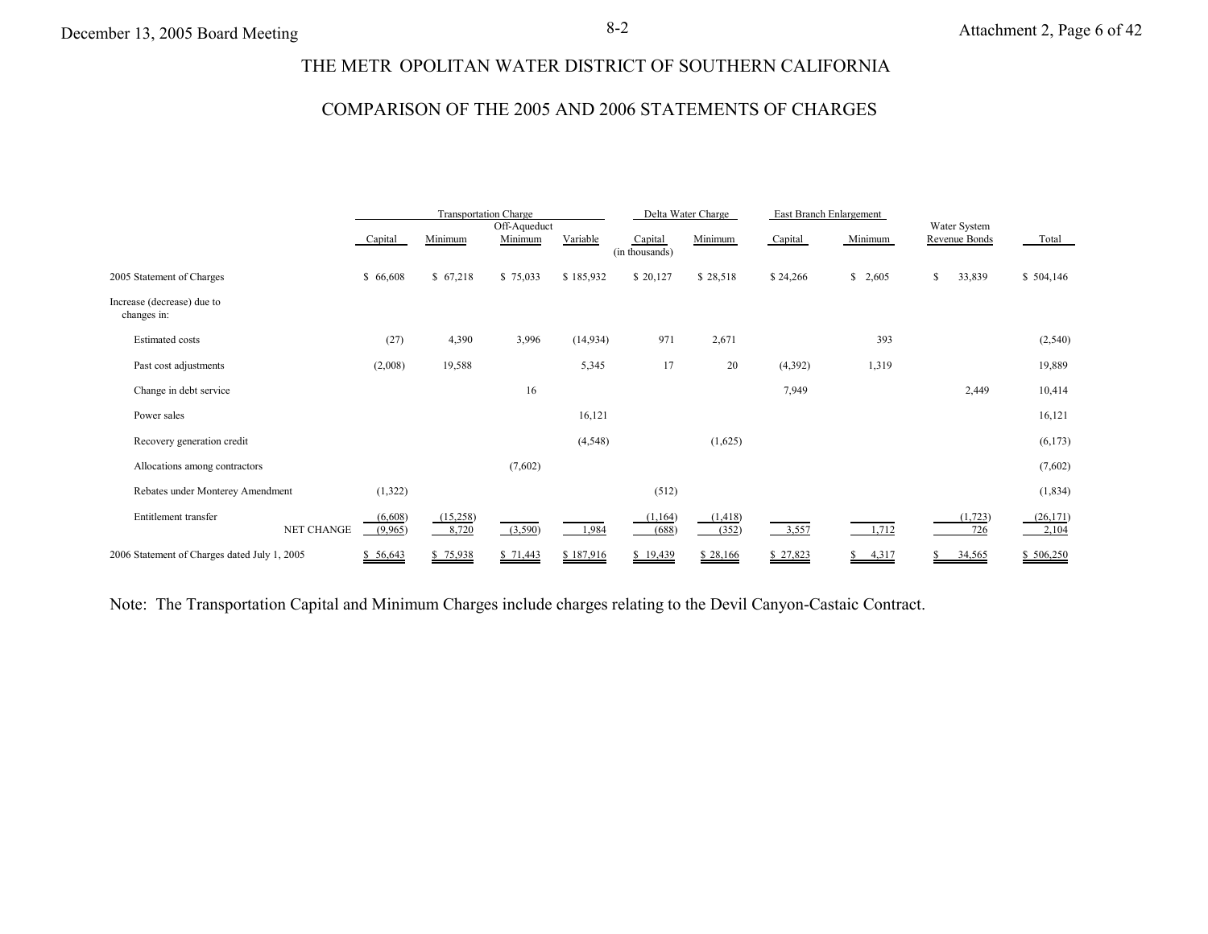# THE METR OPOLITAN WATER DISTRICT OF SOUTHERN CALIFORNIA

## COMPARISON OF THE 2005 AND 2006 STATEMENTS OF CHARGES

| | Transportation Charge | | | | Delta Water Charge | | East Branch Enlargement | | | |
|---|---|---|---|---|---|---|---|---|---|---|
| | Capital | Minimum | Off-Aqueduct Minimum | Variable | Capital (in thousands) | Minimum | Capital | Minimum | Water System Revenue Bonds | Total |
| 2005 Statement of Charges | $ 66,608 | $ 67,218 | $ 75,033 | $ 185,932 | $ 20,127 | $ 28,518 | $ 24,266 | $ 2,605 | $ 33,839 | $ 504,146 |
| Increase (decrease) due to changes in: | | | | | | | | | | |
| Estimated costs | (27) | 4,390 | 3,996 | (14,934) | 971 | 2,671 | | 393 | | (2,540) |
| Past cost adjustments | (2,008) | 19,588 | | 5,345 | 17 | 20 | (4,392) | 1,319 | | 19,889 |
| Change in debt service | | | 16 | | | | 7,949 | | 2,449 | 10,414 |
| Power sales | | | | 16,121 | | | | | | 16,121 |
| Recovery generation credit | | | | (4,548) | | (1,625) | | | | (6,173) |
| Allocations among contractors | | | (7,602) | | | | | | | (7,602) |
| Rebates under Monterey Amendment | (1,322) | | | | (512) | | | | | (1,834) |
| Entitlement transfer | (6,608) | (15,258) | | | (1,164) | (1,418) | | | (1,723) | (26,171) |
| NET CHANGE | (9,965) | 8,720 | (3,590) | 1,984 | (688) | (352) | 3,557 | 1,712 | 726 | 2,104 |
| 2006 Statement of Charges dated July 1, 2005 | $ 56,643 | $ 75,938 | $ 71,443 | $ 187,916 | $ 19,439 | $ 28,166 | $ 27,823 | $ 4,317 | $ 34,565 | $ 506,250 |

Note: The Transportation Capital and Minimum Charges include charges relating to the Devil Canyon-Castaic Contract.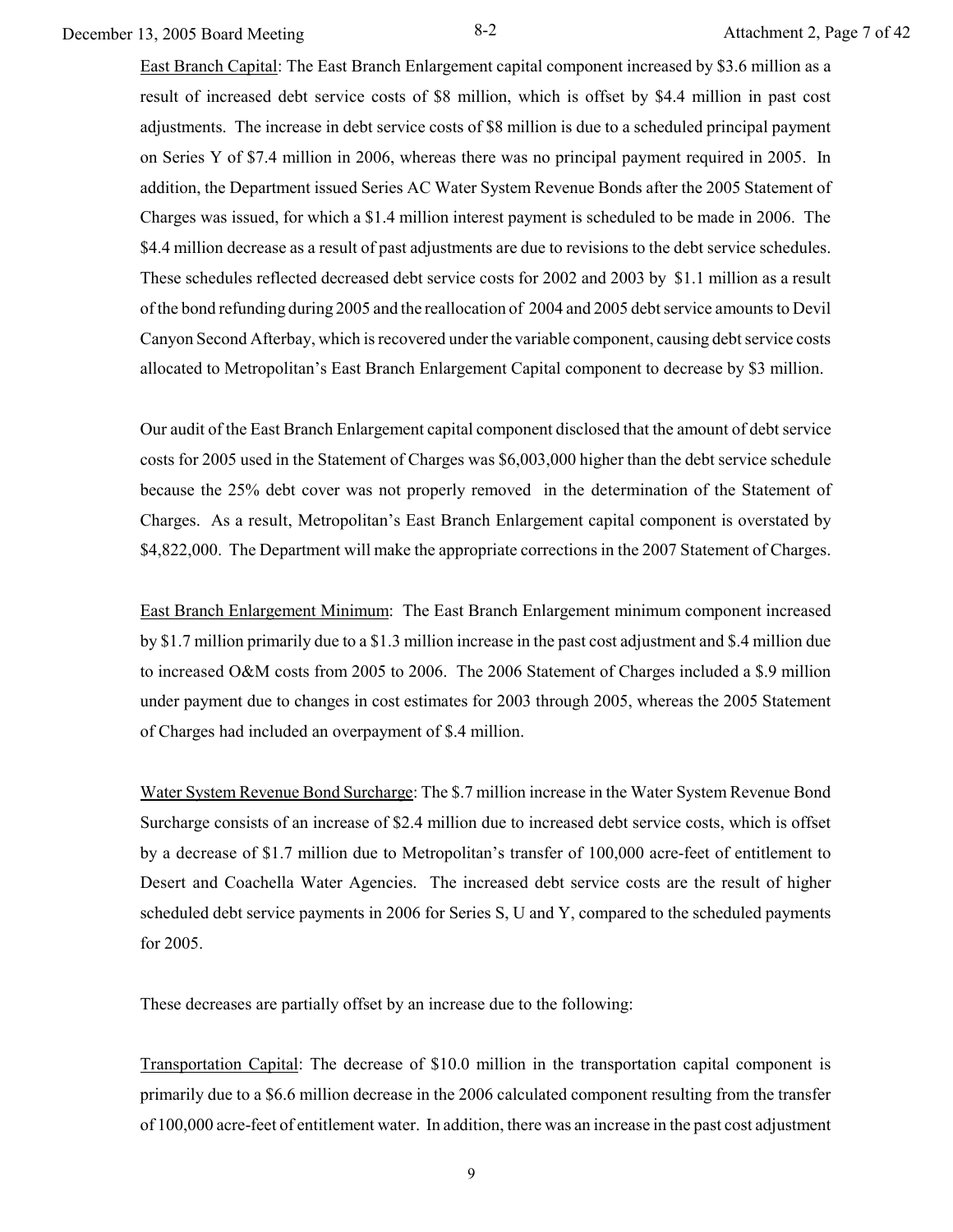East Branch Capital: The East Branch Enlargement capital component increased by $3.6 million as a result of increased debt service costs of $8 million, which is offset by $4.4 million in past cost adjustments. The increase in debt service costs of $8 million is due to a scheduled principal payment on Series Y of $7.4 million in 2006, whereas there was no principal payment required in 2005. In addition, the Department issued Series AC Water System Revenue Bonds after the 2005 Statement of Charges was issued, for which a $1.4 million interest payment is scheduled to be made in 2006. The $4.4 million decrease as a result of past adjustments are due to revisions to the debt service schedules. These schedules reflected decreased debt service costs for 2002 and 2003 by $1.1 million as a result of the bond refunding during 2005 and the reallocation of 2004 and 2005 debt service amounts to Devil Canyon Second Afterbay, which is recovered under the variable component, causing debt service costs allocated to Metropolitan's East Branch Enlargement Capital component to decrease by $3 million.

Our audit of the East Branch Enlargement capital component disclosed that the amount of debt service costs for 2005 used in the Statement of Charges was $6,003,000 higher than the debt service schedule because the 25% debt cover was not properly removed in the determination of the Statement of Charges. As a result, Metropolitan's East Branch Enlargement capital component is overstated by $4,822,000. The Department will make the appropriate corrections in the 2007 Statement of Charges.

East Branch Enlargement Minimum: The East Branch Enlargement minimum component increased by $1.7 million primarily due to a $1.3 million increase in the past cost adjustment and $.4 million due to increased O&M costs from 2005 to 2006. The 2006 Statement of Charges included a $.9 million under payment due to changes in cost estimates for 2003 through 2005, whereas the 2005 Statement of Charges had included an overpayment of $.4 million.

Water System Revenue Bond Surcharge: The $.7 million increase in the Water System Revenue Bond Surcharge consists of an increase of $2.4 million due to increased debt service costs, which is offset by a decrease of $1.7 million due to Metropolitan's transfer of 100,000 acre-feet of entitlement to Desert and Coachella Water Agencies. The increased debt service costs are the result of higher scheduled debt service payments in 2006 for Series S, U and Y, compared to the scheduled payments for 2005.

These decreases are partially offset by an increase due to the following:

Transportation Capital: The decrease of $10.0 million in the transportation capital component is primarily due to a $6.6 million decrease in the 2006 calculated component resulting from the transfer of 100,000 acre-feet of entitlement water. In addition, there was an increase in the past cost adjustment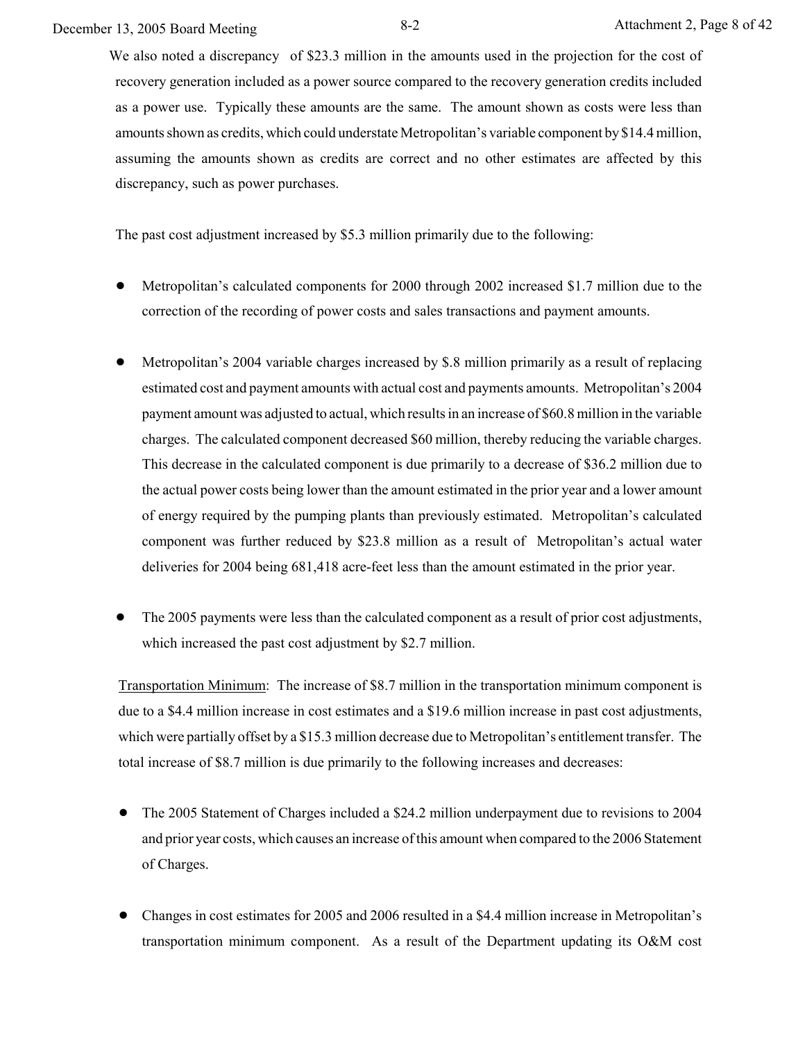We also noted a discrepancy of $23.3 million in the amounts used in the projection for the cost of recovery generation included as a power source compared to the recovery generation credits included as a power use. Typically these amounts are the same. The amount shown as costs were less than amounts shown as credits, which could understate Metropolitan's variable component by $14.4 million, assuming the amounts shown as credits are correct and no other estimates are affected by this discrepancy, such as power purchases.

The past cost adjustment increased by $5.3 million primarily due to the following:

- Metropolitan's calculated components for 2000 through 2002 increased $1.7 million due to the correction of the recording of power costs and sales transactions and payment amounts.

- Metropolitan's 2004 variable charges increased by $.8 million primarily as a result of replacing estimated cost and payment amounts with actual cost and payments amounts. Metropolitan's 2004 payment amount was adjusted to actual, which results in an increase of $60.8 million in the variable charges. The calculated component decreased $60 million, thereby reducing the variable charges. This decrease in the calculated component is due primarily to a decrease of $36.2 million due to the actual power costs being lower than the amount estimated in the prior year and a lower amount of energy required by the pumping plants than previously estimated. Metropolitan's calculated component was further reduced by $23.8 million as a result of Metropolitan's actual water deliveries for 2004 being 681,418 acre-feet less than the amount estimated in the prior year.

- The 2005 payments were less than the calculated component as a result of prior cost adjustments, which increased the past cost adjustment by $2.7 million.

Transportation Minimum: The increase of $8.7 million in the transportation minimum component is due to a $4.4 million increase in cost estimates and a $19.6 million increase in past cost adjustments, which were partially offset by a $15.3 million decrease due to Metropolitan's entitlement transfer. The total increase of $8.7 million is due primarily to the following increases and decreases:

- The 2005 Statement of Charges included a $24.2 million underpayment due to revisions to 2004 and prior year costs, which causes an increase of this amount when compared to the 2006 Statement of Charges.

- Changes in cost estimates for 2005 and 2006 resulted in a $4.4 million increase in Metropolitan's transportation minimum component. As a result of the Department updating its O&M cost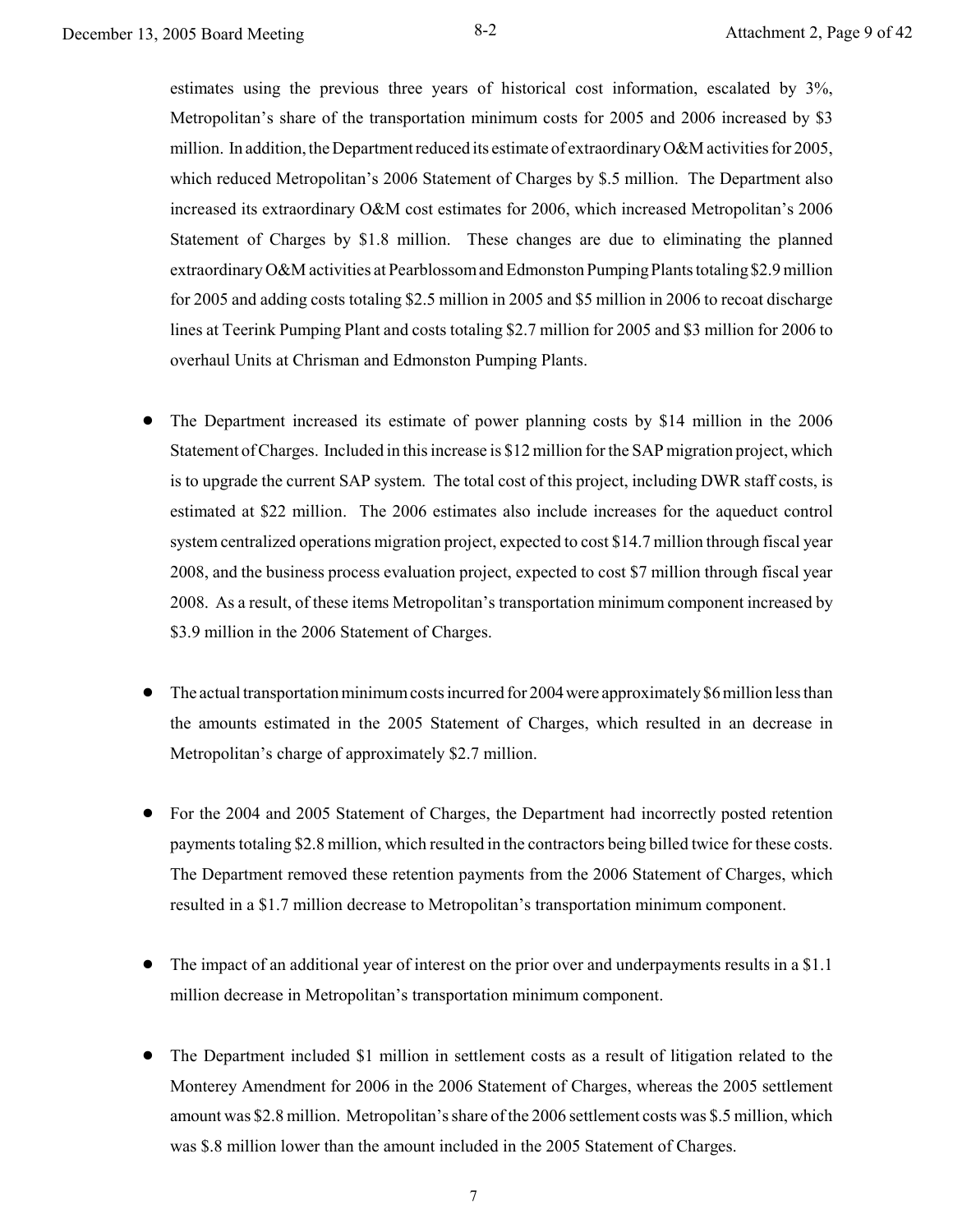estimates using the previous three years of historical cost information, escalated by 3%, Metropolitan's share of the transportation minimum costs for 2005 and 2006 increased by $3 million. In addition, the Department reduced its estimate of extraordinary O&M activities for 2005, which reduced Metropolitan's 2006 Statement of Charges by $.5 million. The Department also increased its extraordinary O&M cost estimates for 2006, which increased Metropolitan's 2006 Statement of Charges by $1.8 million. These changes are due to eliminating the planned extraordinary O&M activities at Pearblossom and Edmonston Pumping Plants totaling $2.9 million for 2005 and adding costs totaling $2.5 million in 2005 and $5 million in 2006 to recoat discharge lines at Teerink Pumping Plant and costs totaling $2.7 million for 2005 and $3 million for 2006 to overhaul Units at Chrisman and Edmonston Pumping Plants.

- The Department increased its estimate of power planning costs by $14 million in the 2006 Statement of Charges. Included in this increase is $12 million for the SAP migration project, which is to upgrade the current SAP system. The total cost of this project, including DWR staff costs, is estimated at $22 million. The 2006 estimates also include increases for the aqueduct control system centralized operations migration project, expected to cost $14.7 million through fiscal year 2008, and the business process evaluation project, expected to cost $7 million through fiscal year 2008. As a result, of these items Metropolitan's transportation minimum component increased by $3.9 million in the 2006 Statement of Charges.

- The actual transportation minimum costs incurred for 2004 were approximately $6 million less than the amounts estimated in the 2005 Statement of Charges, which resulted in an decrease in Metropolitan's charge of approximately $2.7 million.

- For the 2004 and 2005 Statement of Charges, the Department had incorrectly posted retention payments totaling $2.8 million, which resulted in the contractors being billed twice for these costs. The Department removed these retention payments from the 2006 Statement of Charges, which resulted in a $1.7 million decrease to Metropolitan's transportation minimum component.

- The impact of an additional year of interest on the prior over and underpayments results in a $1.1 million decrease in Metropolitan's transportation minimum component.

- The Department included $1 million in settlement costs as a result of litigation related to the Monterey Amendment for 2006 in the 2006 Statement of Charges, whereas the 2005 settlement amount was $2.8 million. Metropolitan's share of the 2006 settlement costs was $.5 million, which was $.8 million lower than the amount included in the 2005 Statement of Charges.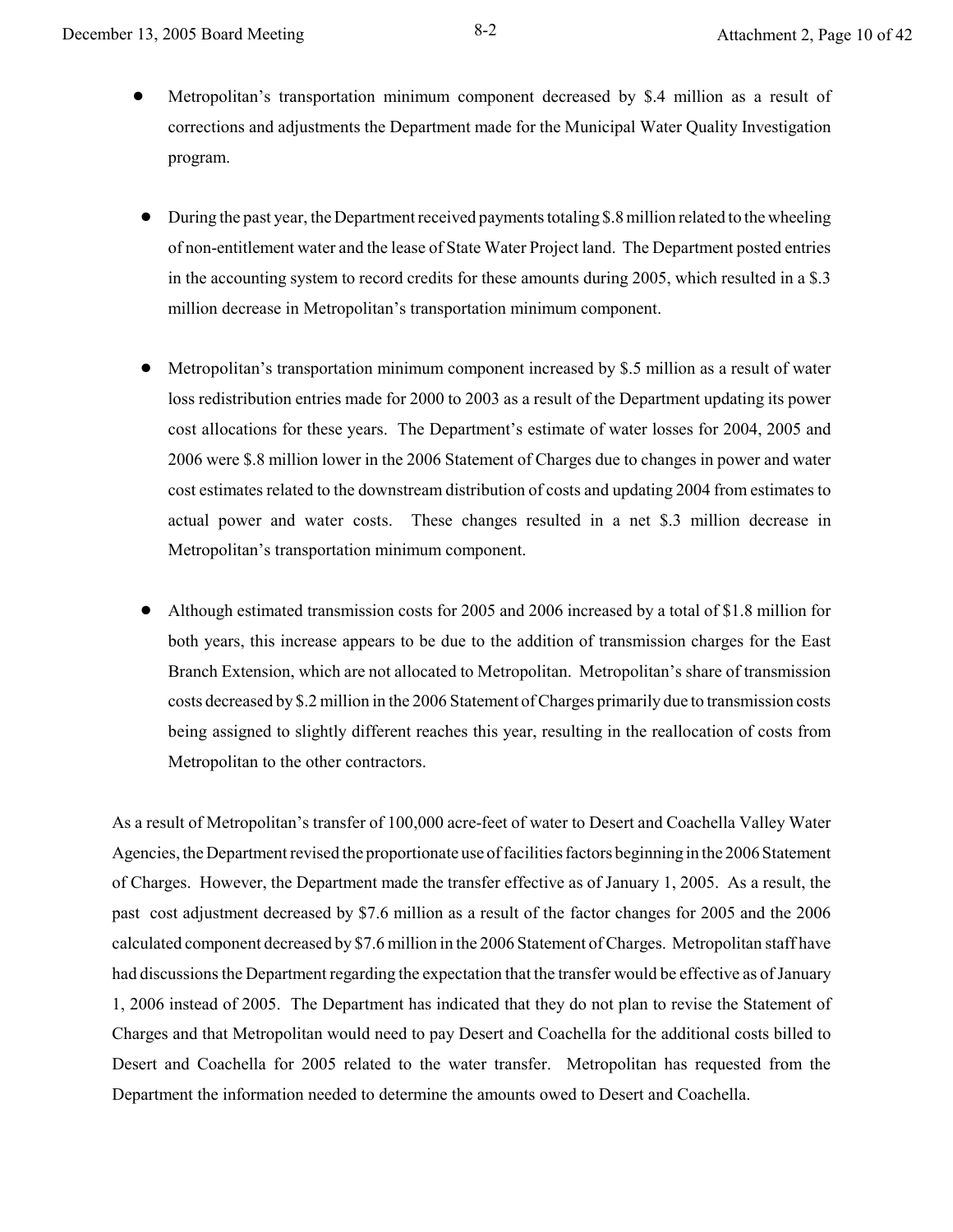- Metropolitan's transportation minimum component decreased by $.4 million as a result of corrections and adjustments the Department made for the Municipal Water Quality Investigation program.

- During the past year, the Department received payments totaling $.8 million related to the wheeling of non-entitlement water and the lease of State Water Project land. The Department posted entries in the accounting system to record credits for these amounts during 2005, which resulted in a $.3 million decrease in Metropolitan's transportation minimum component.

- Metropolitan's transportation minimum component increased by $.5 million as a result of water loss redistribution entries made for 2000 to 2003 as a result of the Department updating its power cost allocations for these years. The Department's estimate of water losses for 2004, 2005 and 2006 were $.8 million lower in the 2006 Statement of Charges due to changes in power and water cost estimates related to the downstream distribution of costs and updating 2004 from estimates to actual power and water costs. These changes resulted in a net $.3 million decrease in Metropolitan's transportation minimum component.

- Although estimated transmission costs for 2005 and 2006 increased by a total of $1.8 million for both years, this increase appears to be due to the addition of transmission charges for the East Branch Extension, which are not allocated to Metropolitan. Metropolitan's share of transmission costs decreased by $.2 million in the 2006 Statement of Charges primarily due to transmission costs being assigned to slightly different reaches this year, resulting in the reallocation of costs from Metropolitan to the other contractors.

As a result of Metropolitan's transfer of 100,000 acre-feet of water to Desert and Coachella Valley Water Agencies, the Department revised the proportionate use of facilities factors beginning in the 2006 Statement of Charges. However, the Department made the transfer effective as of January 1, 2005. As a result, the past cost adjustment decreased by $7.6 million as a result of the factor changes for 2005 and the 2006 calculated component decreased by $7.6 million in the 2006 Statement of Charges. Metropolitan staff have had discussions the Department regarding the expectation that the transfer would be effective as of January 1, 2006 instead of 2005. The Department has indicated that they do not plan to revise the Statement of Charges and that Metropolitan would need to pay Desert and Coachella for the additional costs billed to Desert and Coachella for 2005 related to the water transfer. Metropolitan has requested from the Department the information needed to determine the amounts owed to Desert and Coachella.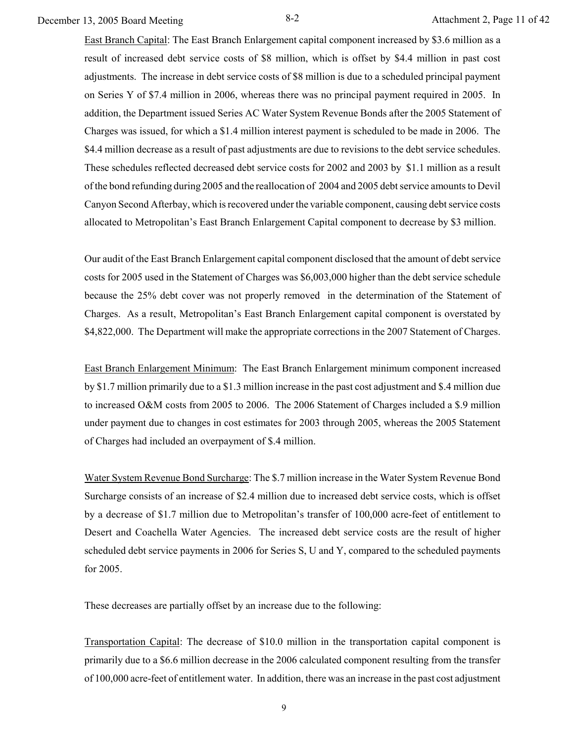East Branch Capital: The East Branch Enlargement capital component increased by $3.6 million as a result of increased debt service costs of $8 million, which is offset by $4.4 million in past cost adjustments. The increase in debt service costs of $8 million is due to a scheduled principal payment on Series Y of $7.4 million in 2006, whereas there was no principal payment required in 2005. In addition, the Department issued Series AC Water System Revenue Bonds after the 2005 Statement of Charges was issued, for which a $1.4 million interest payment is scheduled to be made in 2006. The $4.4 million decrease as a result of past adjustments are due to revisions to the debt service schedules. These schedules reflected decreased debt service costs for 2002 and 2003 by $1.1 million as a result of the bond refunding during 2005 and the reallocation of 2004 and 2005 debt service amounts to Devil Canyon Second Afterbay, which is recovered under the variable component, causing debt service costs allocated to Metropolitan's East Branch Enlargement Capital component to decrease by $3 million.

Our audit of the East Branch Enlargement capital component disclosed that the amount of debt service costs for 2005 used in the Statement of Charges was $6,003,000 higher than the debt service schedule because the 25% debt cover was not properly removed in the determination of the Statement of Charges. As a result, Metropolitan's East Branch Enlargement capital component is overstated by $4,822,000. The Department will make the appropriate corrections in the 2007 Statement of Charges.

East Branch Enlargement Minimum: The East Branch Enlargement minimum component increased by $1.7 million primarily due to a $1.3 million increase in the past cost adjustment and $.4 million due to increased O&M costs from 2005 to 2006. The 2006 Statement of Charges included a $.9 million under payment due to changes in cost estimates for 2003 through 2005, whereas the 2005 Statement of Charges had included an overpayment of $.4 million.

Water System Revenue Bond Surcharge: The $.7 million increase in the Water System Revenue Bond Surcharge consists of an increase of $2.4 million due to increased debt service costs, which is offset by a decrease of $1.7 million due to Metropolitan's transfer of 100,000 acre-feet of entitlement to Desert and Coachella Water Agencies. The increased debt service costs are the result of higher scheduled debt service payments in 2006 for Series S, U and Y, compared to the scheduled payments for 2005.

These decreases are partially offset by an increase due to the following:

Transportation Capital: The decrease of $10.0 million in the transportation capital component is primarily due to a $6.6 million decrease in the 2006 calculated component resulting from the transfer of 100,000 acre-feet of entitlement water. In addition, there was an increase in the past cost adjustment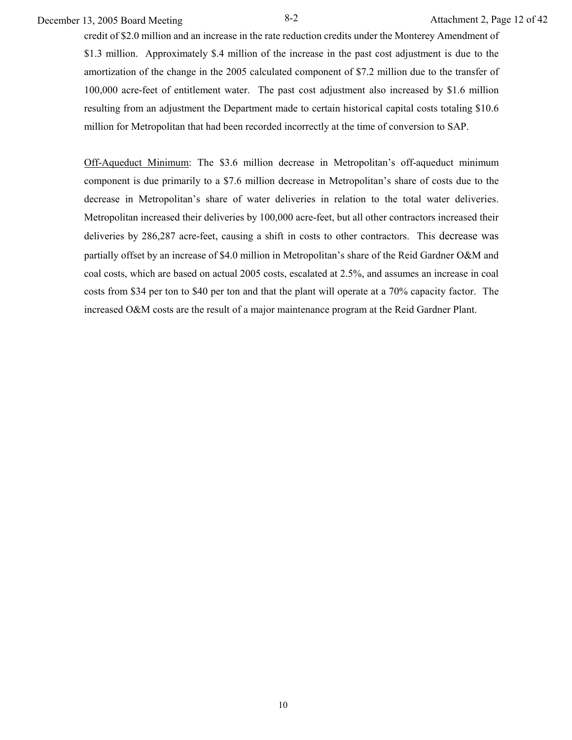credit of $2.0 million and an increase in the rate reduction credits under the Monterey Amendment of $1.3 million. Approximately $.4 million of the increase in the past cost adjustment is due to the amortization of the change in the 2005 calculated component of $7.2 million due to the transfer of 100,000 acre-feet of entitlement water. The past cost adjustment also increased by $1.6 million resulting from an adjustment the Department made to certain historical capital costs totaling $10.6 million for Metropolitan that had been recorded incorrectly at the time of conversion to SAP.

Off-Aqueduct Minimum: The $3.6 million decrease in Metropolitan's off-aqueduct minimum component is due primarily to a $7.6 million decrease in Metropolitan's share of costs due to the decrease in Metropolitan's share of water deliveries in relation to the total water deliveries. Metropolitan increased their deliveries by 100,000 acre-feet, but all other contractors increased their deliveries by 286,287 acre-feet, causing a shift in costs to other contractors. This decrease was partially offset by an increase of $4.0 million in Metropolitan's share of the Reid Gardner O&M and coal costs, which are based on actual 2005 costs, escalated at 2.5%, and assumes an increase in coal costs from $34 per ton to $40 per ton and that the plant will operate at a 70% capacity factor. The increased O&M costs are the result of a major maintenance program at the Reid Gardner Plant.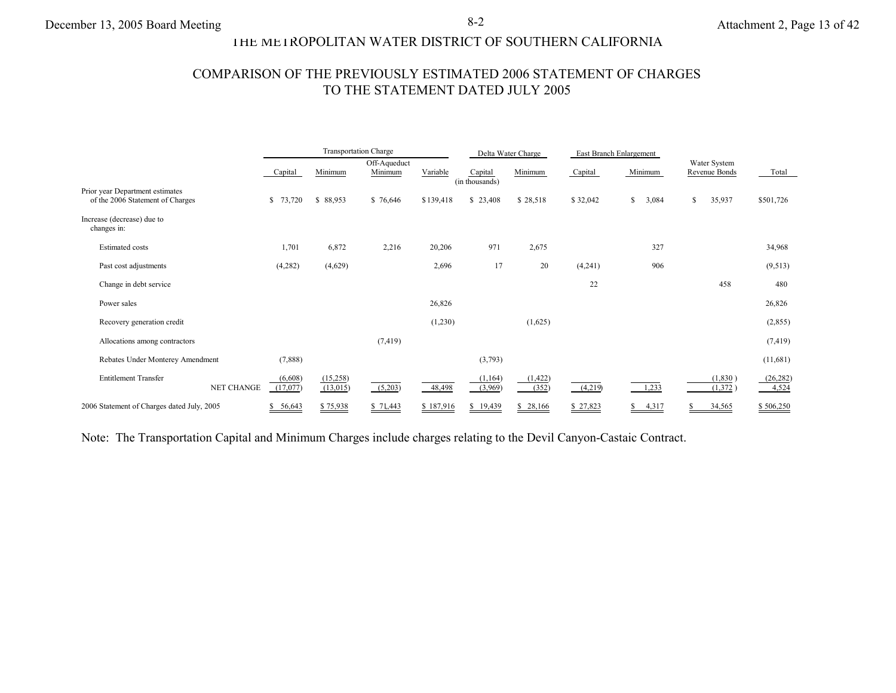# THE METROPOLITAN WATER DISTRICT OF SOUTHERN CALIFORNIA

## COMPARISON OF THE PREVIOUSLY ESTIMATED 2006 STATEMENT OF CHARGES TO THE STATEMENT DATED JULY 2005

| | Transportation Charge | | | | Delta Water Charge | | East Branch Enlargement | | | |
|---|---|---|---|---|---|---|---|---|---|---|
| | Capital | Minimum | Off-Aqueduct Minimum | Variable | Capital (in thousands) | Minimum | Capital | Minimum | Water System Revenue Bonds | Total |
| Prior year Department estimates of the 2006 Statement of Charges | $ 73,720 | $ 88,953 | $ 76,646 | $ 139,418 | $ 23,408 | $ 28,518 | $ 32,042 | $ 3,084 | $ 35,937 | $501,726 |
| Increase (decrease) due to changes in: | | | | | | | | | | |
| Estimated costs | 1,701 | 6,872 | 2,216 | 20,206 | 971 | 2,675 | | 327 | | 34,968 |
| Past cost adjustments | (4,282) | (4,629) | | 2,696 | 17 | 20 | (4,241) | 906 | | (9,513) |
| Change in debt service | | | | | | | 22 | | 458 | 480 |
| Power sales | | | | 26,826 | | | | | | 26,826 |
| Recovery generation credit | | | | (1,230) | | (1,625) | | | | (2,855) |
| Allocations among contractors | | | (7,419) | | | | | | | (7,419) |
| Rebates Under Monterey Amendment | (7,888) | | | | (3,793) | | | | | (11,681) |
| Entitlement Transfer | (6,608) | (15,258) | | | (1,164) | (1,422) | | | (1,830) | (26,282) |
| NET CHANGE | (17,077) | (13,015) | (5,203) | 48,498 | (3,969) | (352) | (4,219) | 1,233 | (1,372) | 4,524 |
| 2006 Statement of Charges dated July, 2005 | $ 56,643 | $ 75,938 | $ 71,443 | $ 187,916 | $ 19,439 | $ 28,166 | $ 27,823 | $ 4,317 | $ 34,565 | $ 506,250 |

Note: The Transportation Capital and Minimum Charges include charges relating to the Devil Canyon-Castaic Contract.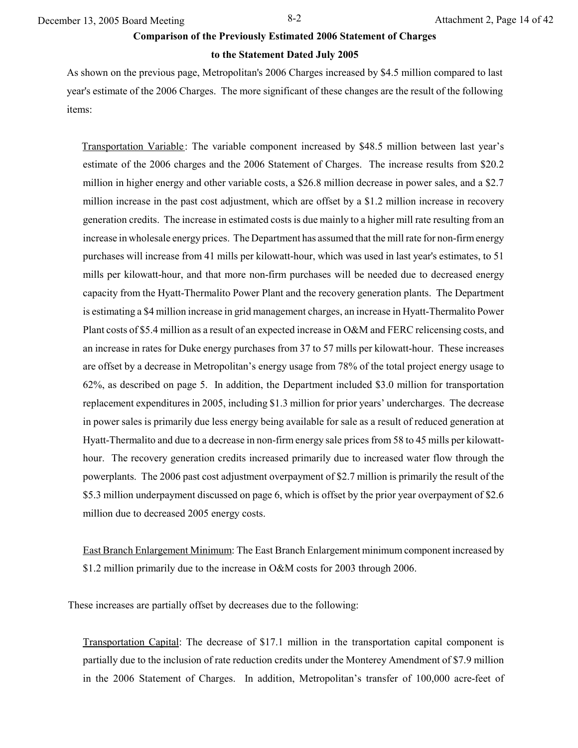**Comparison of the Previously Estimated 2006 Statement of Charges**

**to the Statement Dated July 2005**

As shown on the previous page, Metropolitan's 2006 Charges increased by $4.5 million compared to last year's estimate of the 2006 Charges. The more significant of these changes are the result of the following items:

Transportation Variable: The variable component increased by $48.5 million between last year's estimate of the 2006 charges and the 2006 Statement of Charges. The increase results from $20.2 million in higher energy and other variable costs, a $26.8 million decrease in power sales, and a $2.7 million increase in the past cost adjustment, which are offset by a $1.2 million increase in recovery generation credits. The increase in estimated costs is due mainly to a higher mill rate resulting from an increase in wholesale energy prices. The Department has assumed that the mill rate for non-firm energy purchases will increase from 41 mills per kilowatt-hour, which was used in last year's estimates, to 51 mills per kilowatt-hour, and that more non-firm purchases will be needed due to decreased energy capacity from the Hyatt-Thermalito Power Plant and the recovery generation plants. The Department is estimating a $4 million increase in grid management charges, an increase in Hyatt-Thermalito Power Plant costs of $5.4 million as a result of an expected increase in O&M and FERC relicensing costs, and an increase in rates for Duke energy purchases from 37 to 57 mills per kilowatt-hour. These increases are offset by a decrease in Metropolitan's energy usage from 78% of the total project energy usage to 62%, as described on page 5. In addition, the Department included $3.0 million for transportation replacement expenditures in 2005, including $1.3 million for prior years' undercharges. The decrease in power sales is primarily due less energy being available for sale as a result of reduced generation at Hyatt-Thermalito and due to a decrease in non-firm energy sale prices from 58 to 45 mills per kilowatt-hour. The recovery generation credits increased primarily due to increased water flow through the powerplants. The 2006 past cost adjustment overpayment of $2.7 million is primarily the result of the $5.3 million underpayment discussed on page 6, which is offset by the prior year overpayment of $2.6 million due to decreased 2005 energy costs.

East Branch Enlargement Minimum: The East Branch Enlargement minimum component increased by $1.2 million primarily due to the increase in O&M costs for 2003 through 2006.

These increases are partially offset by decreases due to the following:

Transportation Capital: The decrease of $17.1 million in the transportation capital component is partially due to the inclusion of rate reduction credits under the Monterey Amendment of $7.9 million in the 2006 Statement of Charges. In addition, Metropolitan's transfer of 100,000 acre-feet of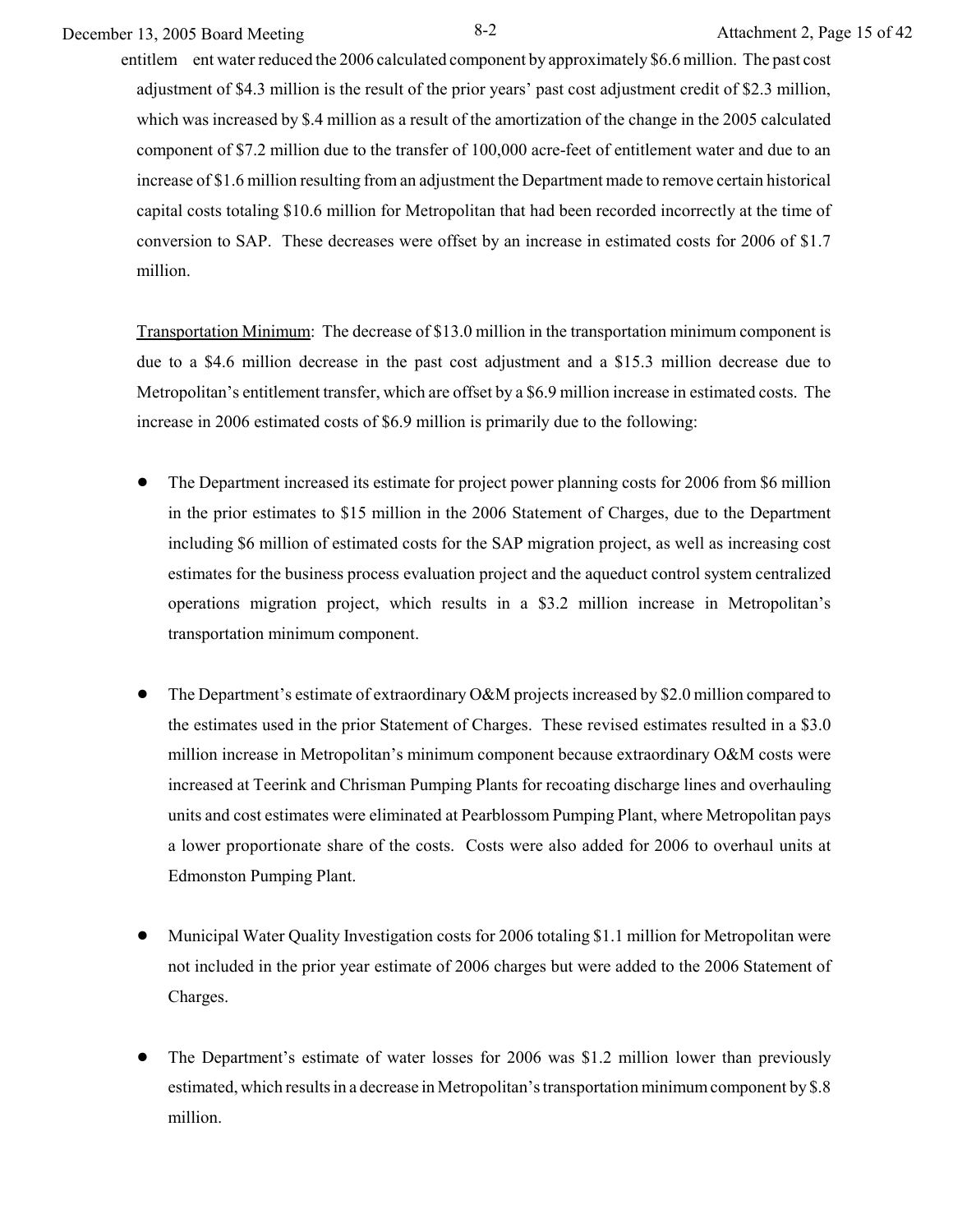entitlement water reduced the 2006 calculated component by approximately $6.6 million. The past cost adjustment of $4.3 million is the result of the prior years' past cost adjustment credit of $2.3 million, which was increased by $.4 million as a result of the amortization of the change in the 2005 calculated component of $7.2 million due to the transfer of 100,000 acre-feet of entitlement water and due to an increase of $1.6 million resulting from an adjustment the Department made to remove certain historical capital costs totaling $10.6 million for Metropolitan that had been recorded incorrectly at the time of conversion to SAP. These decreases were offset by an increase in estimated costs for 2006 of $1.7 million.

Transportation Minimum: The decrease of $13.0 million in the transportation minimum component is due to a $4.6 million decrease in the past cost adjustment and a $15.3 million decrease due to Metropolitan's entitlement transfer, which are offset by a $6.9 million increase in estimated costs. The increase in 2006 estimated costs of $6.9 million is primarily due to the following:

- The Department increased its estimate for project power planning costs for 2006 from $6 million in the prior estimates to $15 million in the 2006 Statement of Charges, due to the Department including $6 million of estimated costs for the SAP migration project, as well as increasing cost estimates for the business process evaluation project and the aqueduct control system centralized operations migration project, which results in a $3.2 million increase in Metropolitan's transportation minimum component.

- The Department's estimate of extraordinary O&M projects increased by $2.0 million compared to the estimates used in the prior Statement of Charges. These revised estimates resulted in a $3.0 million increase in Metropolitan's minimum component because extraordinary O&M costs were increased at Teerink and Chrisman Pumping Plants for recoating discharge lines and overhauling units and cost estimates were eliminated at Pearblossom Pumping Plant, where Metropolitan pays a lower proportionate share of the costs. Costs were also added for 2006 to overhaul units at Edmonston Pumping Plant.

- Municipal Water Quality Investigation costs for 2006 totaling $1.1 million for Metropolitan were not included in the prior year estimate of 2006 charges but were added to the 2006 Statement of Charges.

- The Department's estimate of water losses for 2006 was $1.2 million lower than previously estimated, which results in a decrease in Metropolitan's transportation minimum component by $.8 million.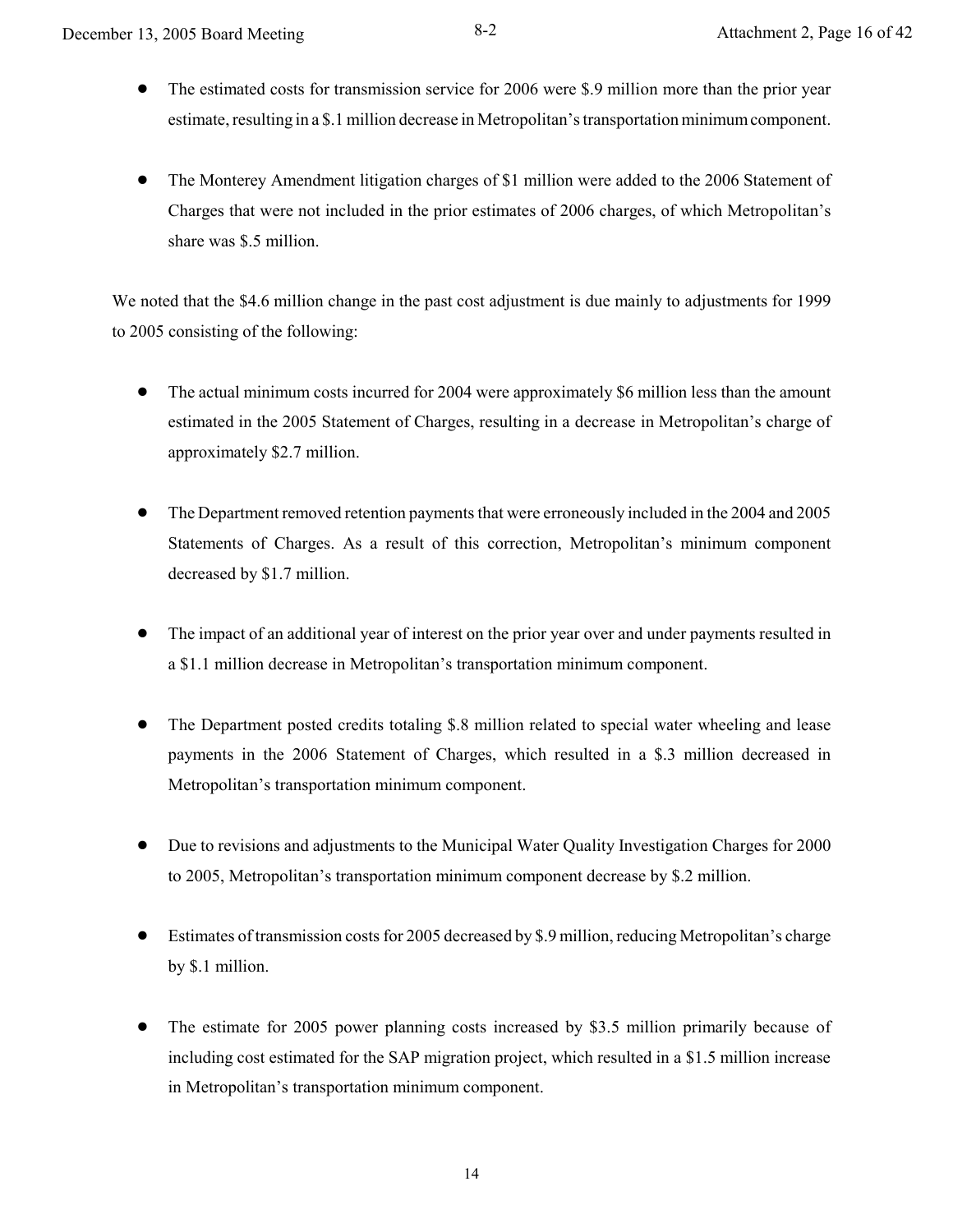- The estimated costs for transmission service for 2006 were \$.9 million more than the prior year estimate, resulting in a \$.1 million decrease in Metropolitan's transportation minimum component.

- The Monterey Amendment litigation charges of \$1 million were added to the 2006 Statement of Charges that were not included in the prior estimates of 2006 charges, of which Metropolitan's share was \$.5 million.

We noted that the \$4.6 million change in the past cost adjustment is due mainly to adjustments for 1999 to 2005 consisting of the following:

- The actual minimum costs incurred for 2004 were approximately \$6 million less than the amount estimated in the 2005 Statement of Charges, resulting in a decrease in Metropolitan's charge of approximately \$2.7 million.

- The Department removed retention payments that were erroneously included in the 2004 and 2005 Statements of Charges. As a result of this correction, Metropolitan's minimum component decreased by \$1.7 million.

- The impact of an additional year of interest on the prior year over and under payments resulted in a \$1.1 million decrease in Metropolitan's transportation minimum component.

- The Department posted credits totaling \$.8 million related to special water wheeling and lease payments in the 2006 Statement of Charges, which resulted in a \$.3 million decreased in Metropolitan's transportation minimum component.

- Due to revisions and adjustments to the Municipal Water Quality Investigation Charges for 2000 to 2005, Metropolitan's transportation minimum component decrease by \$.2 million.

- Estimates of transmission costs for 2005 decreased by \$.9 million, reducing Metropolitan's charge by \$.1 million.

- The estimate for 2005 power planning costs increased by \$3.5 million primarily because of including cost estimated for the SAP migration project, which resulted in a \$1.5 million increase in Metropolitan's transportation minimum component.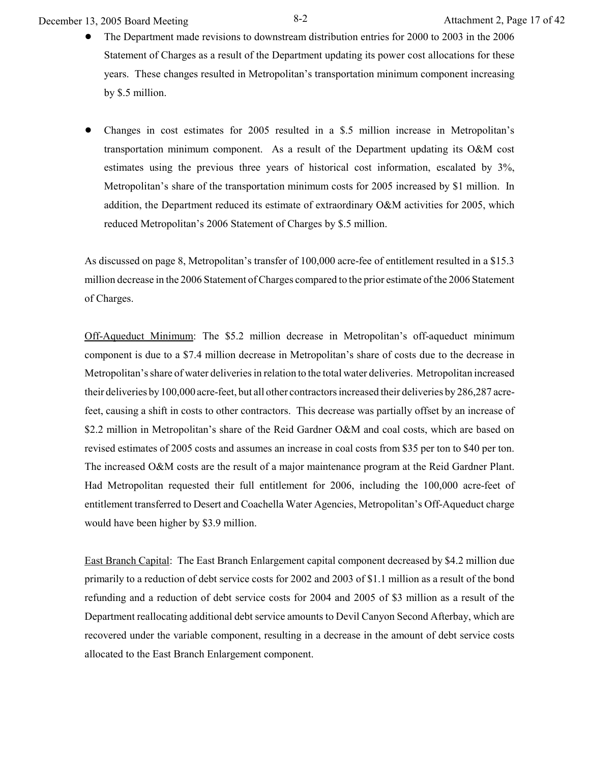- The Department made revisions to downstream distribution entries for 2000 to 2003 in the 2006 Statement of Charges as a result of the Department updating its power cost allocations for these years. These changes resulted in Metropolitan's transportation minimum component increasing by $.5 million.

- Changes in cost estimates for 2005 resulted in a $.5 million increase in Metropolitan's transportation minimum component. As a result of the Department updating its O&M cost estimates using the previous three years of historical cost information, escalated by 3%, Metropolitan's share of the transportation minimum costs for 2005 increased by $1 million. In addition, the Department reduced its estimate of extraordinary O&M activities for 2005, which reduced Metropolitan's 2006 Statement of Charges by $.5 million.

As discussed on page 8, Metropolitan's transfer of 100,000 acre-fee of entitlement resulted in a $15.3 million decrease in the 2006 Statement of Charges compared to the prior estimate of the 2006 Statement of Charges.

Off-Aqueduct Minimum: The $5.2 million decrease in Metropolitan's off-aqueduct minimum component is due to a $7.4 million decrease in Metropolitan's share of costs due to the decrease in Metropolitan's share of water deliveries in relation to the total water deliveries. Metropolitan increased their deliveries by 100,000 acre-feet, but all other contractors increased their deliveries by 286,287 acre-feet, causing a shift in costs to other contractors. This decrease was partially offset by an increase of $2.2 million in Metropolitan's share of the Reid Gardner O&M and coal costs, which are based on revised estimates of 2005 costs and assumes an increase in coal costs from $35 per ton to $40 per ton. The increased O&M costs are the result of a major maintenance program at the Reid Gardner Plant. Had Metropolitan requested their full entitlement for 2006, including the 100,000 acre-feet of entitlement transferred to Desert and Coachella Water Agencies, Metropolitan's Off-Aqueduct charge would have been higher by $3.9 million.

East Branch Capital: The East Branch Enlargement capital component decreased by $4.2 million due primarily to a reduction of debt service costs for 2002 and 2003 of $1.1 million as a result of the bond refunding and a reduction of debt service costs for 2004 and 2005 of $3 million as a result of the Department reallocating additional debt service amounts to Devil Canyon Second Afterbay, which are recovered under the variable component, resulting in a decrease in the amount of debt service costs allocated to the East Branch Enlargement component.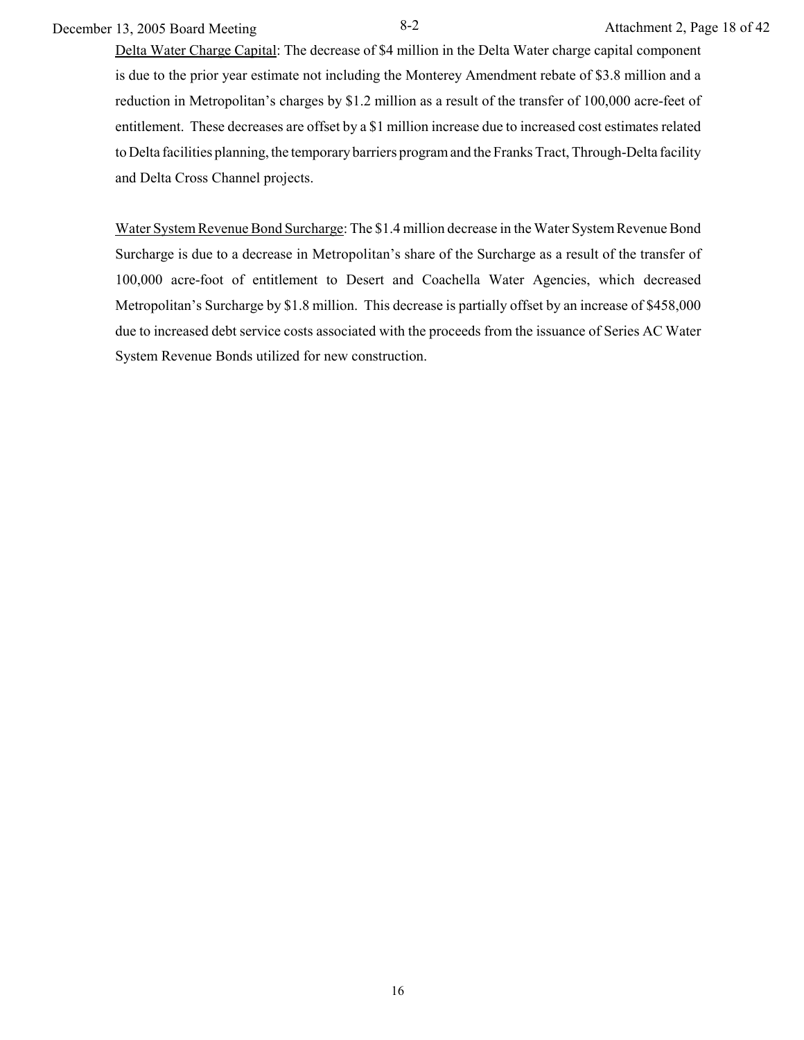<u>Delta Water Charge Capital</u>: The decrease of $4 million in the Delta Water charge capital component is due to the prior year estimate not including the Monterey Amendment rebate of $3.8 million and a reduction in Metropolitan's charges by $1.2 million as a result of the transfer of 100,000 acre-feet of entitlement. These decreases are offset by a $1 million increase due to increased cost estimates related to Delta facilities planning, the temporary barriers program and the Franks Tract, Through-Delta facility and Delta Cross Channel projects.

<u>Water System Revenue Bond Surcharge</u>: The $1.4 million decrease in the Water System Revenue Bond Surcharge is due to a decrease in Metropolitan's share of the Surcharge as a result of the transfer of 100,000 acre-foot of entitlement to Desert and Coachella Water Agencies, which decreased Metropolitan's Surcharge by $1.8 million. This decrease is partially offset by an increase of $458,000 due to increased debt service costs associated with the proceeds from the issuance of Series AC Water System Revenue Bonds utilized for new construction.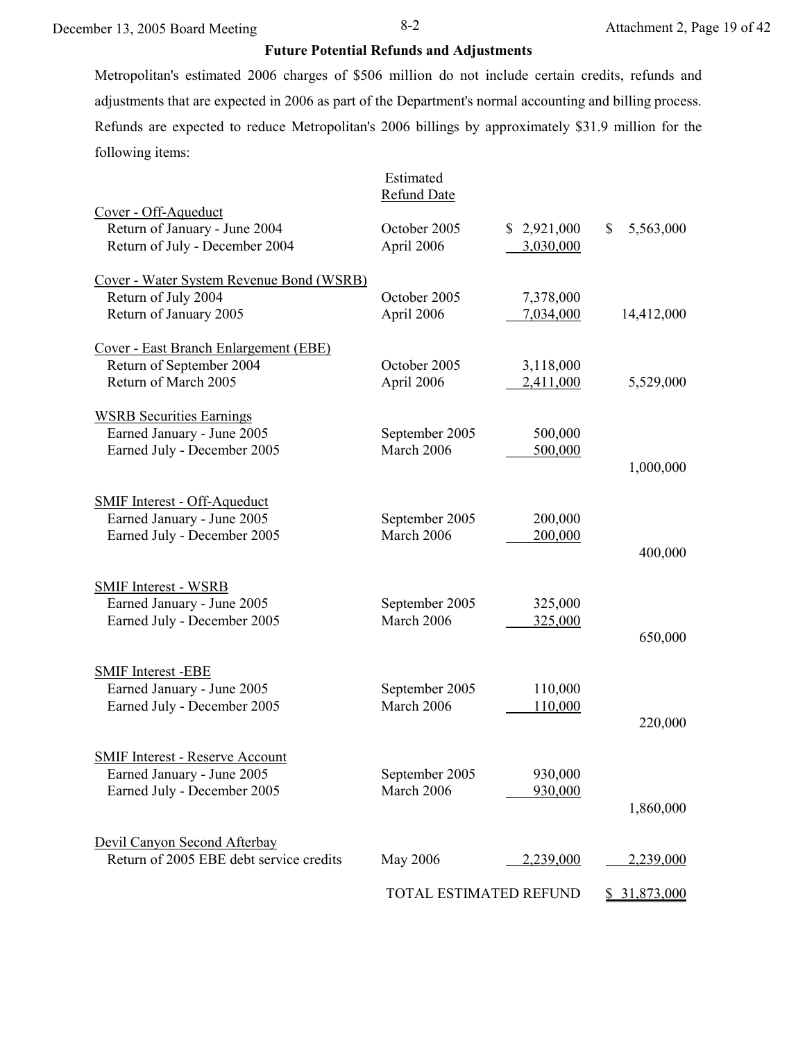## Future Potential Refunds and Adjustments

Metropolitan's estimated 2006 charges of $506 million do not include certain credits, refunds and adjustments that are expected in 2006 as part of the Department's normal accounting and billing process. Refunds are expected to reduce Metropolitan's 2006 billings by approximately $31.9 million for the following items:

| | Estimated Refund Date | | |
|---|---|---|---|
| Cover - Off-Aqueduct | | | |
| Return of January - June 2004 | October 2005 | $ 2,921,000 | $ 5,563,000 |
| Return of July - December 2004 | April 2006 | 3,030,000 | |
| Cover - Water System Revenue Bond (WSRB) | | | |
| Return of July 2004 | October 2005 | 7,378,000 | |
| Return of January 2005 | April 2006 | 7,034,000 | 14,412,000 |
| Cover - East Branch Enlargement (EBE) | | | |
| Return of September 2004 | October 2005 | 3,118,000 | |
| Return of March 2005 | April 2006 | 2,411,000 | 5,529,000 |
| WSRB Securities Earnings | | | |
| Earned January - June 2005 | September 2005 | 500,000 | |
| Earned July - December 2005 | March 2006 | 500,000 | |
| | | | 1,000,000 |
| SMIF Interest - Off-Aqueduct | | | |
| Earned January - June 2005 | September 2005 | 200,000 | |
| Earned July - December 2005 | March 2006 | 200,000 | |
| | | | 400,000 |
| SMIF Interest - WSRB | | | |
| Earned January - June 2005 | September 2005 | 325,000 | |
| Earned July - December 2005 | March 2006 | 325,000 | |
| | | | 650,000 |
| SMIF Interest -EBE | | | |
| Earned January - June 2005 | September 2005 | 110,000 | |
| Earned July - December 2005 | March 2006 | 110,000 | |
| | | | 220,000 |
| SMIF Interest - Reserve Account | | | |
| Earned January - June 2005 | September 2005 | 930,000 | |
| Earned July - December 2005 | March 2006 | 930,000 | |
| | | | 1,860,000 |
| Devil Canyon Second Afterbay | | | |
| Return of 2005 EBE debt service credits | May 2006 | 2,239,000 | 2,239,000 |
| | TOTAL ESTIMATED REFUND | | $ 31,873,000 |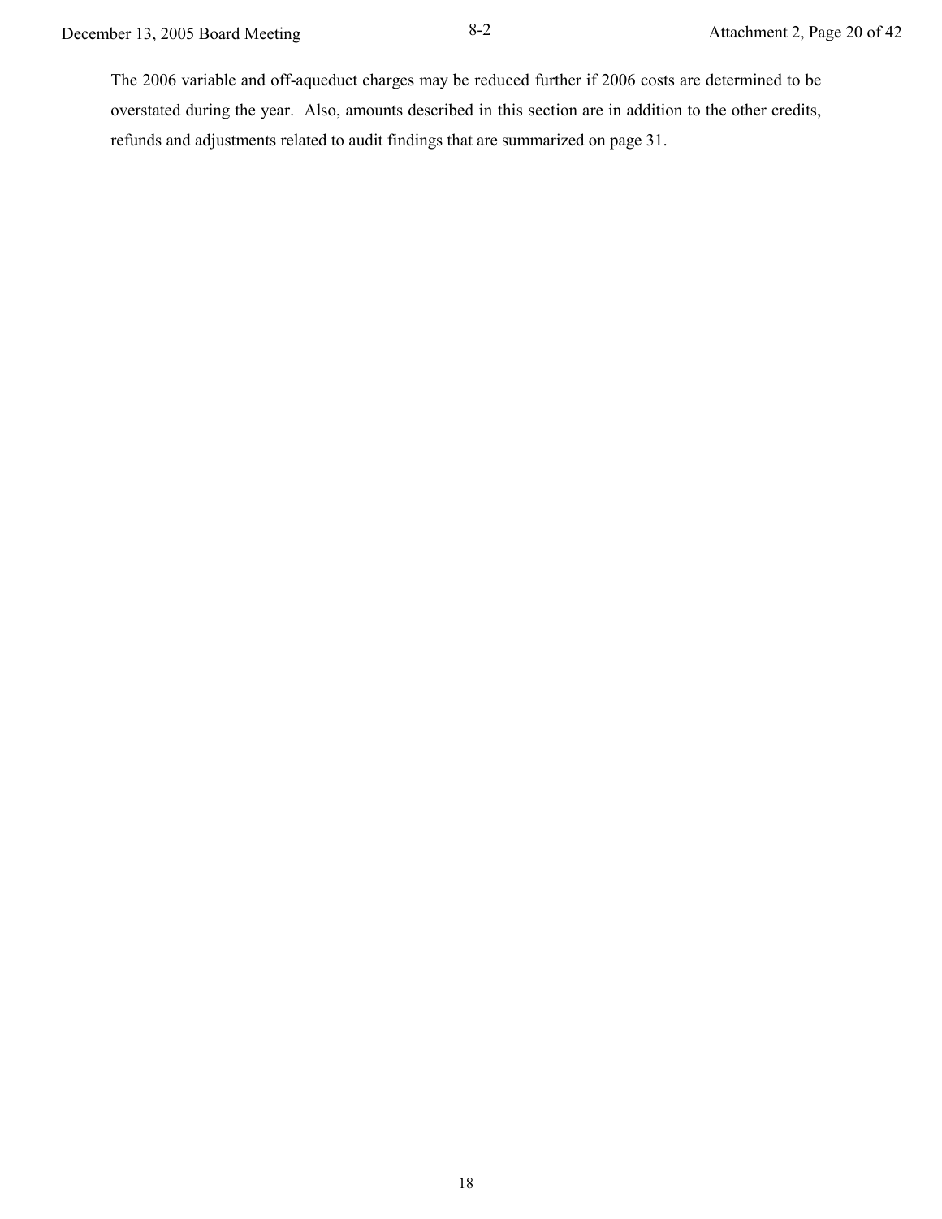The 2006 variable and off-aqueduct charges may be reduced further if 2006 costs are determined to be overstated during the year. Also, amounts described in this section are in addition to the other credits, refunds and adjustments related to audit findings that are summarized on page 31.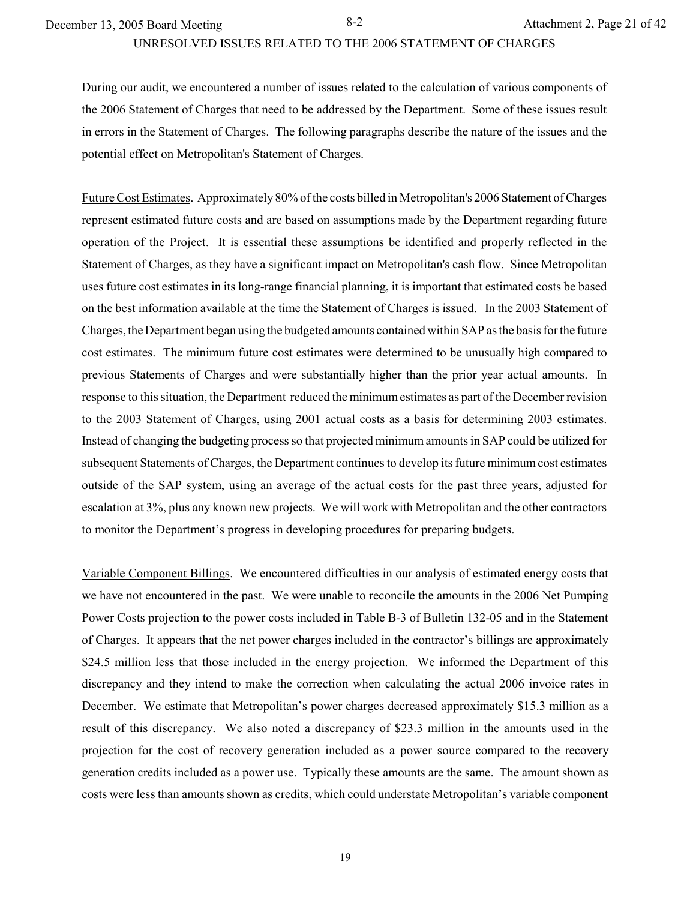UNRESOLVED ISSUES RELATED TO THE 2006 STATEMENT OF CHARGES

During our audit, we encountered a number of issues related to the calculation of various components of the 2006 Statement of Charges that need to be addressed by the Department. Some of these issues result in errors in the Statement of Charges. The following paragraphs describe the nature of the issues and the potential effect on Metropolitan's Statement of Charges.

Future Cost Estimates. Approximately 80% of the costs billed in Metropolitan's 2006 Statement of Charges represent estimated future costs and are based on assumptions made by the Department regarding future operation of the Project. It is essential these assumptions be identified and properly reflected in the Statement of Charges, as they have a significant impact on Metropolitan's cash flow. Since Metropolitan uses future cost estimates in its long-range financial planning, it is important that estimated costs be based on the best information available at the time the Statement of Charges is issued. In the 2003 Statement of Charges, the Department began using the budgeted amounts contained within SAP as the basis for the future cost estimates. The minimum future cost estimates were determined to be unusually high compared to previous Statements of Charges and were substantially higher than the prior year actual amounts. In response to this situation, the Department reduced the minimum estimates as part of the December revision to the 2003 Statement of Charges, using 2001 actual costs as a basis for determining 2003 estimates. Instead of changing the budgeting process so that projected minimum amounts in SAP could be utilized for subsequent Statements of Charges, the Department continues to develop its future minimum cost estimates outside of the SAP system, using an average of the actual costs for the past three years, adjusted for escalation at 3%, plus any known new projects. We will work with Metropolitan and the other contractors to monitor the Department's progress in developing procedures for preparing budgets.

Variable Component Billings. We encountered difficulties in our analysis of estimated energy costs that we have not encountered in the past. We were unable to reconcile the amounts in the 2006 Net Pumping Power Costs projection to the power costs included in Table B-3 of Bulletin 132-05 and in the Statement of Charges. It appears that the net power charges included in the contractor's billings are approximately \$24.5 million less that those included in the energy projection. We informed the Department of this discrepancy and they intend to make the correction when calculating the actual 2006 invoice rates in December. We estimate that Metropolitan's power charges decreased approximately \$15.3 million as a result of this discrepancy. We also noted a discrepancy of \$23.3 million in the amounts used in the projection for the cost of recovery generation included as a power source compared to the recovery generation credits included as a power use. Typically these amounts are the same. The amount shown as costs were less than amounts shown as credits, which could understate Metropolitan's variable component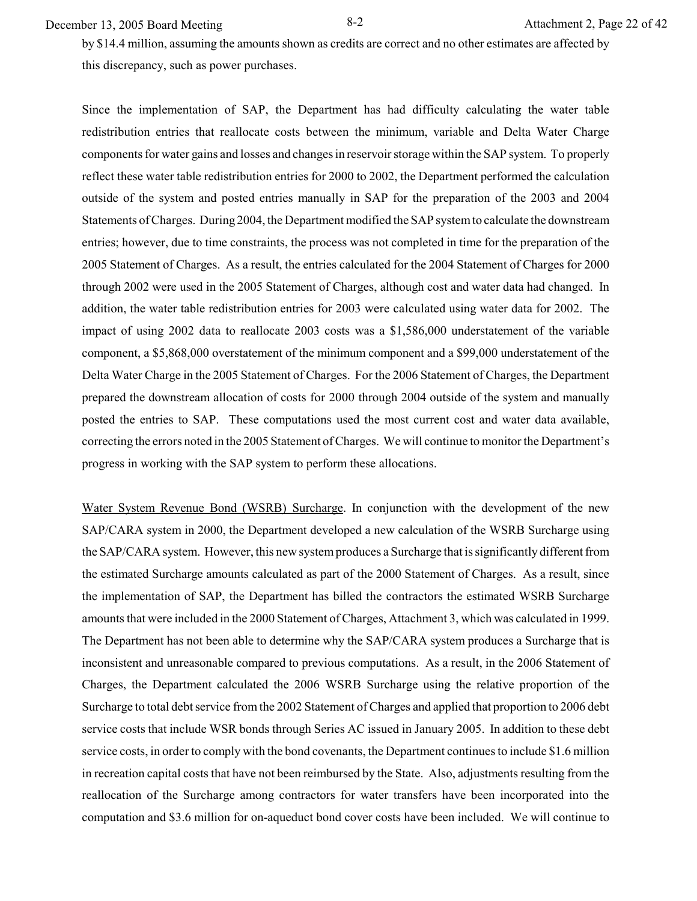by $14.4 million, assuming the amounts shown as credits are correct and no other estimates are affected by this discrepancy, such as power purchases.

Since the implementation of SAP, the Department has had difficulty calculating the water table redistribution entries that reallocate costs between the minimum, variable and Delta Water Charge components for water gains and losses and changes in reservoir storage within the SAP system. To properly reflect these water table redistribution entries for 2000 to 2002, the Department performed the calculation outside of the system and posted entries manually in SAP for the preparation of the 2003 and 2004 Statements of Charges. During 2004, the Department modified the SAP system to calculate the downstream entries; however, due to time constraints, the process was not completed in time for the preparation of the 2005 Statement of Charges. As a result, the entries calculated for the 2004 Statement of Charges for 2000 through 2002 were used in the 2005 Statement of Charges, although cost and water data had changed. In addition, the water table redistribution entries for 2003 were calculated using water data for 2002. The impact of using 2002 data to reallocate 2003 costs was a $1,586,000 understatement of the variable component, a $5,868,000 overstatement of the minimum component and a $99,000 understatement of the Delta Water Charge in the 2005 Statement of Charges. For the 2006 Statement of Charges, the Department prepared the downstream allocation of costs for 2000 through 2004 outside of the system and manually posted the entries to SAP. These computations used the most current cost and water data available, correcting the errors noted in the 2005 Statement of Charges. We will continue to monitor the Department's progress in working with the SAP system to perform these allocations.

Water System Revenue Bond (WSRB) Surcharge. In conjunction with the development of the new SAP/CARA system in 2000, the Department developed a new calculation of the WSRB Surcharge using the SAP/CARA system. However, this new system produces a Surcharge that is significantly different from the estimated Surcharge amounts calculated as part of the 2000 Statement of Charges. As a result, since the implementation of SAP, the Department has billed the contractors the estimated WSRB Surcharge amounts that were included in the 2000 Statement of Charges, Attachment 3, which was calculated in 1999. The Department has not been able to determine why the SAP/CARA system produces a Surcharge that is inconsistent and unreasonable compared to previous computations. As a result, in the 2006 Statement of Charges, the Department calculated the 2006 WSRB Surcharge using the relative proportion of the Surcharge to total debt service from the 2002 Statement of Charges and applied that proportion to 2006 debt service costs that include WSR bonds through Series AC issued in January 2005. In addition to these debt service costs, in order to comply with the bond covenants, the Department continues to include $1.6 million in recreation capital costs that have not been reimbursed by the State. Also, adjustments resulting from the reallocation of the Surcharge among contractors for water transfers have been incorporated into the computation and $3.6 million for on-aqueduct bond cover costs have been included. We will continue to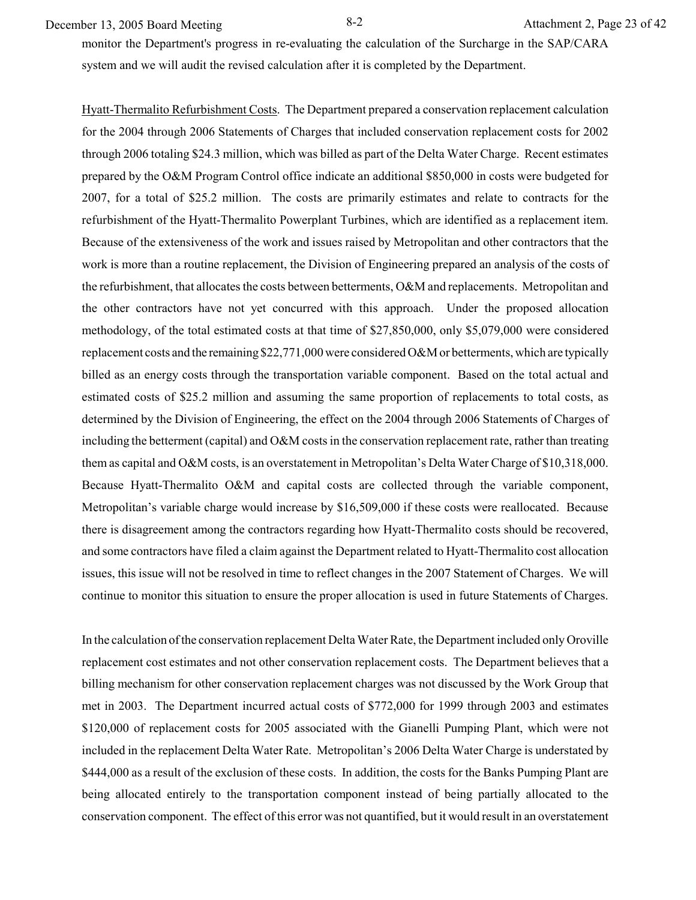monitor the Department's progress in re-evaluating the calculation of the Surcharge in the SAP/CARA system and we will audit the revised calculation after it is completed by the Department.

Hyatt-Thermalito Refurbishment Costs. The Department prepared a conservation replacement calculation for the 2004 through 2006 Statements of Charges that included conservation replacement costs for 2002 through 2006 totaling $24.3 million, which was billed as part of the Delta Water Charge. Recent estimates prepared by the O&M Program Control office indicate an additional $850,000 in costs were budgeted for 2007, for a total of $25.2 million. The costs are primarily estimates and relate to contracts for the refurbishment of the Hyatt-Thermalito Powerplant Turbines, which are identified as a replacement item. Because of the extensiveness of the work and issues raised by Metropolitan and other contractors that the work is more than a routine replacement, the Division of Engineering prepared an analysis of the costs of the refurbishment, that allocates the costs between betterments, O&M and replacements. Metropolitan and the other contractors have not yet concurred with this approach. Under the proposed allocation methodology, of the total estimated costs at that time of $27,850,000, only $5,079,000 were considered replacement costs and the remaining $22,771,000 were considered O&M or betterments, which are typically billed as an energy costs through the transportation variable component. Based on the total actual and estimated costs of $25.2 million and assuming the same proportion of replacements to total costs, as determined by the Division of Engineering, the effect on the 2004 through 2006 Statements of Charges of including the betterment (capital) and O&M costs in the conservation replacement rate, rather than treating them as capital and O&M costs, is an overstatement in Metropolitan's Delta Water Charge of $10,318,000. Because Hyatt-Thermalito O&M and capital costs are collected through the variable component, Metropolitan's variable charge would increase by $16,509,000 if these costs were reallocated. Because there is disagreement among the contractors regarding how Hyatt-Thermalito costs should be recovered, and some contractors have filed a claim against the Department related to Hyatt-Thermalito cost allocation issues, this issue will not be resolved in time to reflect changes in the 2007 Statement of Charges. We will continue to monitor this situation to ensure the proper allocation is used in future Statements of Charges.

In the calculation of the conservation replacement Delta Water Rate, the Department included only Oroville replacement cost estimates and not other conservation replacement costs. The Department believes that a billing mechanism for other conservation replacement charges was not discussed by the Work Group that met in 2003. The Department incurred actual costs of $772,000 for 1999 through 2003 and estimates $120,000 of replacement costs for 2005 associated with the Gianelli Pumping Plant, which were not included in the replacement Delta Water Rate. Metropolitan's 2006 Delta Water Charge is understated by $444,000 as a result of the exclusion of these costs. In addition, the costs for the Banks Pumping Plant are being allocated entirely to the transportation component instead of being partially allocated to the conservation component. The effect of this error was not quantified, but it would result in an overstatement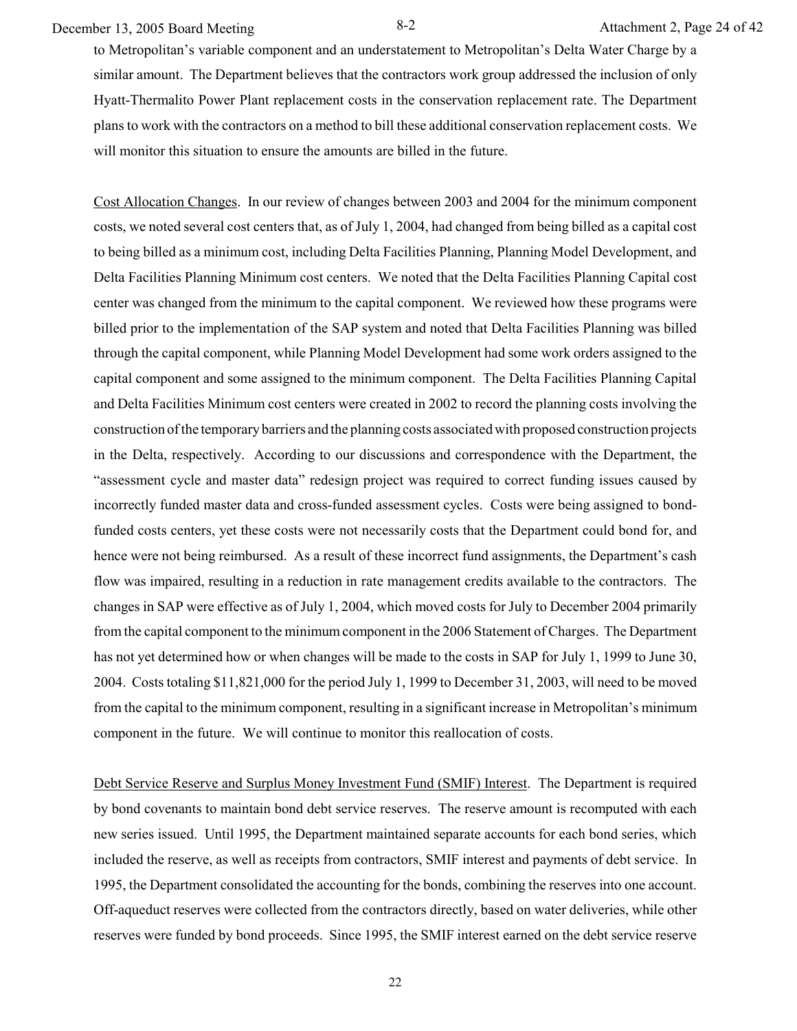to Metropolitan's variable component and an understatement to Metropolitan's Delta Water Charge by a similar amount. The Department believes that the contractors work group addressed the inclusion of only Hyatt-Thermalito Power Plant replacement costs in the conservation replacement rate. The Department plans to work with the contractors on a method to bill these additional conservation replacement costs. We will monitor this situation to ensure the amounts are billed in the future.

Cost Allocation Changes. In our review of changes between 2003 and 2004 for the minimum component costs, we noted several cost centers that, as of July 1, 2004, had changed from being billed as a capital cost to being billed as a minimum cost, including Delta Facilities Planning, Planning Model Development, and Delta Facilities Planning Minimum cost centers. We noted that the Delta Facilities Planning Capital cost center was changed from the minimum to the capital component. We reviewed how these programs were billed prior to the implementation of the SAP system and noted that Delta Facilities Planning was billed through the capital component, while Planning Model Development had some work orders assigned to the capital component and some assigned to the minimum component. The Delta Facilities Planning Capital and Delta Facilities Minimum cost centers were created in 2002 to record the planning costs involving the construction of the temporary barriers and the planning costs associated with proposed construction projects in the Delta, respectively. According to our discussions and correspondence with the Department, the "assessment cycle and master data" redesign project was required to correct funding issues caused by incorrectly funded master data and cross-funded assessment cycles. Costs were being assigned to bond-funded costs centers, yet these costs were not necessarily costs that the Department could bond for, and hence were not being reimbursed. As a result of these incorrect fund assignments, the Department's cash flow was impaired, resulting in a reduction in rate management credits available to the contractors. The changes in SAP were effective as of July 1, 2004, which moved costs for July to December 2004 primarily from the capital component to the minimum component in the 2006 Statement of Charges. The Department has not yet determined how or when changes will be made to the costs in SAP for July 1, 1999 to June 30, 2004. Costs totaling $11,821,000 for the period July 1, 1999 to December 31, 2003, will need to be moved from the capital to the minimum component, resulting in a significant increase in Metropolitan's minimum component in the future. We will continue to monitor this reallocation of costs.

Debt Service Reserve and Surplus Money Investment Fund (SMIF) Interest. The Department is required by bond covenants to maintain bond debt service reserves. The reserve amount is recomputed with each new series issued. Until 1995, the Department maintained separate accounts for each bond series, which included the reserve, as well as receipts from contractors, SMIF interest and payments of debt service. In 1995, the Department consolidated the accounting for the bonds, combining the reserves into one account. Off-aqueduct reserves were collected from the contractors directly, based on water deliveries, while other reserves were funded by bond proceeds. Since 1995, the SMIF interest earned on the debt service reserve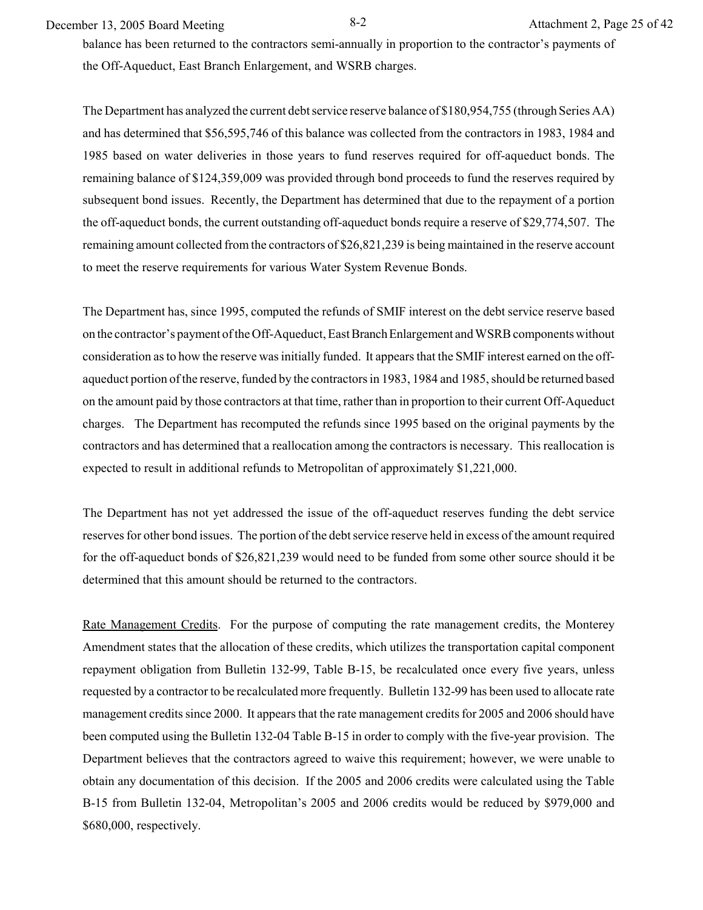balance has been returned to the contractors semi-annually in proportion to the contractor's payments of the Off-Aqueduct, East Branch Enlargement, and WSRB charges.

The Department has analyzed the current debt service reserve balance of $180,954,755 (through Series AA) and has determined that $56,595,746 of this balance was collected from the contractors in 1983, 1984 and 1985 based on water deliveries in those years to fund reserves required for off-aqueduct bonds. The remaining balance of $124,359,009 was provided through bond proceeds to fund the reserves required by subsequent bond issues. Recently, the Department has determined that due to the repayment of a portion the off-aqueduct bonds, the current outstanding off-aqueduct bonds require a reserve of $29,774,507. The remaining amount collected from the contractors of $26,821,239 is being maintained in the reserve account to meet the reserve requirements for various Water System Revenue Bonds.

The Department has, since 1995, computed the refunds of SMIF interest on the debt service reserve based on the contractor's payment of the Off-Aqueduct, East Branch Enlargement and WSRB components without consideration as to how the reserve was initially funded. It appears that the SMIF interest earned on the off-aqueduct portion of the reserve, funded by the contractors in 1983, 1984 and 1985, should be returned based on the amount paid by those contractors at that time, rather than in proportion to their current Off-Aqueduct charges. The Department has recomputed the refunds since 1995 based on the original payments by the contractors and has determined that a reallocation among the contractors is necessary. This reallocation is expected to result in additional refunds to Metropolitan of approximately $1,221,000.

The Department has not yet addressed the issue of the off-aqueduct reserves funding the debt service reserves for other bond issues. The portion of the debt service reserve held in excess of the amount required for the off-aqueduct bonds of $26,821,239 would need to be funded from some other source should it be determined that this amount should be returned to the contractors.

Rate Management Credits. For the purpose of computing the rate management credits, the Monterey Amendment states that the allocation of these credits, which utilizes the transportation capital component repayment obligation from Bulletin 132-99, Table B-15, be recalculated once every five years, unless requested by a contractor to be recalculated more frequently. Bulletin 132-99 has been used to allocate rate management credits since 2000. It appears that the rate management credits for 2005 and 2006 should have been computed using the Bulletin 132-04 Table B-15 in order to comply with the five-year provision. The Department believes that the contractors agreed to waive this requirement; however, we were unable to obtain any documentation of this decision. If the 2005 and 2006 credits were calculated using the Table B-15 from Bulletin 132-04, Metropolitan's 2005 and 2006 credits would be reduced by $979,000 and $680,000, respectively.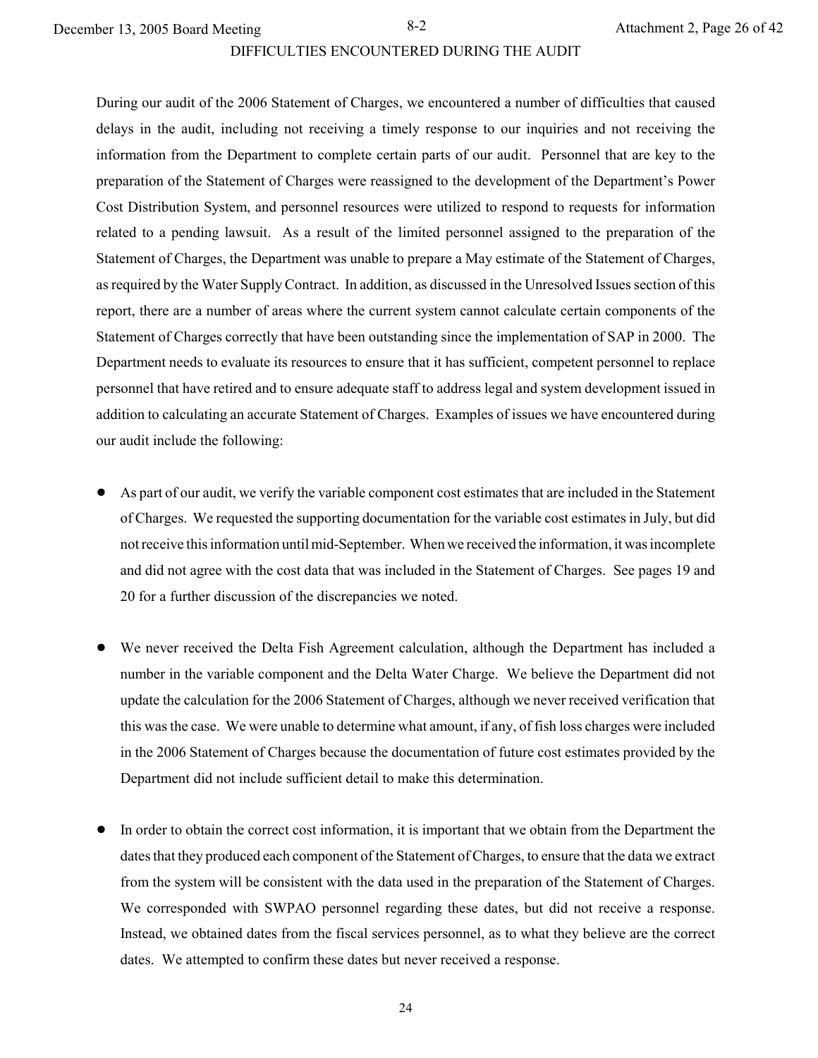## DIFFICULTIES ENCOUNTERED DURING THE AUDIT

During our audit of the 2006 Statement of Charges, we encountered a number of difficulties that caused delays in the audit, including not receiving a timely response to our inquiries and not receiving the information from the Department to complete certain parts of our audit. Personnel that are key to the preparation of the Statement of Charges were reassigned to the development of the Department's Power Cost Distribution System, and personnel resources were utilized to respond to requests for information related to a pending lawsuit. As a result of the limited personnel assigned to the preparation of the Statement of Charges, the Department was unable to prepare a May estimate of the Statement of Charges, as required by the Water Supply Contract. In addition, as discussed in the Unresolved Issues section of this report, there are a number of areas where the current system cannot calculate certain components of the Statement of Charges correctly that have been outstanding since the implementation of SAP in 2000. The Department needs to evaluate its resources to ensure that it has sufficient, competent personnel to replace personnel that have retired and to ensure adequate staff to address legal and system development issued in addition to calculating an accurate Statement of Charges. Examples of issues we have encountered during our audit include the following:

- As part of our audit, we verify the variable component cost estimates that are included in the Statement of Charges. We requested the supporting documentation for the variable cost estimates in July, but did not receive this information until mid-September. When we received the information, it was incomplete and did not agree with the cost data that was included in the Statement of Charges. See pages 19 and 20 for a further discussion of the discrepancies we noted.

- We never received the Delta Fish Agreement calculation, although the Department has included a number in the variable component and the Delta Water Charge. We believe the Department did not update the calculation for the 2006 Statement of Charges, although we never received verification that this was the case. We were unable to determine what amount, if any, of fish loss charges were included in the 2006 Statement of Charges because the documentation of future cost estimates provided by the Department did not include sufficient detail to make this determination.

- In order to obtain the correct cost information, it is important that we obtain from the Department the dates that they produced each component of the Statement of Charges, to ensure that the data we extract from the system will be consistent with the data used in the preparation of the Statement of Charges. We corresponded with SWPAO personnel regarding these dates, but did not receive a response. Instead, we obtained dates from the fiscal services personnel, as to what they believe are the correct dates. We attempted to confirm these dates but never received a response.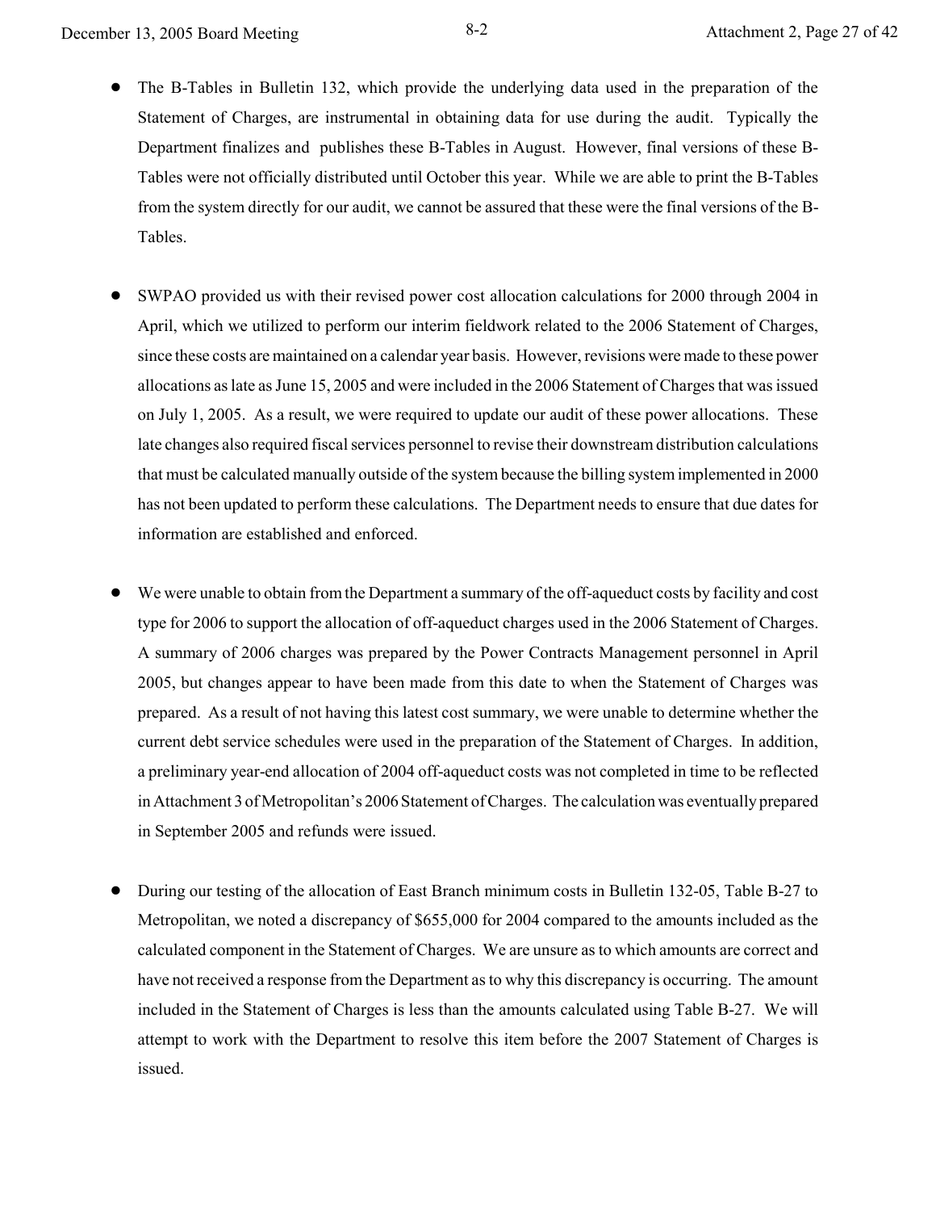- The B-Tables in Bulletin 132, which provide the underlying data used in the preparation of the Statement of Charges, are instrumental in obtaining data for use during the audit. Typically the Department finalizes and publishes these B-Tables in August. However, final versions of these B-Tables were not officially distributed until October this year. While we are able to print the B-Tables from the system directly for our audit, we cannot be assured that these were the final versions of the B-Tables.

- SWPAO provided us with their revised power cost allocation calculations for 2000 through 2004 in April, which we utilized to perform our interim fieldwork related to the 2006 Statement of Charges, since these costs are maintained on a calendar year basis. However, revisions were made to these power allocations as late as June 15, 2005 and were included in the 2006 Statement of Charges that was issued on July 1, 2005. As a result, we were required to update our audit of these power allocations. These late changes also required fiscal services personnel to revise their downstream distribution calculations that must be calculated manually outside of the system because the billing system implemented in 2000 has not been updated to perform these calculations. The Department needs to ensure that due dates for information are established and enforced.

- We were unable to obtain from the Department a summary of the off-aqueduct costs by facility and cost type for 2006 to support the allocation of off-aqueduct charges used in the 2006 Statement of Charges. A summary of 2006 charges was prepared by the Power Contracts Management personnel in April 2005, but changes appear to have been made from this date to when the Statement of Charges was prepared. As a result of not having this latest cost summary, we were unable to determine whether the current debt service schedules were used in the preparation of the Statement of Charges. In addition, a preliminary year-end allocation of 2004 off-aqueduct costs was not completed in time to be reflected in Attachment 3 of Metropolitan's 2006 Statement of Charges. The calculation was eventually prepared in September 2005 and refunds were issued.

- During our testing of the allocation of East Branch minimum costs in Bulletin 132-05, Table B-27 to Metropolitan, we noted a discrepancy of $655,000 for 2004 compared to the amounts included as the calculated component in the Statement of Charges. We are unsure as to which amounts are correct and have not received a response from the Department as to why this discrepancy is occurring. The amount included in the Statement of Charges is less than the amounts calculated using Table B-27. We will attempt to work with the Department to resolve this item before the 2007 Statement of Charges is issued.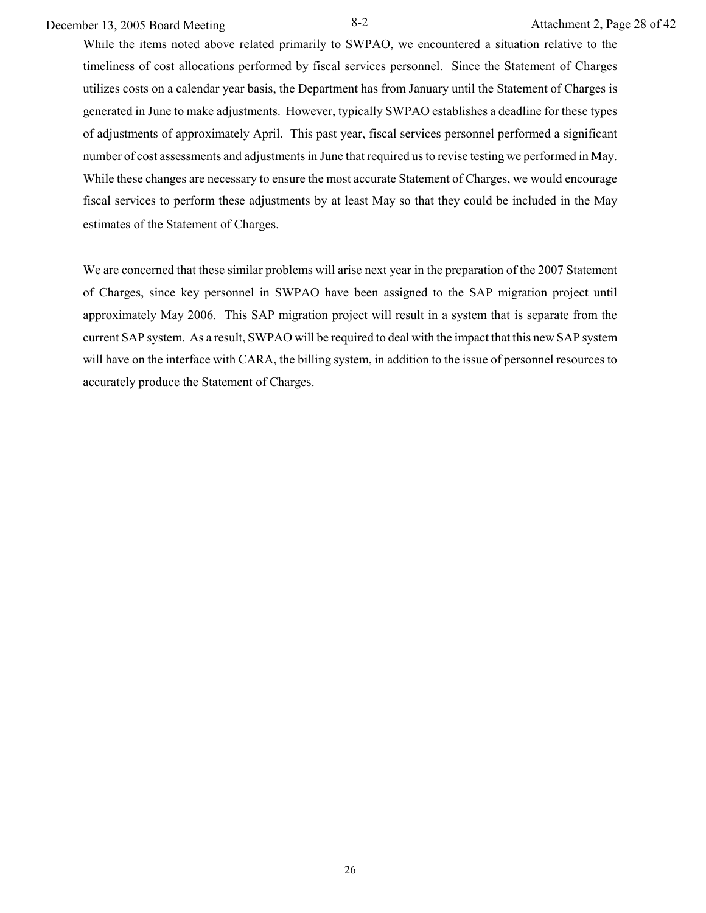While the items noted above related primarily to SWPAO, we encountered a situation relative to the timeliness of cost allocations performed by fiscal services personnel. Since the Statement of Charges utilizes costs on a calendar year basis, the Department has from January until the Statement of Charges is generated in June to make adjustments. However, typically SWPAO establishes a deadline for these types of adjustments of approximately April. This past year, fiscal services personnel performed a significant number of cost assessments and adjustments in June that required us to revise testing we performed in May. While these changes are necessary to ensure the most accurate Statement of Charges, we would encourage fiscal services to perform these adjustments by at least May so that they could be included in the May estimates of the Statement of Charges.

We are concerned that these similar problems will arise next year in the preparation of the 2007 Statement of Charges, since key personnel in SWPAO have been assigned to the SAP migration project until approximately May 2006. This SAP migration project will result in a system that is separate from the current SAP system. As a result, SWPAO will be required to deal with the impact that this new SAP system will have on the interface with CARA, the billing system, in addition to the issue of personnel resources to accurately produce the Statement of Charges.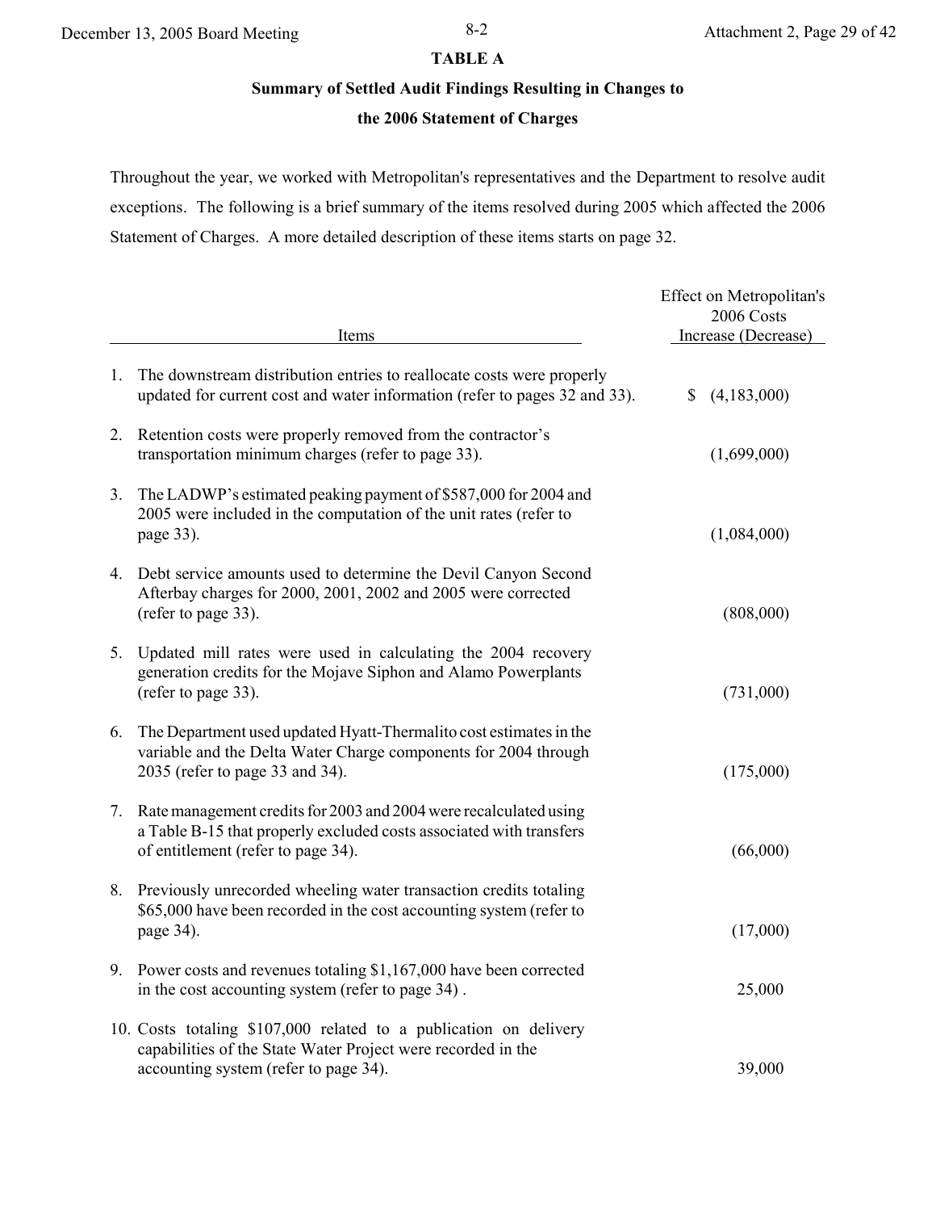# TABLE A

## Summary of Settled Audit Findings Resulting in Changes to the 2006 Statement of Charges

Throughout the year, we worked with Metropolitan's representatives and the Department to resolve audit exceptions. The following is a brief summary of the items resolved during 2005 which affected the 2006 Statement of Charges. A more detailed description of these items starts on page 32.

| Items | Effect on Metropolitan's 2006 Costs Increase (Decrease) |
|---|---|
| 1. The downstream distribution entries to reallocate costs were properly updated for current cost and water information (refer to pages 32 and 33). | $ (4,183,000) |
| 2. Retention costs were properly removed from the contractor's transportation minimum charges (refer to page 33). | (1,699,000) |
| 3. The LADWP's estimated peaking payment of $587,000 for 2004 and 2005 were included in the computation of the unit rates (refer to page 33). | (1,084,000) |
| 4. Debt service amounts used to determine the Devil Canyon Second Afterbay charges for 2000, 2001, 2002 and 2005 were corrected (refer to page 33). | (808,000) |
| 5. Updated mill rates were used in calculating the 2004 recovery generation credits for the Mojave Siphon and Alamo Powerplants (refer to page 33). | (731,000) |
| 6. The Department used updated Hyatt-Thermalito cost estimates in the variable and the Delta Water Charge components for 2004 through 2035 (refer to page 33 and 34). | (175,000) |
| 7. Rate management credits for 2003 and 2004 were recalculated using a Table B-15 that properly excluded costs associated with transfers of entitlement (refer to page 34). | (66,000) |
| 8. Previously unrecorded wheeling water transaction credits totaling $65,000 have been recorded in the cost accounting system (refer to page 34). | (17,000) |
| 9. Power costs and revenues totaling $1,167,000 have been corrected in the cost accounting system (refer to page 34) . | 25,000 |
| 10. Costs totaling $107,000 related to a publication on delivery capabilities of the State Water Project were recorded in the accounting system (refer to page 34). | 39,000 |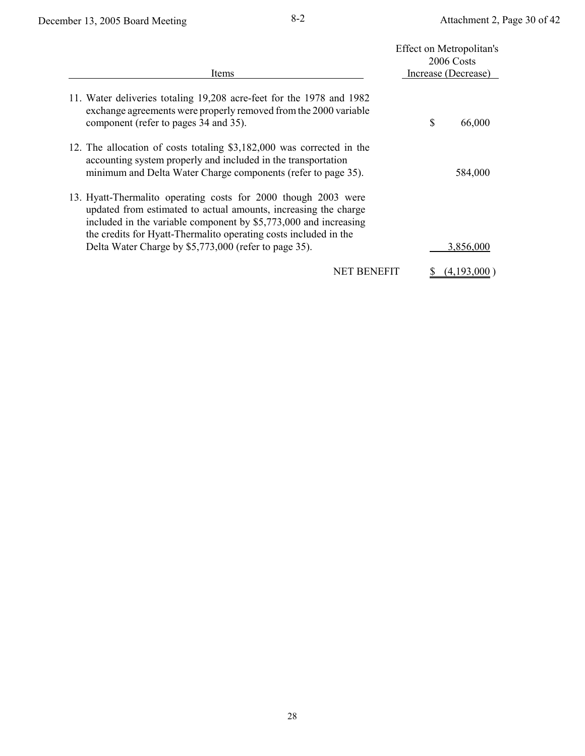| Items | Effect on Metropolitan's 2006 Costs Increase (Decrease) |
|---|---|
| 11. Water deliveries totaling 19,208 acre-feet for the 1978 and 1982 exchange agreements were properly removed from the 2000 variable component (refer to pages 34 and 35). | $ 66,000 |
| 12. The allocation of costs totaling $3,182,000 was corrected in the accounting system properly and included in the transportation minimum and Delta Water Charge components (refer to page 35). | 584,000 |
| 13. Hyatt-Thermalito operating costs for 2000 though 2003 were updated from estimated to actual amounts, increasing the charge included in the variable component by $5,773,000 and increasing the credits for Hyatt-Thermalito operating costs included in the Delta Water Charge by $5,773,000 (refer to page 35). | 3,856,000 |
| NET BENEFIT | $ (4,193,000 ) |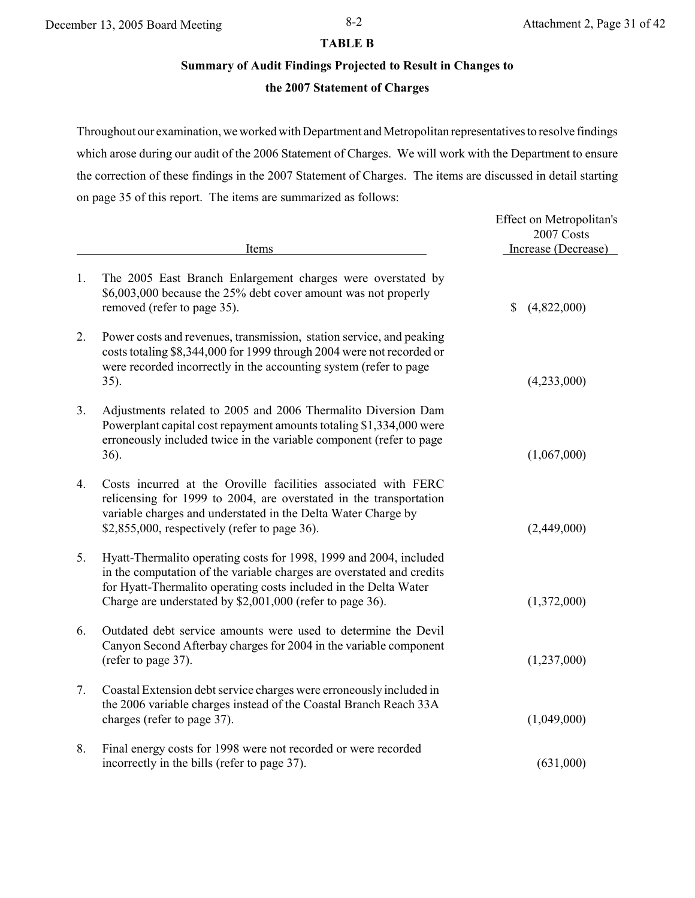**TABLE B**

**Summary of Audit Findings Projected to Result in Changes to the 2007 Statement of Charges**

Throughout our examination, we worked with Department and Metropolitan representatives to resolve findings which arose during our audit of the 2006 Statement of Charges. We will work with the Department to ensure the correction of these findings in the 2007 Statement of Charges. The items are discussed in detail starting on page 35 of this report. The items are summarized as follows:

| | Items | Effect on Metropolitan's 2007 Costs Increase (Decrease) |
|---|---|---|
| 1. | The 2005 East Branch Enlargement charges were overstated by $6,003,000 because the 25% debt cover amount was not properly removed (refer to page 35). | $ (4,822,000) |
| 2. | Power costs and revenues, transmission, station service, and peaking costs totaling $8,344,000 for 1999 through 2004 were not recorded or were recorded incorrectly in the accounting system (refer to page 35). | (4,233,000) |
| 3. | Adjustments related to 2005 and 2006 Thermalito Diversion Dam Powerplant capital cost repayment amounts totaling $1,334,000 were erroneously included twice in the variable component (refer to page 36). | (1,067,000) |
| 4. | Costs incurred at the Oroville facilities associated with FERC relicensing for 1999 to 2004, are overstated in the transportation variable charges and understated in the Delta Water Charge by $2,855,000, respectively (refer to page 36). | (2,449,000) |
| 5. | Hyatt-Thermalito operating costs for 1998, 1999 and 2004, included in the computation of the variable charges are overstated and credits for Hyatt-Thermalito operating costs included in the Delta Water Charge are understated by $2,001,000 (refer to page 36). | (1,372,000) |
| 6. | Outdated debt service amounts were used to determine the Devil Canyon Second Afterbay charges for 2004 in the variable component (refer to page 37). | (1,237,000) |
| 7. | Coastal Extension debt service charges were erroneously included in the 2006 variable charges instead of the Coastal Branch Reach 33A charges (refer to page 37). | (1,049,000) |
| 8. | Final energy costs for 1998 were not recorded or were recorded incorrectly in the bills (refer to page 37). | (631,000) |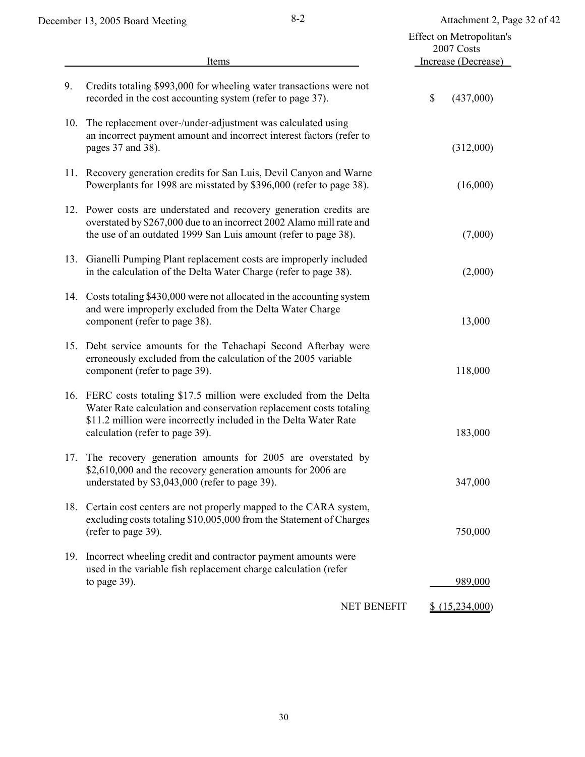| | Items | Effect on Metropolitan's 2007 Costs Increase (Decrease) |
|---|---|---|
| 9. | Credits totaling $993,000 for wheeling water transactions were not recorded in the cost accounting system (refer to page 37). | $ (437,000) |
| 10. | The replacement over-/under-adjustment was calculated using an incorrect payment amount and incorrect interest factors (refer to pages 37 and 38). | (312,000) |
| 11. | Recovery generation credits for San Luis, Devil Canyon and Warne Powerplants for 1998 are misstated by $396,000 (refer to page 38). | (16,000) |
| 12. | Power costs are understated and recovery generation credits are overstated by $267,000 due to an incorrect 2002 Alamo mill rate and the use of an outdated 1999 San Luis amount (refer to page 38). | (7,000) |
| 13. | Gianelli Pumping Plant replacement costs are improperly included in the calculation of the Delta Water Charge (refer to page 38). | (2,000) |
| 14. | Costs totaling $430,000 were not allocated in the accounting system and were improperly excluded from the Delta Water Charge component (refer to page 38). | 13,000 |
| 15. | Debt service amounts for the Tehachapi Second Afterbay were erroneously excluded from the calculation of the 2005 variable component (refer to page 39). | 118,000 |
| 16. | FERC costs totaling $17.5 million were excluded from the Delta Water Rate calculation and conservation replacement costs totaling $11.2 million were incorrectly included in the Delta Water Rate calculation (refer to page 39). | 183,000 |
| 17. | The recovery generation amounts for 2005 are overstated by $2,610,000 and the recovery generation amounts for 2006 are understated by $3,043,000 (refer to page 39). | 347,000 |
| 18. | Certain cost centers are not properly mapped to the CARA system, excluding costs totaling $10,005,000 from the Statement of Charges (refer to page 39). | 750,000 |
| 19. | Incorrect wheeling credit and contractor payment amounts were used in the variable fish replacement charge calculation (refer to page 39). | 989,000 |
| | NET BENEFIT | $ (15,234,000) |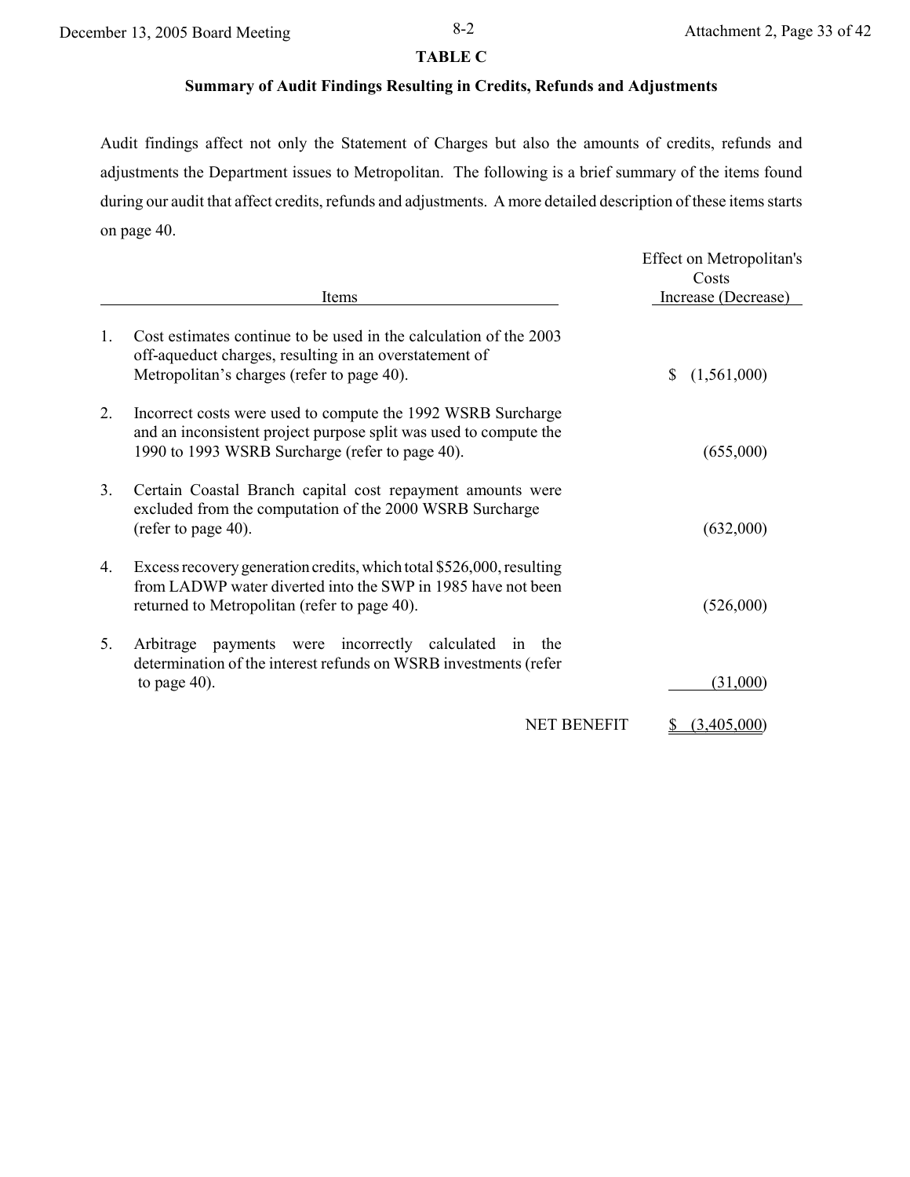## TABLE C

### Summary of Audit Findings Resulting in Credits, Refunds and Adjustments

Audit findings affect not only the Statement of Charges but also the amounts of credits, refunds and adjustments the Department issues to Metropolitan. The following is a brief summary of the items found during our audit that affect credits, refunds and adjustments. A more detailed description of these items starts on page 40.

| | Items | Effect on Metropolitan's Costs Increase (Decrease) |
|---|---|---|
| 1. | Cost estimates continue to be used in the calculation of the 2003 off-aqueduct charges, resulting in an overstatement of Metropolitan's charges (refer to page 40). | $ (1,561,000) |
| 2. | Incorrect costs were used to compute the 1992 WSRB Surcharge and an inconsistent project purpose split was used to compute the 1990 to 1993 WSRB Surcharge (refer to page 40). | (655,000) |
| 3. | Certain Coastal Branch capital cost repayment amounts were excluded from the computation of the 2000 WSRB Surcharge (refer to page 40). | (632,000) |
| 4. | Excess recovery generation credits, which total $526,000, resulting from LADWP water diverted into the SWP in 1985 have not been returned to Metropolitan (refer to page 40). | (526,000) |
| 5. | Arbitrage payments were incorrectly calculated in the determination of the interest refunds on WSRB investments (refer to page 40). | (31,000) |
| | NET BENEFIT | $ (3,405,000) |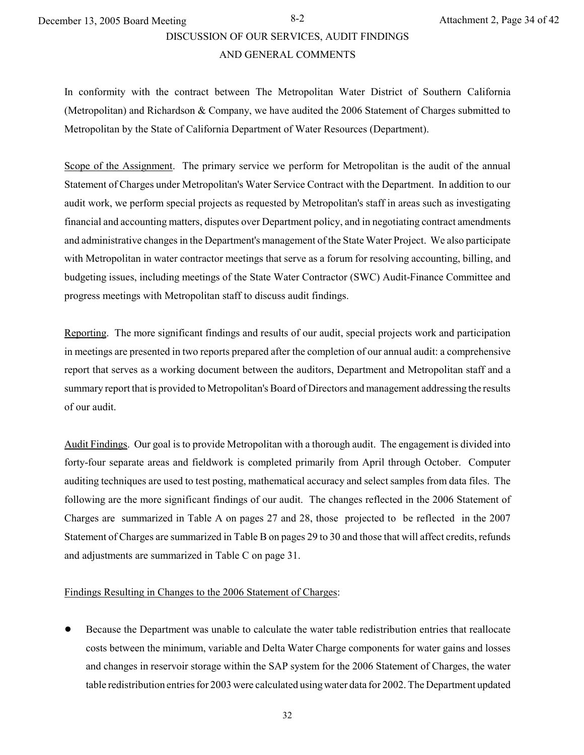## DISCUSSION OF OUR SERVICES, AUDIT FINDINGS AND GENERAL COMMENTS

In conformity with the contract between The Metropolitan Water District of Southern California (Metropolitan) and Richardson & Company, we have audited the 2006 Statement of Charges submitted to Metropolitan by the State of California Department of Water Resources (Department).

Scope of the Assignment. The primary service we perform for Metropolitan is the audit of the annual Statement of Charges under Metropolitan's Water Service Contract with the Department. In addition to our audit work, we perform special projects as requested by Metropolitan's staff in areas such as investigating financial and accounting matters, disputes over Department policy, and in negotiating contract amendments and administrative changes in the Department's management of the State Water Project. We also participate with Metropolitan in water contractor meetings that serve as a forum for resolving accounting, billing, and budgeting issues, including meetings of the State Water Contractor (SWC) Audit-Finance Committee and progress meetings with Metropolitan staff to discuss audit findings.

Reporting. The more significant findings and results of our audit, special projects work and participation in meetings are presented in two reports prepared after the completion of our annual audit: a comprehensive report that serves as a working document between the auditors, Department and Metropolitan staff and a summary report that is provided to Metropolitan's Board of Directors and management addressing the results of our audit.

Audit Findings. Our goal is to provide Metropolitan with a thorough audit. The engagement is divided into forty-four separate areas and fieldwork is completed primarily from April through October. Computer auditing techniques are used to test posting, mathematical accuracy and select samples from data files. The following are the more significant findings of our audit. The changes reflected in the 2006 Statement of Charges are summarized in Table A on pages 27 and 28, those projected to be reflected in the 2007 Statement of Charges are summarized in Table B on pages 29 to 30 and those that will affect credits, refunds and adjustments are summarized in Table C on page 31.

Findings Resulting in Changes to the 2006 Statement of Charges:

- Because the Department was unable to calculate the water table redistribution entries that reallocate costs between the minimum, variable and Delta Water Charge components for water gains and losses and changes in reservoir storage within the SAP system for the 2006 Statement of Charges, the water table redistribution entries for 2003 were calculated using water data for 2002. The Department updated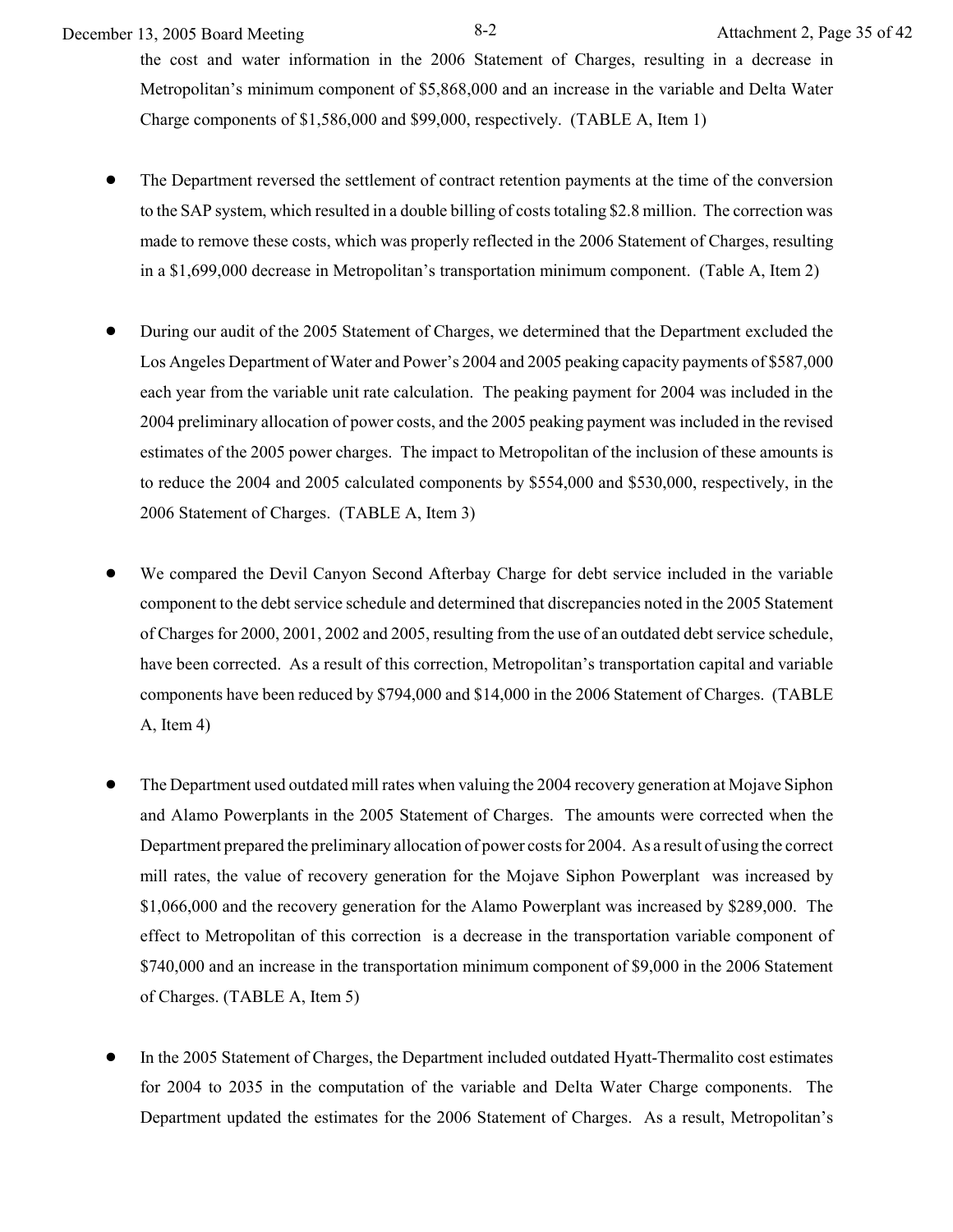the cost and water information in the 2006 Statement of Charges, resulting in a decrease in Metropolitan's minimum component of $5,868,000 and an increase in the variable and Delta Water Charge components of $1,586,000 and $99,000, respectively. (TABLE A, Item 1)

- The Department reversed the settlement of contract retention payments at the time of the conversion to the SAP system, which resulted in a double billing of costs totaling $2.8 million. The correction was made to remove these costs, which was properly reflected in the 2006 Statement of Charges, resulting in a $1,699,000 decrease in Metropolitan's transportation minimum component. (Table A, Item 2)

- During our audit of the 2005 Statement of Charges, we determined that the Department excluded the Los Angeles Department of Water and Power's 2004 and 2005 peaking capacity payments of $587,000 each year from the variable unit rate calculation. The peaking payment for 2004 was included in the 2004 preliminary allocation of power costs, and the 2005 peaking payment was included in the revised estimates of the 2005 power charges. The impact to Metropolitan of the inclusion of these amounts is to reduce the 2004 and 2005 calculated components by $554,000 and $530,000, respectively, in the 2006 Statement of Charges. (TABLE A, Item 3)

- We compared the Devil Canyon Second Afterbay Charge for debt service included in the variable component to the debt service schedule and determined that discrepancies noted in the 2005 Statement of Charges for 2000, 2001, 2002 and 2005, resulting from the use of an outdated debt service schedule, have been corrected. As a result of this correction, Metropolitan's transportation capital and variable components have been reduced by $794,000 and $14,000 in the 2006 Statement of Charges. (TABLE A, Item 4)

- The Department used outdated mill rates when valuing the 2004 recovery generation at Mojave Siphon and Alamo Powerplants in the 2005 Statement of Charges. The amounts were corrected when the Department prepared the preliminary allocation of power costs for 2004. As a result of using the correct mill rates, the value of recovery generation for the Mojave Siphon Powerplant was increased by $1,066,000 and the recovery generation for the Alamo Powerplant was increased by $289,000. The effect to Metropolitan of this correction is a decrease in the transportation variable component of $740,000 and an increase in the transportation minimum component of $9,000 in the 2006 Statement of Charges. (TABLE A, Item 5)

- In the 2005 Statement of Charges, the Department included outdated Hyatt-Thermalito cost estimates for 2004 to 2035 in the computation of the variable and Delta Water Charge components. The Department updated the estimates for the 2006 Statement of Charges. As a result, Metropolitan's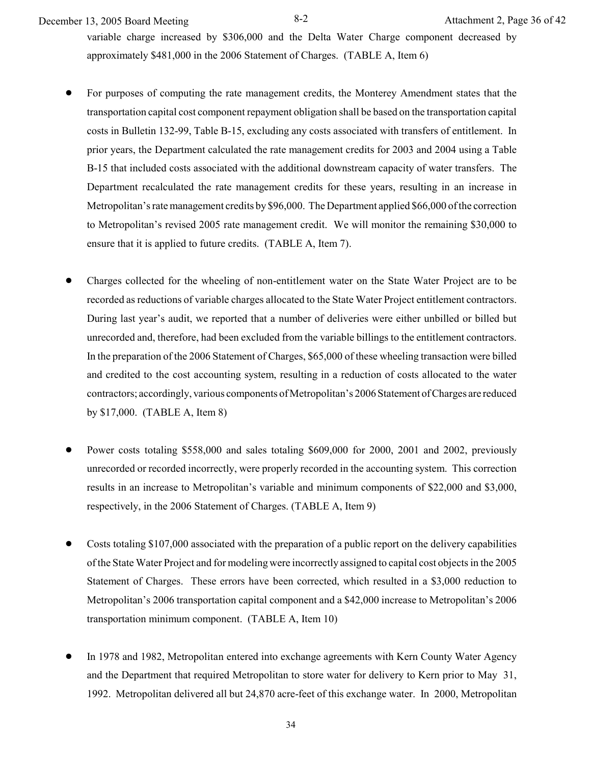variable charge increased by $306,000 and the Delta Water Charge component decreased by approximately $481,000 in the 2006 Statement of Charges. (TABLE A, Item 6)

- For purposes of computing the rate management credits, the Monterey Amendment states that the transportation capital cost component repayment obligation shall be based on the transportation capital costs in Bulletin 132-99, Table B-15, excluding any costs associated with transfers of entitlement. In prior years, the Department calculated the rate management credits for 2003 and 2004 using a Table B-15 that included costs associated with the additional downstream capacity of water transfers. The Department recalculated the rate management credits for these years, resulting in an increase in Metropolitan's rate management credits by $96,000. The Department applied $66,000 of the correction to Metropolitan's revised 2005 rate management credit. We will monitor the remaining $30,000 to ensure that it is applied to future credits. (TABLE A, Item 7).

- Charges collected for the wheeling of non-entitlement water on the State Water Project are to be recorded as reductions of variable charges allocated to the State Water Project entitlement contractors. During last year's audit, we reported that a number of deliveries were either unbilled or billed but unrecorded and, therefore, had been excluded from the variable billings to the entitlement contractors. In the preparation of the 2006 Statement of Charges, $65,000 of these wheeling transaction were billed and credited to the cost accounting system, resulting in a reduction of costs allocated to the water contractors; accordingly, various components of Metropolitan's 2006 Statement of Charges are reduced by $17,000. (TABLE A, Item 8)

- Power costs totaling $558,000 and sales totaling $609,000 for 2000, 2001 and 2002, previously unrecorded or recorded incorrectly, were properly recorded in the accounting system. This correction results in an increase to Metropolitan's variable and minimum components of $22,000 and $3,000, respectively, in the 2006 Statement of Charges. (TABLE A, Item 9)

- Costs totaling $107,000 associated with the preparation of a public report on the delivery capabilities of the State Water Project and for modeling were incorrectly assigned to capital cost objects in the 2005 Statement of Charges. These errors have been corrected, which resulted in a $3,000 reduction to Metropolitan's 2006 transportation capital component and a $42,000 increase to Metropolitan's 2006 transportation minimum component. (TABLE A, Item 10)

- In 1978 and 1982, Metropolitan entered into exchange agreements with Kern County Water Agency and the Department that required Metropolitan to store water for delivery to Kern prior to May 31, 1992. Metropolitan delivered all but 24,870 acre-feet of this exchange water. In 2000, Metropolitan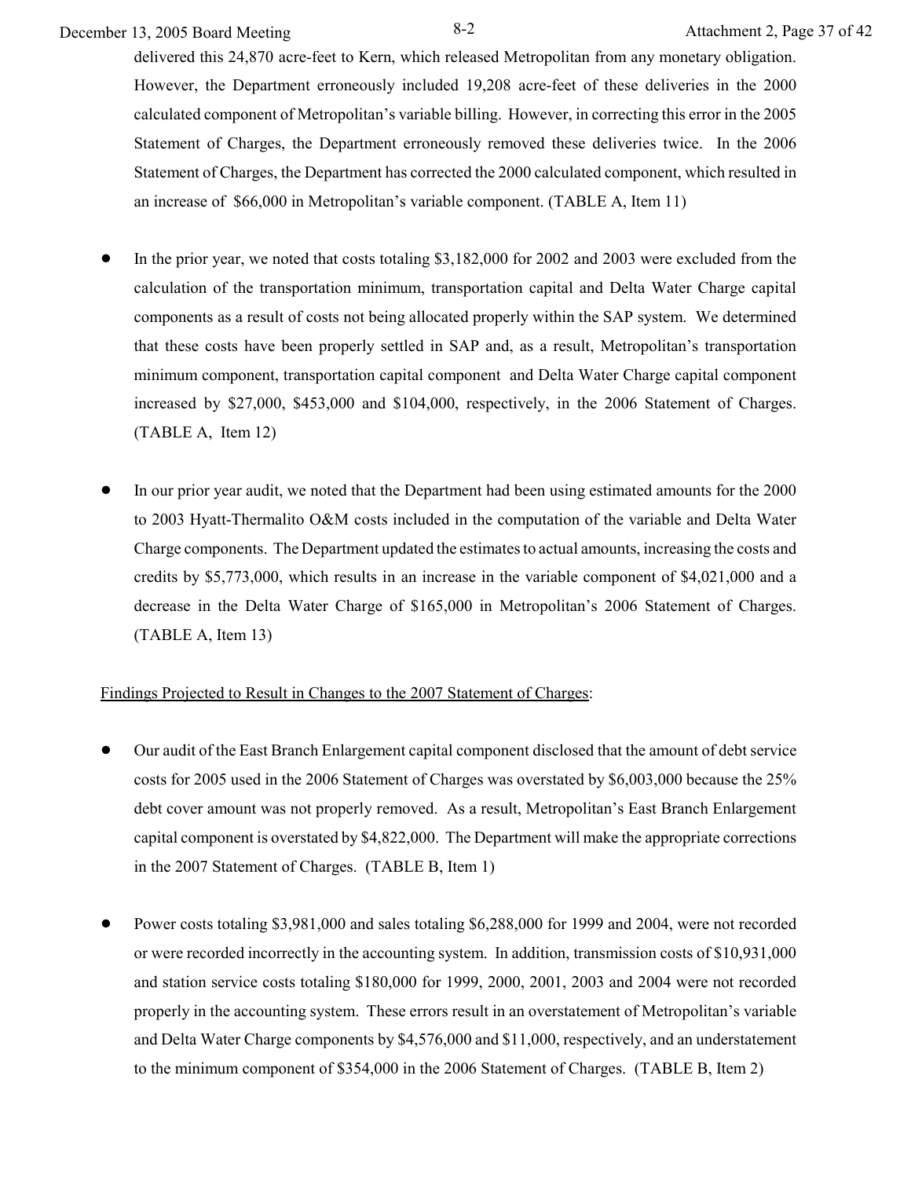delivered this 24,870 acre-feet to Kern, which released Metropolitan from any monetary obligation. However, the Department erroneously included 19,208 acre-feet of these deliveries in the 2000 calculated component of Metropolitan's variable billing. However, in correcting this error in the 2005 Statement of Charges, the Department erroneously removed these deliveries twice. In the 2006 Statement of Charges, the Department has corrected the 2000 calculated component, which resulted in an increase of $66,000 in Metropolitan's variable component. (TABLE A, Item 11)

- In the prior year, we noted that costs totaling $3,182,000 for 2002 and 2003 were excluded from the calculation of the transportation minimum, transportation capital and Delta Water Charge capital components as a result of costs not being allocated properly within the SAP system. We determined that these costs have been properly settled in SAP and, as a result, Metropolitan's transportation minimum component, transportation capital component and Delta Water Charge capital component increased by $27,000, $453,000 and $104,000, respectively, in the 2006 Statement of Charges. (TABLE A, Item 12)

- In our prior year audit, we noted that the Department had been using estimated amounts for the 2000 to 2003 Hyatt-Thermalito O&M costs included in the computation of the variable and Delta Water Charge components. The Department updated the estimates to actual amounts, increasing the costs and credits by $5,773,000, which results in an increase in the variable component of $4,021,000 and a decrease in the Delta Water Charge of $165,000 in Metropolitan's 2006 Statement of Charges. (TABLE A, Item 13)

Findings Projected to Result in Changes to the 2007 Statement of Charges:

- Our audit of the East Branch Enlargement capital component disclosed that the amount of debt service costs for 2005 used in the 2006 Statement of Charges was overstated by $6,003,000 because the 25% debt cover amount was not properly removed. As a result, Metropolitan's East Branch Enlargement capital component is overstated by $4,822,000. The Department will make the appropriate corrections in the 2007 Statement of Charges. (TABLE B, Item 1)

- Power costs totaling $3,981,000 and sales totaling $6,288,000 for 1999 and 2004, were not recorded or were recorded incorrectly in the accounting system. In addition, transmission costs of $10,931,000 and station service costs totaling $180,000 for 1999, 2000, 2001, 2003 and 2004 were not recorded properly in the accounting system. These errors result in an overstatement of Metropolitan's variable and Delta Water Charge components by $4,576,000 and $11,000, respectively, and an understatement to the minimum component of $354,000 in the 2006 Statement of Charges. (TABLE B, Item 2)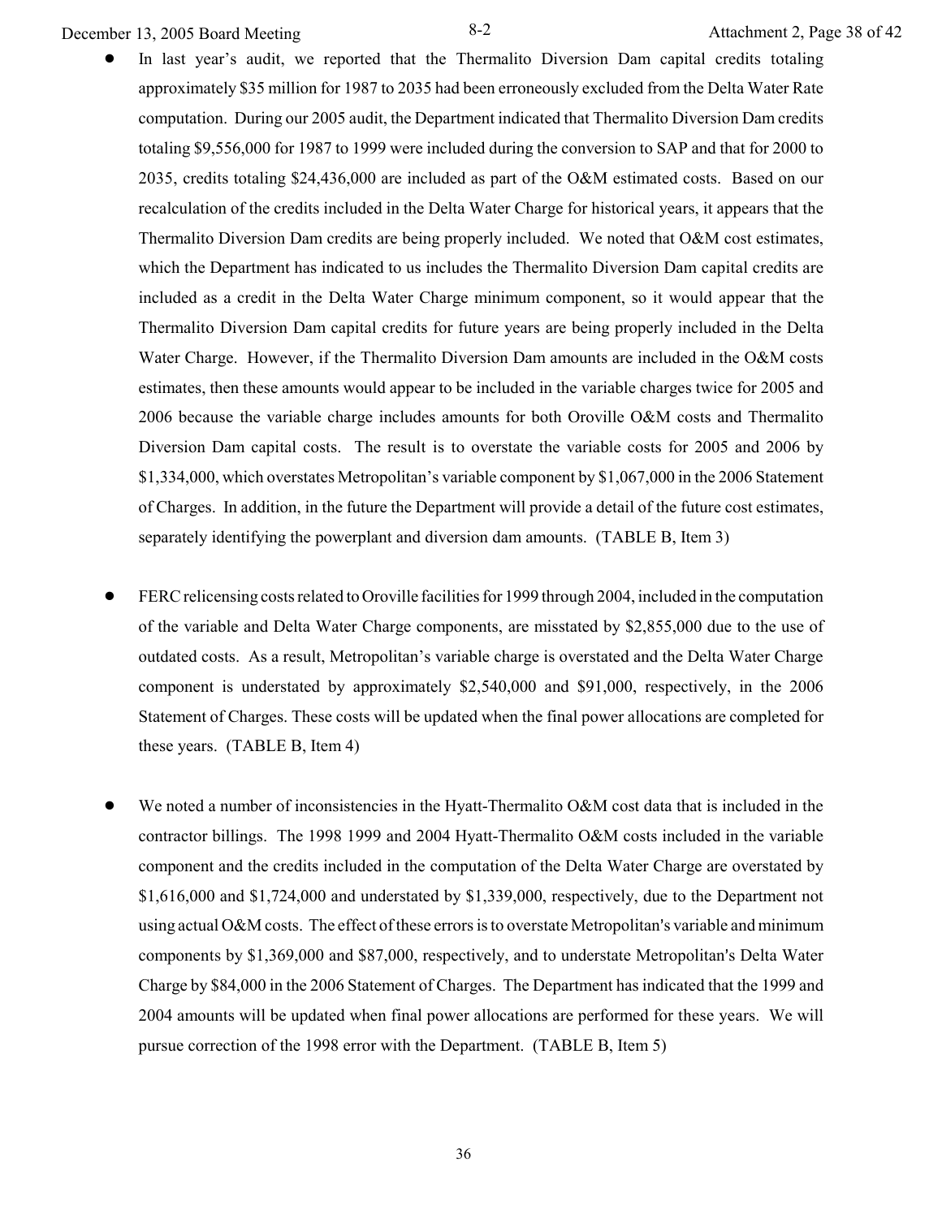- In last year's audit, we reported that the Thermalito Diversion Dam capital credits totaling approximately \$35 million for 1987 to 2035 had been erroneously excluded from the Delta Water Rate computation. During our 2005 audit, the Department indicated that Thermalito Diversion Dam credits totaling \$9,556,000 for 1987 to 1999 were included during the conversion to SAP and that for 2000 to 2035, credits totaling \$24,436,000 are included as part of the O&M estimated costs. Based on our recalculation of the credits included in the Delta Water Charge for historical years, it appears that the Thermalito Diversion Dam credits are being properly included. We noted that O&M cost estimates, which the Department has indicated to us includes the Thermalito Diversion Dam capital credits are included as a credit in the Delta Water Charge minimum component, so it would appear that the Thermalito Diversion Dam capital credits for future years are being properly included in the Delta Water Charge. However, if the Thermalito Diversion Dam amounts are included in the O&M costs estimates, then these amounts would appear to be included in the variable charges twice for 2005 and 2006 because the variable charge includes amounts for both Oroville O&M costs and Thermalito Diversion Dam capital costs. The result is to overstate the variable costs for 2005 and 2006 by \$1,334,000, which overstates Metropolitan's variable component by \$1,067,000 in the 2006 Statement of Charges. In addition, in the future the Department will provide a detail of the future cost estimates, separately identifying the powerplant and diversion dam amounts. (TABLE B, Item 3)

- FERC relicensing costs related to Oroville facilities for 1999 through 2004, included in the computation of the variable and Delta Water Charge components, are misstated by \$2,855,000 due to the use of outdated costs. As a result, Metropolitan's variable charge is overstated and the Delta Water Charge component is understated by approximately \$2,540,000 and \$91,000, respectively, in the 2006 Statement of Charges. These costs will be updated when the final power allocations are completed for these years. (TABLE B, Item 4)

- We noted a number of inconsistencies in the Hyatt-Thermalito O&M cost data that is included in the contractor billings. The 1998 1999 and 2004 Hyatt-Thermalito O&M costs included in the variable component and the credits included in the computation of the Delta Water Charge are overstated by \$1,616,000 and \$1,724,000 and understated by \$1,339,000, respectively, due to the Department not using actual O&M costs. The effect of these errors is to overstate Metropolitan's variable and minimum components by \$1,369,000 and \$87,000, respectively, and to understate Metropolitan's Delta Water Charge by \$84,000 in the 2006 Statement of Charges. The Department has indicated that the 1999 and 2004 amounts will be updated when final power allocations are performed for these years. We will pursue correction of the 1998 error with the Department. (TABLE B, Item 5)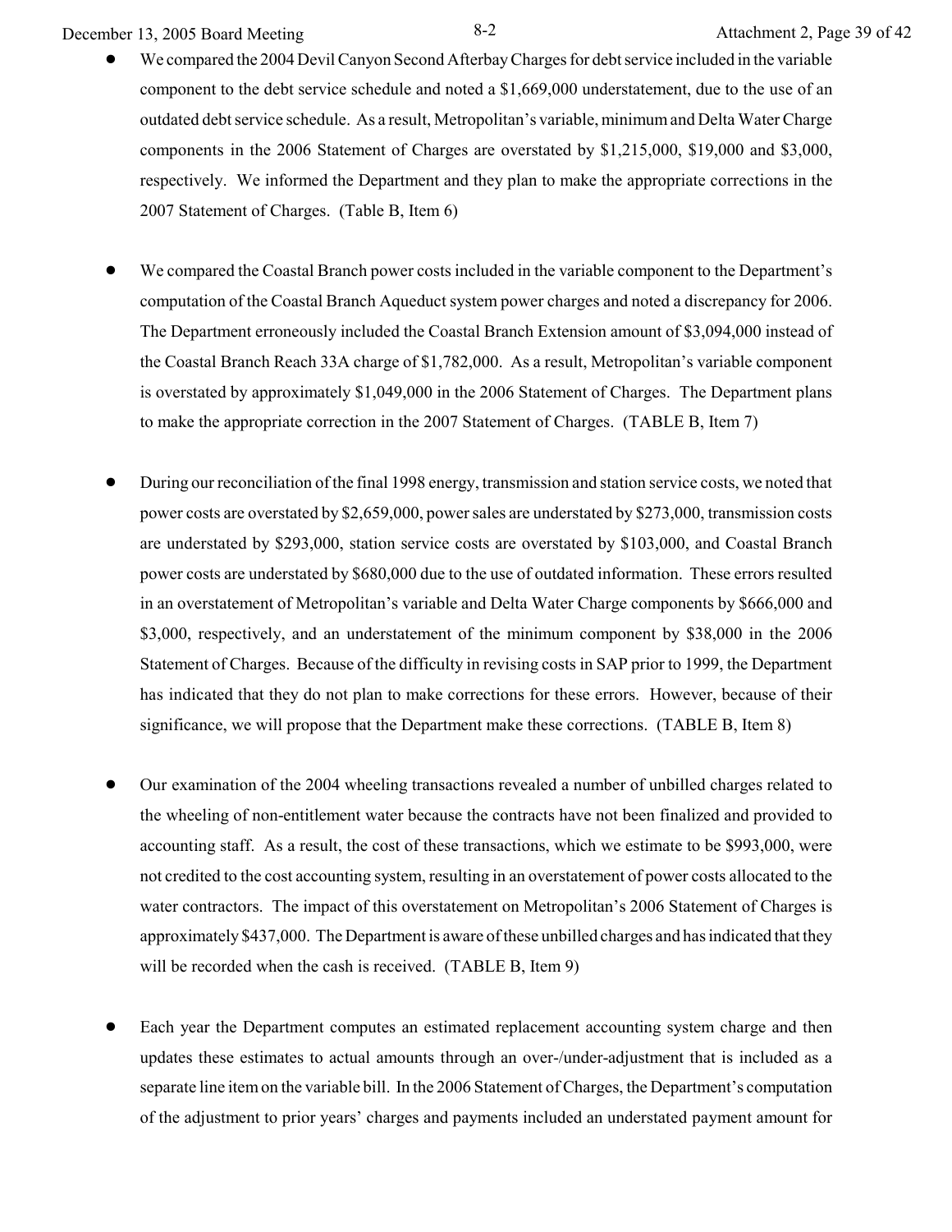- We compared the 2004 Devil Canyon Second Afterbay Charges for debt service included in the variable component to the debt service schedule and noted a $1,669,000 understatement, due to the use of an outdated debt service schedule. As a result, Metropolitan's variable, minimum and Delta Water Charge components in the 2006 Statement of Charges are overstated by $1,215,000, $19,000 and $3,000, respectively. We informed the Department and they plan to make the appropriate corrections in the 2007 Statement of Charges. (Table B, Item 6)

- We compared the Coastal Branch power costs included in the variable component to the Department's computation of the Coastal Branch Aqueduct system power charges and noted a discrepancy for 2006. The Department erroneously included the Coastal Branch Extension amount of $3,094,000 instead of the Coastal Branch Reach 33A charge of $1,782,000. As a result, Metropolitan's variable component is overstated by approximately $1,049,000 in the 2006 Statement of Charges. The Department plans to make the appropriate correction in the 2007 Statement of Charges. (TABLE B, Item 7)

- During our reconciliation of the final 1998 energy, transmission and station service costs, we noted that power costs are overstated by $2,659,000, power sales are understated by $273,000, transmission costs are understated by $293,000, station service costs are overstated by $103,000, and Coastal Branch power costs are understated by $680,000 due to the use of outdated information. These errors resulted in an overstatement of Metropolitan's variable and Delta Water Charge components by $666,000 and $3,000, respectively, and an understatement of the minimum component by $38,000 in the 2006 Statement of Charges. Because of the difficulty in revising costs in SAP prior to 1999, the Department has indicated that they do not plan to make corrections for these errors. However, because of their significance, we will propose that the Department make these corrections. (TABLE B, Item 8)

- Our examination of the 2004 wheeling transactions revealed a number of unbilled charges related to the wheeling of non-entitlement water because the contracts have not been finalized and provided to accounting staff. As a result, the cost of these transactions, which we estimate to be $993,000, were not credited to the cost accounting system, resulting in an overstatement of power costs allocated to the water contractors. The impact of this overstatement on Metropolitan's 2006 Statement of Charges is approximately $437,000. The Department is aware of these unbilled charges and has indicated that they will be recorded when the cash is received. (TABLE B, Item 9)

- Each year the Department computes an estimated replacement accounting system charge and then updates these estimates to actual amounts through an over-/under-adjustment that is included as a separate line item on the variable bill. In the 2006 Statement of Charges, the Department's computation of the adjustment to prior years' charges and payments included an understated payment amount for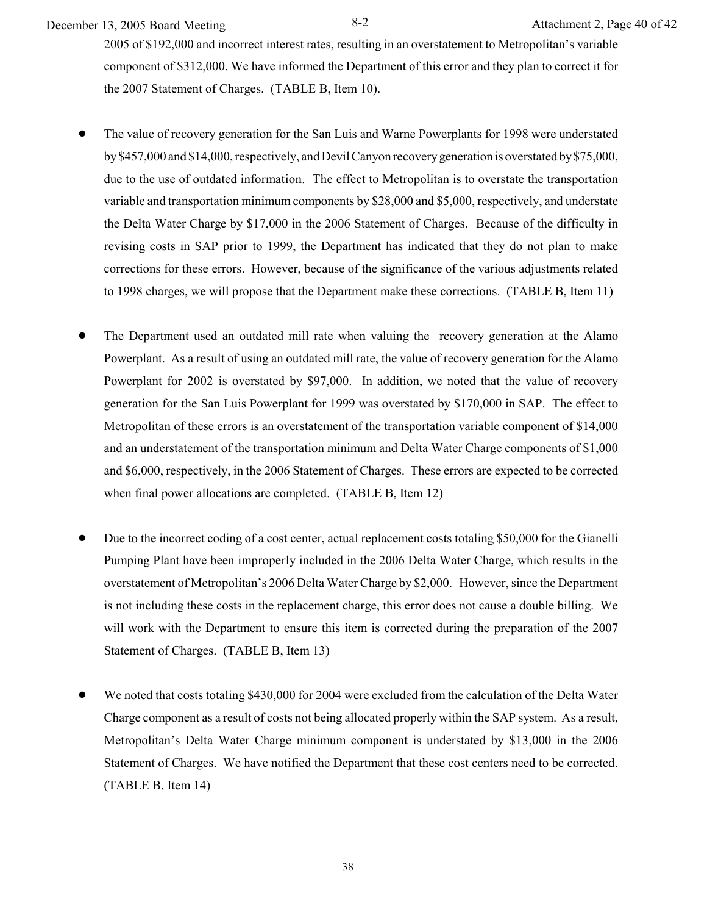2005 of $192,000 and incorrect interest rates, resulting in an overstatement to Metropolitan's variable component of $312,000. We have informed the Department of this error and they plan to correct it for the 2007 Statement of Charges. (TABLE B, Item 10).

- The value of recovery generation for the San Luis and Warne Powerplants for 1998 were understated by $457,000 and $14,000, respectively, and Devil Canyon recovery generation is overstated by $75,000, due to the use of outdated information. The effect to Metropolitan is to overstate the transportation variable and transportation minimum components by $28,000 and $5,000, respectively, and understate the Delta Water Charge by $17,000 in the 2006 Statement of Charges. Because of the difficulty in revising costs in SAP prior to 1999, the Department has indicated that they do not plan to make corrections for these errors. However, because of the significance of the various adjustments related to 1998 charges, we will propose that the Department make these corrections. (TABLE B, Item 11)

- The Department used an outdated mill rate when valuing the recovery generation at the Alamo Powerplant. As a result of using an outdated mill rate, the value of recovery generation for the Alamo Powerplant for 2002 is overstated by $97,000. In addition, we noted that the value of recovery generation for the San Luis Powerplant for 1999 was overstated by $170,000 in SAP. The effect to Metropolitan of these errors is an overstatement of the transportation variable component of $14,000 and an understatement of the transportation minimum and Delta Water Charge components of $1,000 and $6,000, respectively, in the 2006 Statement of Charges. These errors are expected to be corrected when final power allocations are completed. (TABLE B, Item 12)

- Due to the incorrect coding of a cost center, actual replacement costs totaling $50,000 for the Gianelli Pumping Plant have been improperly included in the 2006 Delta Water Charge, which results in the overstatement of Metropolitan's 2006 Delta Water Charge by $2,000. However, since the Department is not including these costs in the replacement charge, this error does not cause a double billing. We will work with the Department to ensure this item is corrected during the preparation of the 2007 Statement of Charges. (TABLE B, Item 13)

- We noted that costs totaling $430,000 for 2004 were excluded from the calculation of the Delta Water Charge component as a result of costs not being allocated properly within the SAP system. As a result, Metropolitan's Delta Water Charge minimum component is understated by $13,000 in the 2006 Statement of Charges. We have notified the Department that these cost centers need to be corrected. (TABLE B, Item 14)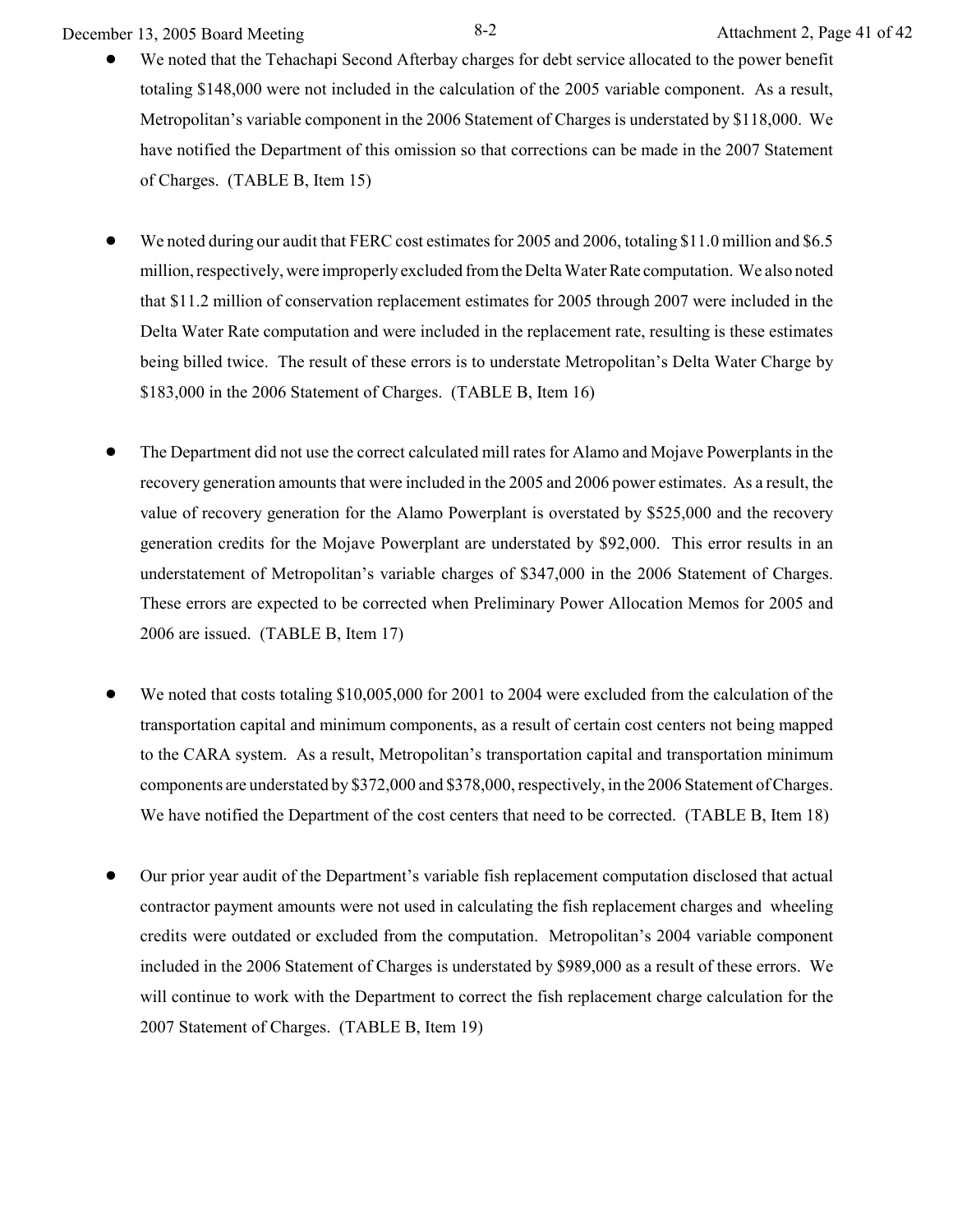- We noted that the Tehachapi Second Afterbay charges for debt service allocated to the power benefit totaling $148,000 were not included in the calculation of the 2005 variable component. As a result, Metropolitan's variable component in the 2006 Statement of Charges is understated by $118,000. We have notified the Department of this omission so that corrections can be made in the 2007 Statement of Charges. (TABLE B, Item 15)

- We noted during our audit that FERC cost estimates for 2005 and 2006, totaling $11.0 million and $6.5 million, respectively, were improperly excluded from the Delta Water Rate computation. We also noted that $11.2 million of conservation replacement estimates for 2005 through 2007 were included in the Delta Water Rate computation and were included in the replacement rate, resulting is these estimates being billed twice. The result of these errors is to understate Metropolitan's Delta Water Charge by $183,000 in the 2006 Statement of Charges. (TABLE B, Item 16)

- The Department did not use the correct calculated mill rates for Alamo and Mojave Powerplants in the recovery generation amounts that were included in the 2005 and 2006 power estimates. As a result, the value of recovery generation for the Alamo Powerplant is overstated by $525,000 and the recovery generation credits for the Mojave Powerplant are understated by $92,000. This error results in an understatement of Metropolitan's variable charges of $347,000 in the 2006 Statement of Charges. These errors are expected to be corrected when Preliminary Power Allocation Memos for 2005 and 2006 are issued. (TABLE B, Item 17)

- We noted that costs totaling $10,005,000 for 2001 to 2004 were excluded from the calculation of the transportation capital and minimum components, as a result of certain cost centers not being mapped to the CARA system. As a result, Metropolitan's transportation capital and transportation minimum components are understated by $372,000 and $378,000, respectively, in the 2006 Statement of Charges. We have notified the Department of the cost centers that need to be corrected. (TABLE B, Item 18)

- Our prior year audit of the Department's variable fish replacement computation disclosed that actual contractor payment amounts were not used in calculating the fish replacement charges and wheeling credits were outdated or excluded from the computation. Metropolitan's 2004 variable component included in the 2006 Statement of Charges is understated by $989,000 as a result of these errors. We will continue to work with the Department to correct the fish replacement charge calculation for the 2007 Statement of Charges. (TABLE B, Item 19)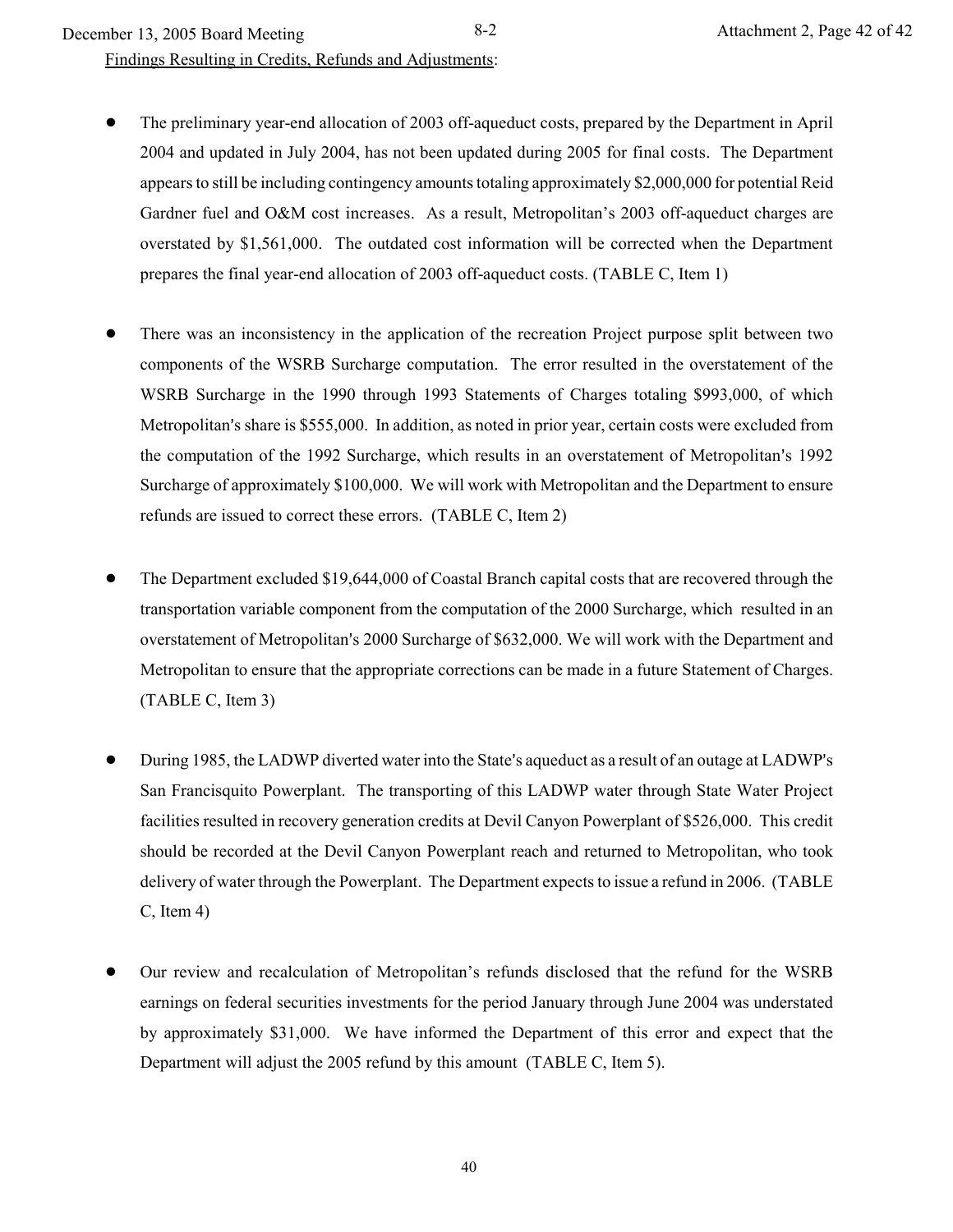Findings Resulting in Credits, Refunds and Adjustments:

- The preliminary year-end allocation of 2003 off-aqueduct costs, prepared by the Department in April 2004 and updated in July 2004, has not been updated during 2005 for final costs. The Department appears to still be including contingency amounts totaling approximately $2,000,000 for potential Reid Gardner fuel and O&M cost increases. As a result, Metropolitan's 2003 off-aqueduct charges are overstated by $1,561,000. The outdated cost information will be corrected when the Department prepares the final year-end allocation of 2003 off-aqueduct costs. (TABLE C, Item 1)

- There was an inconsistency in the application of the recreation Project purpose split between two components of the WSRB Surcharge computation. The error resulted in the overstatement of the WSRB Surcharge in the 1990 through 1993 Statements of Charges totaling $993,000, of which Metropolitan's share is $555,000. In addition, as noted in prior year, certain costs were excluded from the computation of the 1992 Surcharge, which results in an overstatement of Metropolitan's 1992 Surcharge of approximately $100,000. We will work with Metropolitan and the Department to ensure refunds are issued to correct these errors. (TABLE C, Item 2)

- The Department excluded $19,644,000 of Coastal Branch capital costs that are recovered through the transportation variable component from the computation of the 2000 Surcharge, which resulted in an overstatement of Metropolitan's 2000 Surcharge of $632,000. We will work with the Department and Metropolitan to ensure that the appropriate corrections can be made in a future Statement of Charges. (TABLE C, Item 3)

- During 1985, the LADWP diverted water into the State's aqueduct as a result of an outage at LADWP's San Francisquito Powerplant. The transporting of this LADWP water through State Water Project facilities resulted in recovery generation credits at Devil Canyon Powerplant of $526,000. This credit should be recorded at the Devil Canyon Powerplant reach and returned to Metropolitan, who took delivery of water through the Powerplant. The Department expects to issue a refund in 2006. (TABLE C, Item 4)

- Our review and recalculation of Metropolitan's refunds disclosed that the refund for the WSRB earnings on federal securities investments for the period January through June 2004 was understated by approximately $31,000. We have informed the Department of this error and expect that the Department will adjust the 2005 refund by this amount (TABLE C, Item 5).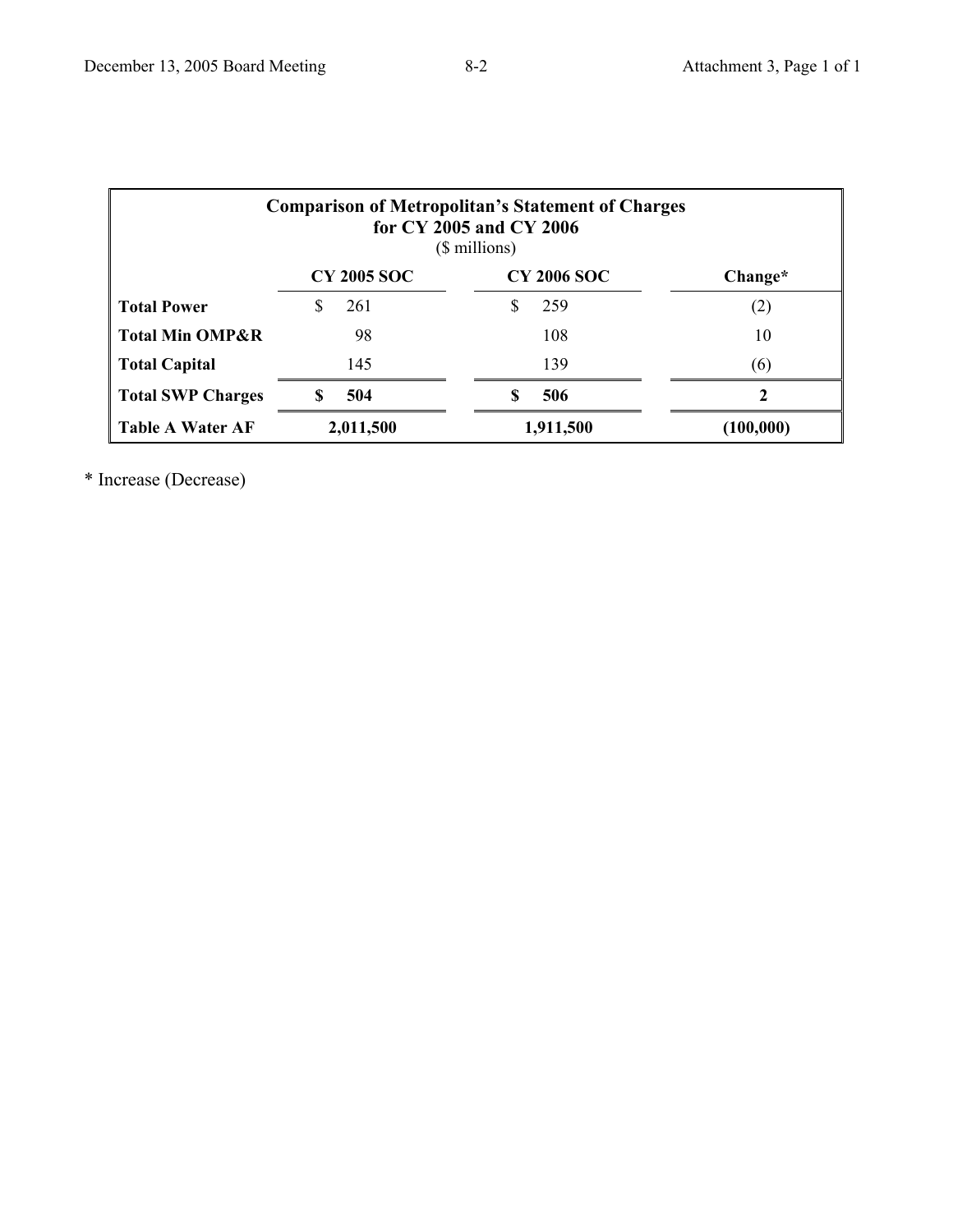| Comparison of Metropolitan's Statement of Charges for CY 2005 and CY 2006 ($ millions) | | | |
|---|---|---|---|
| | **CY 2005 SOC** | **CY 2006 SOC** | **Change*** |
| **Total Power** | $ 261 | $ 259 | (2) |
| **Total Min OMP&R** | 98 | 108 | 10 |
| **Total Capital** | 145 | 139 | (6) |
| **Total SWP Charges** | **$ 504** | **$ 506** | **2** |
| **Table A Water AF** | **2,011,500** | **1,911,500** | **(100,000)** |

* Increase (Decrease)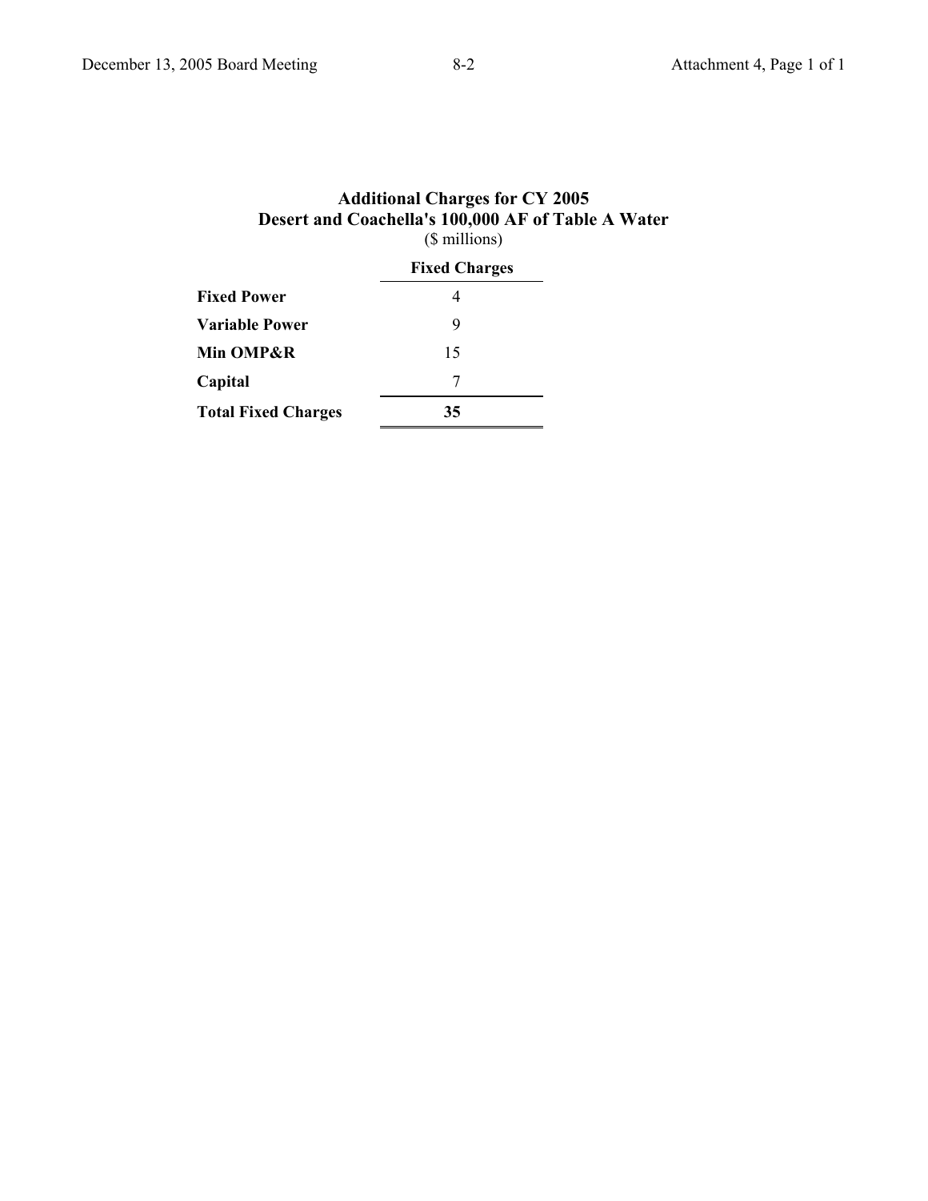## Additional Charges for CY 2005
## Desert and Coachella's 100,000 AF of Table A Water

($ millions)

| | Fixed Charges |
|---|---|
| **Fixed Power** | 4 |
| **Variable Power** | 9 |
| **Min OMP&R** | 15 |
| **Capital** | 7 |
| **Total Fixed Charges** | **35** |